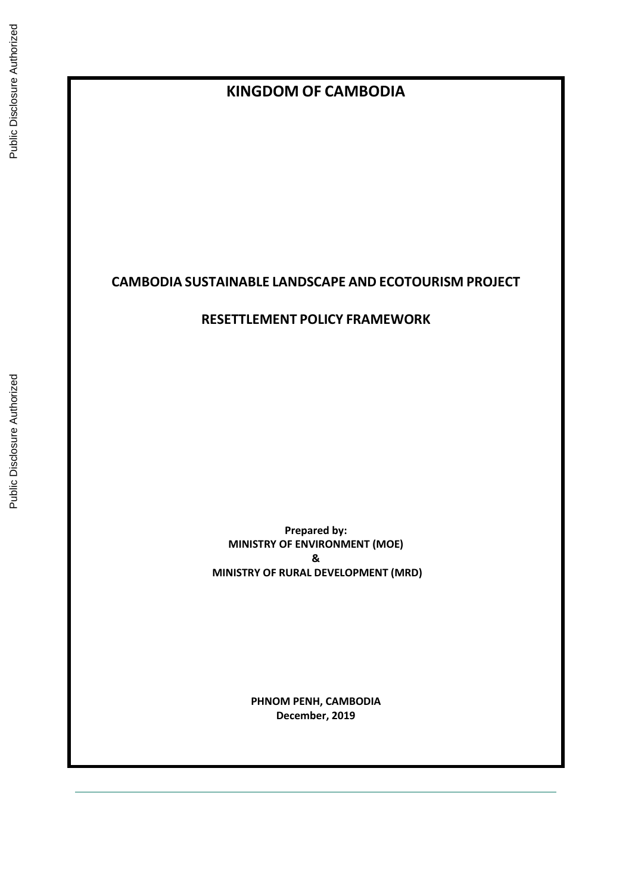# KINGDOM OF CAMBODIA

## CAMBODIA SUSTAINABLE LANDSCAPE AND ECOTOURISM PROJECT

## RESETTLEMENT POLICY FRAMEWORK

**Prepared by:**
**MINISTRY OF ENVIRONMENT (MOE)**
**&**
**MINISTRY OF RURAL DEVELOPMENT (MRD)**

**PHNOM PENH, CAMBODIA**
**December, 2019**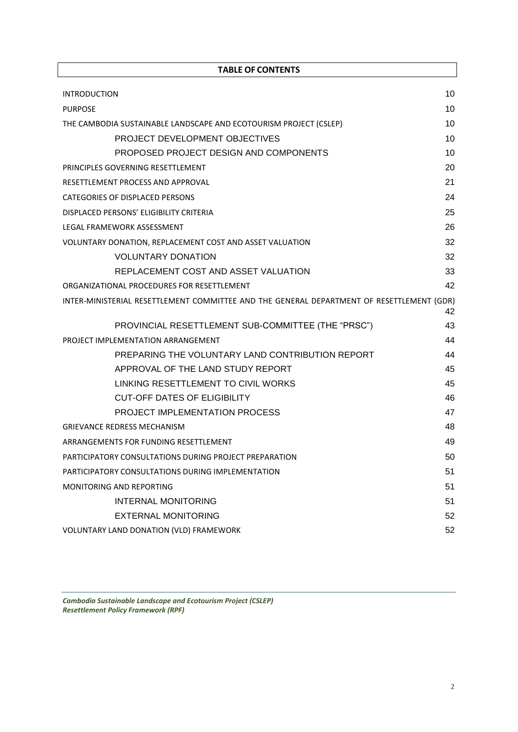**TABLE OF CONTENTS**

| | |
|---|---|
| INTRODUCTION | 10 |
| PURPOSE | 10 |
| THE CAMBODIA SUSTAINABLE LANDSCAPE AND ECOTOURISM PROJECT (CSLEP) | 10 |
| PROJECT DEVELOPMENT OBJECTIVES | 10 |
| PROPOSED PROJECT DESIGN AND COMPONENTS | 10 |
| PRINCIPLES GOVERNING RESETTLEMENT | 20 |
| RESETTLEMENT PROCESS AND APPROVAL | 21 |
| CATEGORIES OF DISPLACED PERSONS | 24 |
| DISPLACED PERSONS' ELIGIBILITY CRITERIA | 25 |
| LEGAL FRAMEWORK ASSESSMENT | 26 |
| VOLUNTARY DONATION, REPLACEMENT COST AND ASSET VALUATION | 32 |
| VOLUNTARY DONATION | 32 |
| REPLACEMENT COST AND ASSET VALUATION | 33 |
| ORGANIZATIONAL PROCEDURES FOR RESETTLEMENT | 42 |
| INTER-MINISTERIAL RESETTLEMENT COMMITTEE AND THE GENERAL DEPARTMENT OF RESETTLEMENT (GDR) | 42 |
| PROVINCIAL RESETTLEMENT SUB-COMMITTEE (THE "PRSC") | 43 |
| PROJECT IMPLEMENTATION ARRANGEMENT | 44 |
| PREPARING THE VOLUNTARY LAND CONTRIBUTION REPORT | 44 |
| APPROVAL OF THE LAND STUDY REPORT | 45 |
| LINKING RESETTLEMENT TO CIVIL WORKS | 45 |
| CUT-OFF DATES OF ELIGIBILITY | 46 |
| PROJECT IMPLEMENTATION PROCESS | 47 |
| GRIEVANCE REDRESS MECHANISM | 48 |
| ARRANGEMENTS FOR FUNDING RESETTLEMENT | 49 |
| PARTICIPATORY CONSULTATIONS DURING PROJECT PREPARATION | 50 |
| PARTICIPATORY CONSULTATIONS DURING IMPLEMENTATION | 51 |
| MONITORING AND REPORTING | 51 |
| INTERNAL MONITORING | 51 |
| EXTERNAL MONITORING | 52 |
| VOLUNTARY LAND DONATION (VLD) FRAMEWORK | 52 |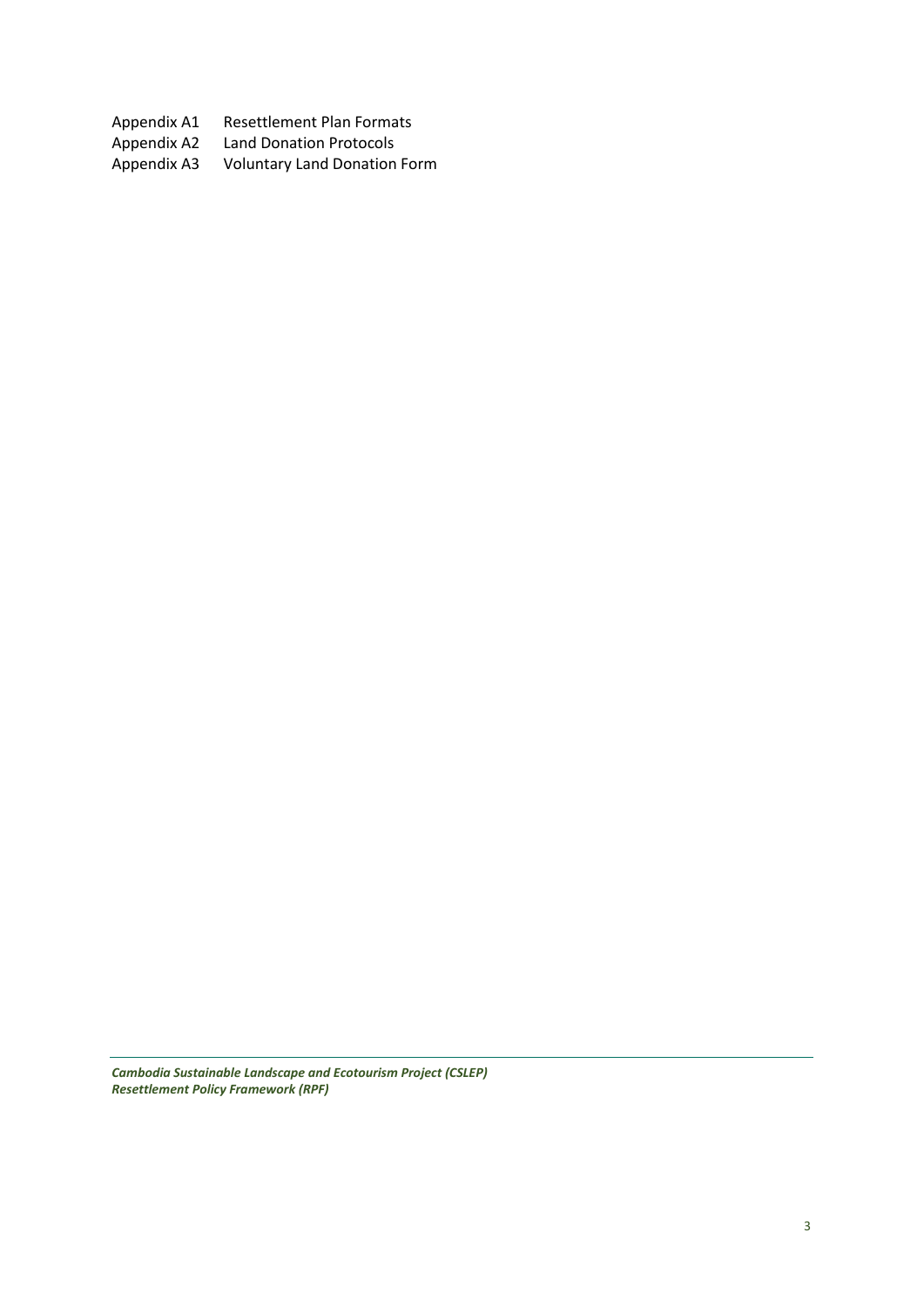Appendix A1 Resettlement Plan Formats
Appendix A2 Land Donation Protocols
Appendix A3 Voluntary Land Donation Form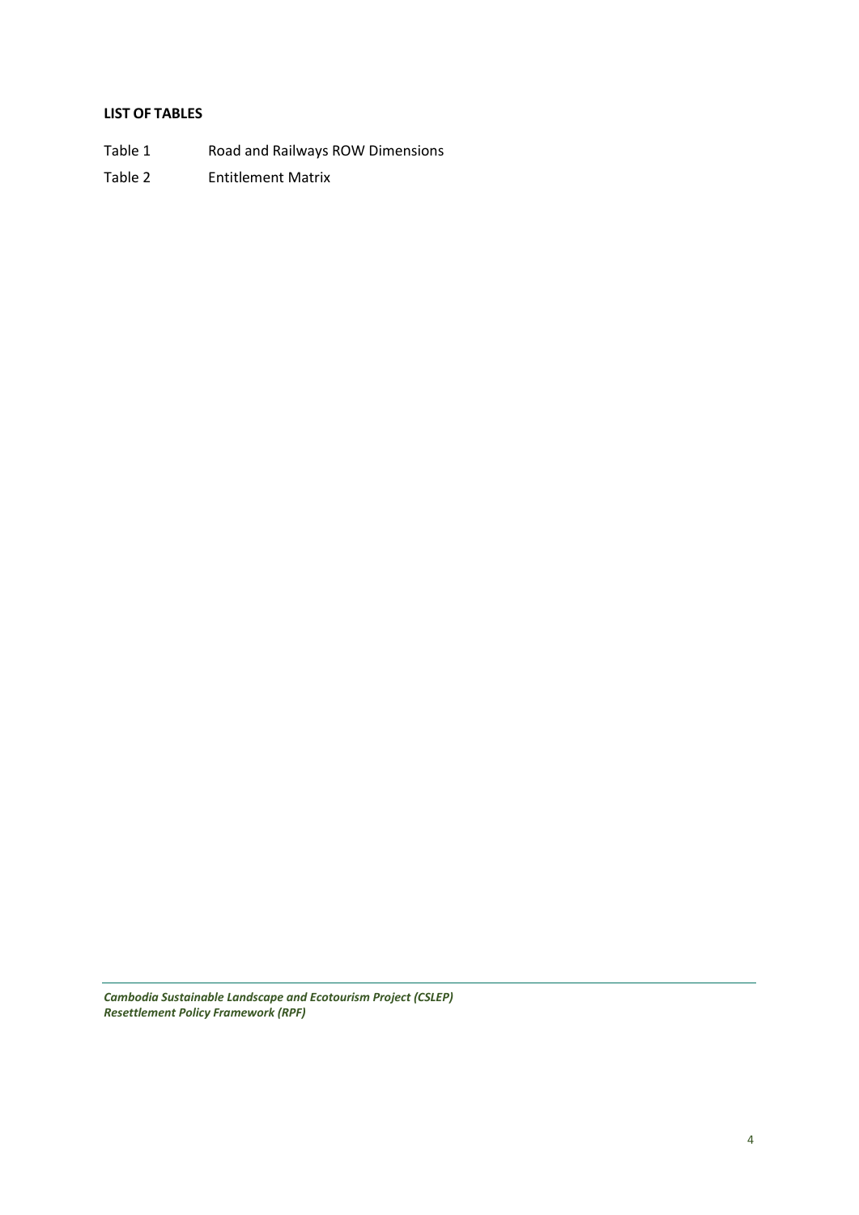**LIST OF TABLES**

Table 1 Road and Railways ROW Dimensions

Table 2 Entitlement Matrix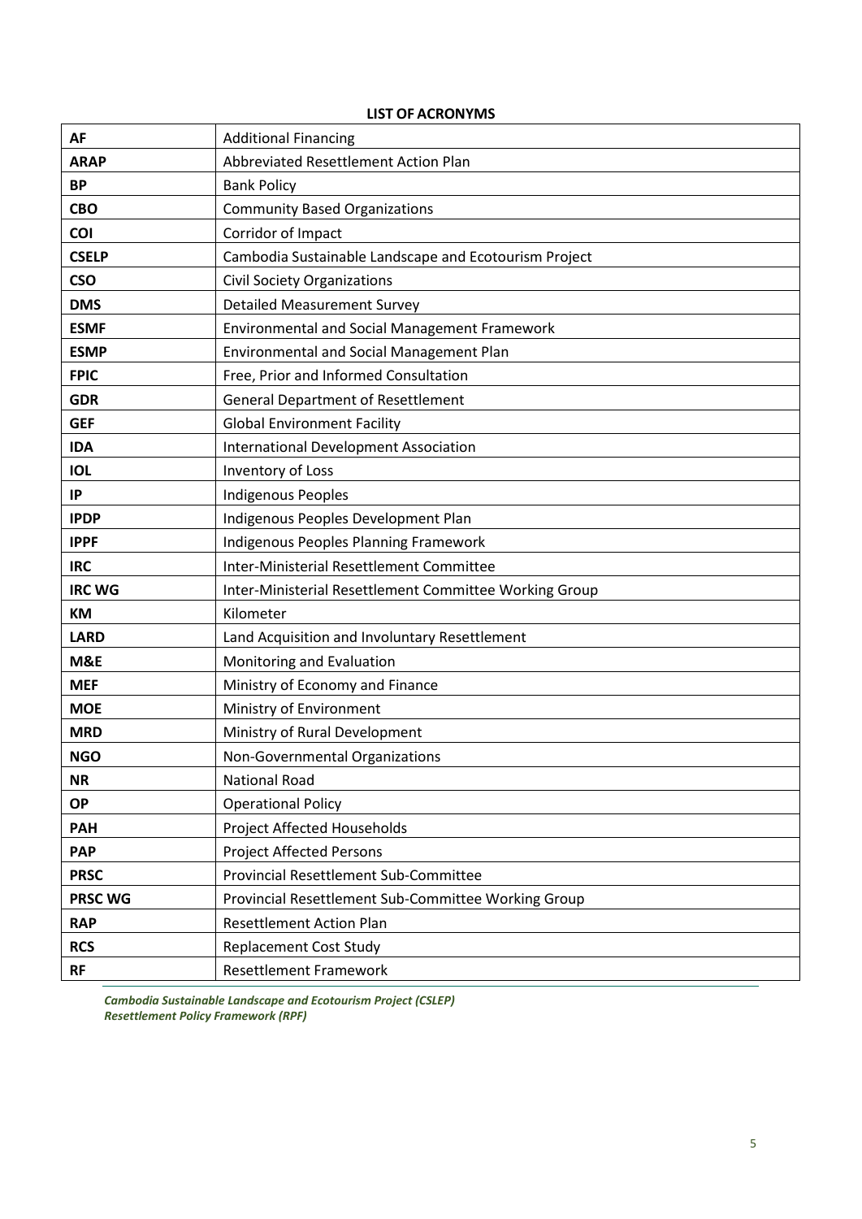**LIST OF ACRONYMS**

| | |
|---|---|
| **AF** | Additional Financing |
| **ARAP** | Abbreviated Resettlement Action Plan |
| **BP** | Bank Policy |
| **CBO** | Community Based Organizations |
| **COI** | Corridor of Impact |
| **CSELP** | Cambodia Sustainable Landscape and Ecotourism Project |
| **CSO** | Civil Society Organizations |
| **DMS** | Detailed Measurement Survey |
| **ESMF** | Environmental and Social Management Framework |
| **ESMP** | Environmental and Social Management Plan |
| **FPIC** | Free, Prior and Informed Consultation |
| **GDR** | General Department of Resettlement |
| **GEF** | Global Environment Facility |
| **IDA** | International Development Association |
| **IOL** | Inventory of Loss |
| **IP** | Indigenous Peoples |
| **IPDP** | Indigenous Peoples Development Plan |
| **IPPF** | Indigenous Peoples Planning Framework |
| **IRC** | Inter-Ministerial Resettlement Committee |
| **IRC WG** | Inter-Ministerial Resettlement Committee Working Group |
| **KM** | Kilometer |
| **LARD** | Land Acquisition and Involuntary Resettlement |
| **M&E** | Monitoring and Evaluation |
| **MEF** | Ministry of Economy and Finance |
| **MOE** | Ministry of Environment |
| **MRD** | Ministry of Rural Development |
| **NGO** | Non-Governmental Organizations |
| **NR** | National Road |
| **OP** | Operational Policy |
| **PAH** | Project Affected Households |
| **PAP** | Project Affected Persons |
| **PRSC** | Provincial Resettlement Sub-Committee |
| **PRSC WG** | Provincial Resettlement Sub-Committee Working Group |
| **RAP** | Resettlement Action Plan |
| **RCS** | Replacement Cost Study |
| **RF** | Resettlement Framework |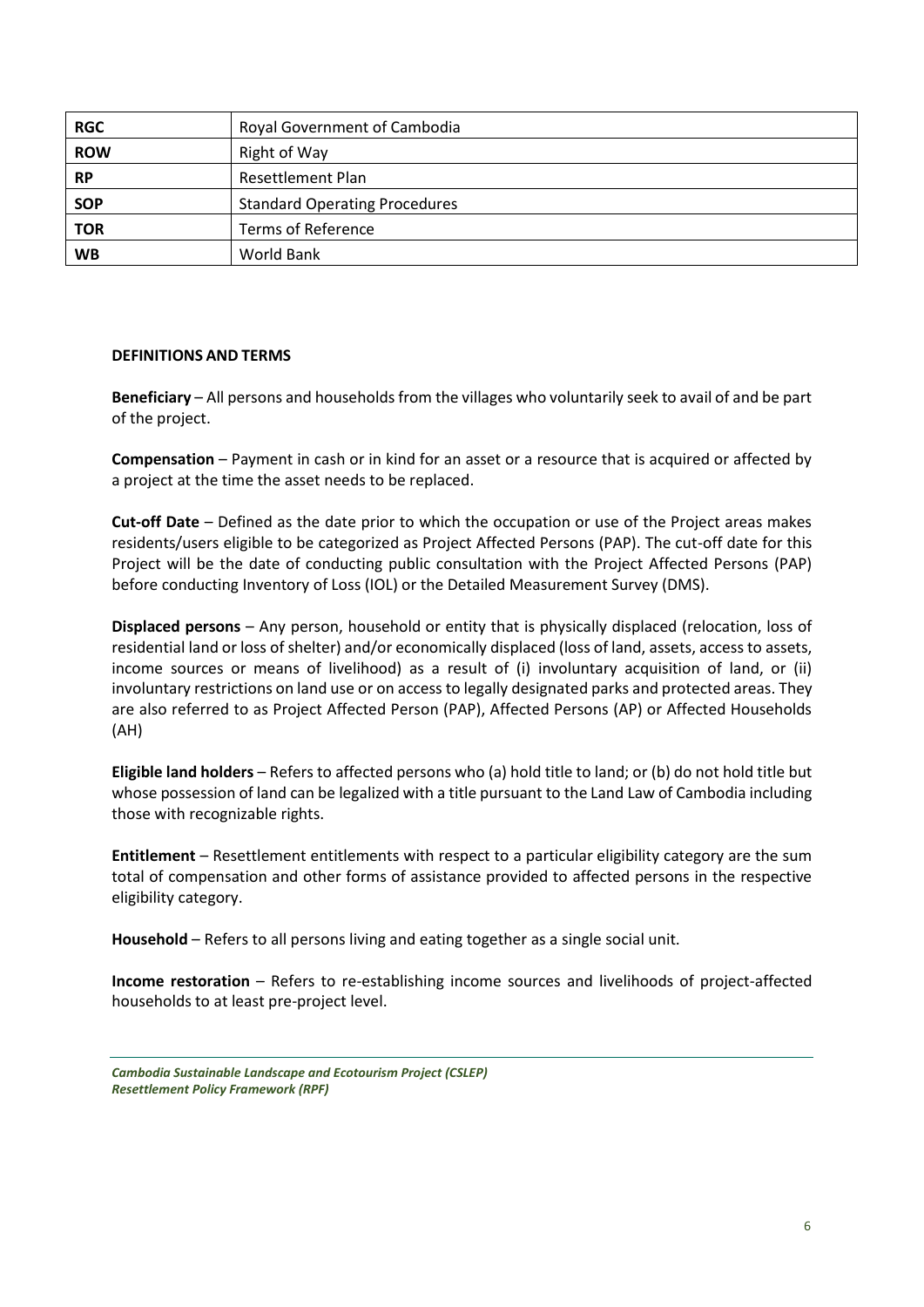| RGC | Royal Government of Cambodia |
|---|---|
| ROW | Right of Way |
| RP | Resettlement Plan |
| SOP | Standard Operating Procedures |
| TOR | Terms of Reference |
| WB | World Bank |

**DEFINITIONS AND TERMS**

**Beneficiary** – All persons and households from the villages who voluntarily seek to avail of and be part of the project.

**Compensation** – Payment in cash or in kind for an asset or a resource that is acquired or affected by a project at the time the asset needs to be replaced.

**Cut-off Date** – Defined as the date prior to which the occupation or use of the Project areas makes residents/users eligible to be categorized as Project Affected Persons (PAP). The cut-off date for this Project will be the date of conducting public consultation with the Project Affected Persons (PAP) before conducting Inventory of Loss (IOL) or the Detailed Measurement Survey (DMS).

**Displaced persons** – Any person, household or entity that is physically displaced (relocation, loss of residential land or loss of shelter) and/or economically displaced (loss of land, assets, access to assets, income sources or means of livelihood) as a result of (i) involuntary acquisition of land, or (ii) involuntary restrictions on land use or on access to legally designated parks and protected areas. They are also referred to as Project Affected Person (PAP), Affected Persons (AP) or Affected Households (AH)

**Eligible land holders** – Refers to affected persons who (a) hold title to land; or (b) do not hold title but whose possession of land can be legalized with a title pursuant to the Land Law of Cambodia including those with recognizable rights.

**Entitlement** – Resettlement entitlements with respect to a particular eligibility category are the sum total of compensation and other forms of assistance provided to affected persons in the respective eligibility category.

**Household** – Refers to all persons living and eating together as a single social unit.

**Income restoration** – Refers to re-establishing income sources and livelihoods of project-affected households to at least pre-project level.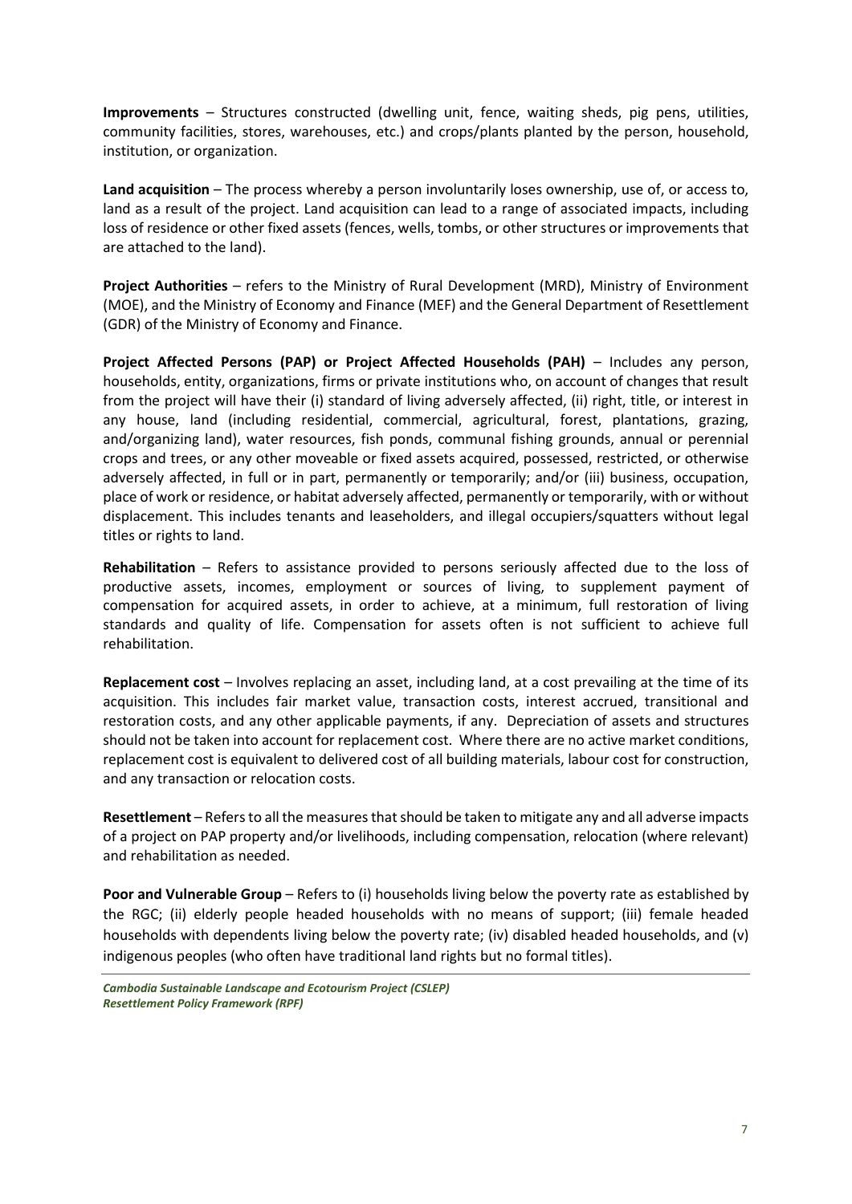**Improvements** – Structures constructed (dwelling unit, fence, waiting sheds, pig pens, utilities, community facilities, stores, warehouses, etc.) and crops/plants planted by the person, household, institution, or organization.

**Land acquisition** – The process whereby a person involuntarily loses ownership, use of, or access to, land as a result of the project. Land acquisition can lead to a range of associated impacts, including loss of residence or other fixed assets (fences, wells, tombs, or other structures or improvements that are attached to the land).

**Project Authorities** – refers to the Ministry of Rural Development (MRD), Ministry of Environment (MOE), and the Ministry of Economy and Finance (MEF) and the General Department of Resettlement (GDR) of the Ministry of Economy and Finance.

**Project Affected Persons (PAP) or Project Affected Households (PAH)** – Includes any person, households, entity, organizations, firms or private institutions who, on account of changes that result from the project will have their (i) standard of living adversely affected, (ii) right, title, or interest in any house, land (including residential, commercial, agricultural, forest, plantations, grazing, and/organizing land), water resources, fish ponds, communal fishing grounds, annual or perennial crops and trees, or any other moveable or fixed assets acquired, possessed, restricted, or otherwise adversely affected, in full or in part, permanently or temporarily; and/or (iii) business, occupation, place of work or residence, or habitat adversely affected, permanently or temporarily, with or without displacement. This includes tenants and leaseholders, and illegal occupiers/squatters without legal titles or rights to land.

**Rehabilitation** – Refers to assistance provided to persons seriously affected due to the loss of productive assets, incomes, employment or sources of living, to supplement payment of compensation for acquired assets, in order to achieve, at a minimum, full restoration of living standards and quality of life. Compensation for assets often is not sufficient to achieve full rehabilitation.

**Replacement cost** – Involves replacing an asset, including land, at a cost prevailing at the time of its acquisition. This includes fair market value, transaction costs, interest accrued, transitional and restoration costs, and any other applicable payments, if any. Depreciation of assets and structures should not be taken into account for replacement cost. Where there are no active market conditions, replacement cost is equivalent to delivered cost of all building materials, labour cost for construction, and any transaction or relocation costs.

**Resettlement** – Refers to all the measures that should be taken to mitigate any and all adverse impacts of a project on PAP property and/or livelihoods, including compensation, relocation (where relevant) and rehabilitation as needed.

**Poor and Vulnerable Group** – Refers to (i) households living below the poverty rate as established by the RGC; (ii) elderly people headed households with no means of support; (iii) female headed households with dependents living below the poverty rate; (iv) disabled headed households, and (v) indigenous peoples (who often have traditional land rights but no formal titles).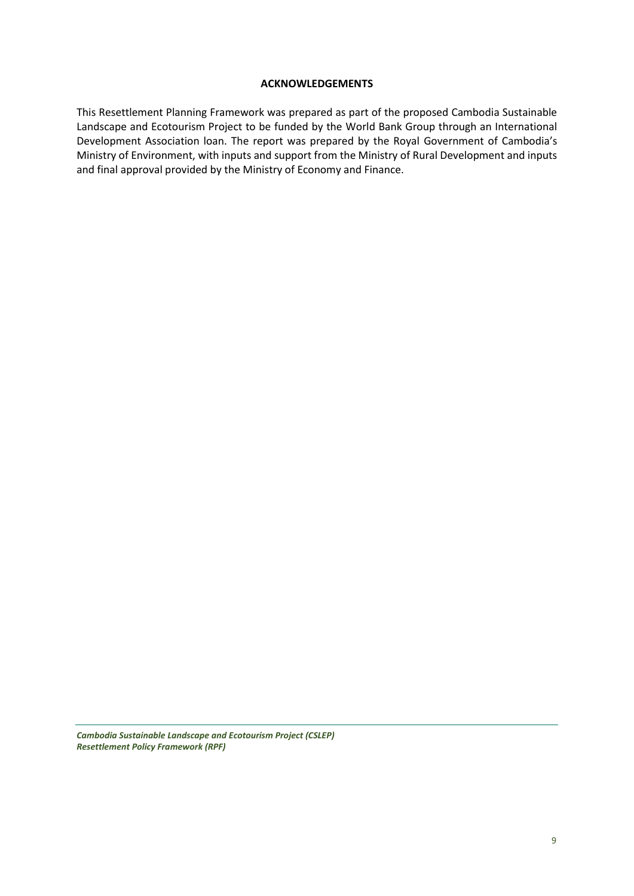## ACKNOWLEDGEMENTS

This Resettlement Planning Framework was prepared as part of the proposed Cambodia Sustainable Landscape and Ecotourism Project to be funded by the World Bank Group through an International Development Association loan. The report was prepared by the Royal Government of Cambodia's Ministry of Environment, with inputs and support from the Ministry of Rural Development and inputs and final approval provided by the Ministry of Economy and Finance.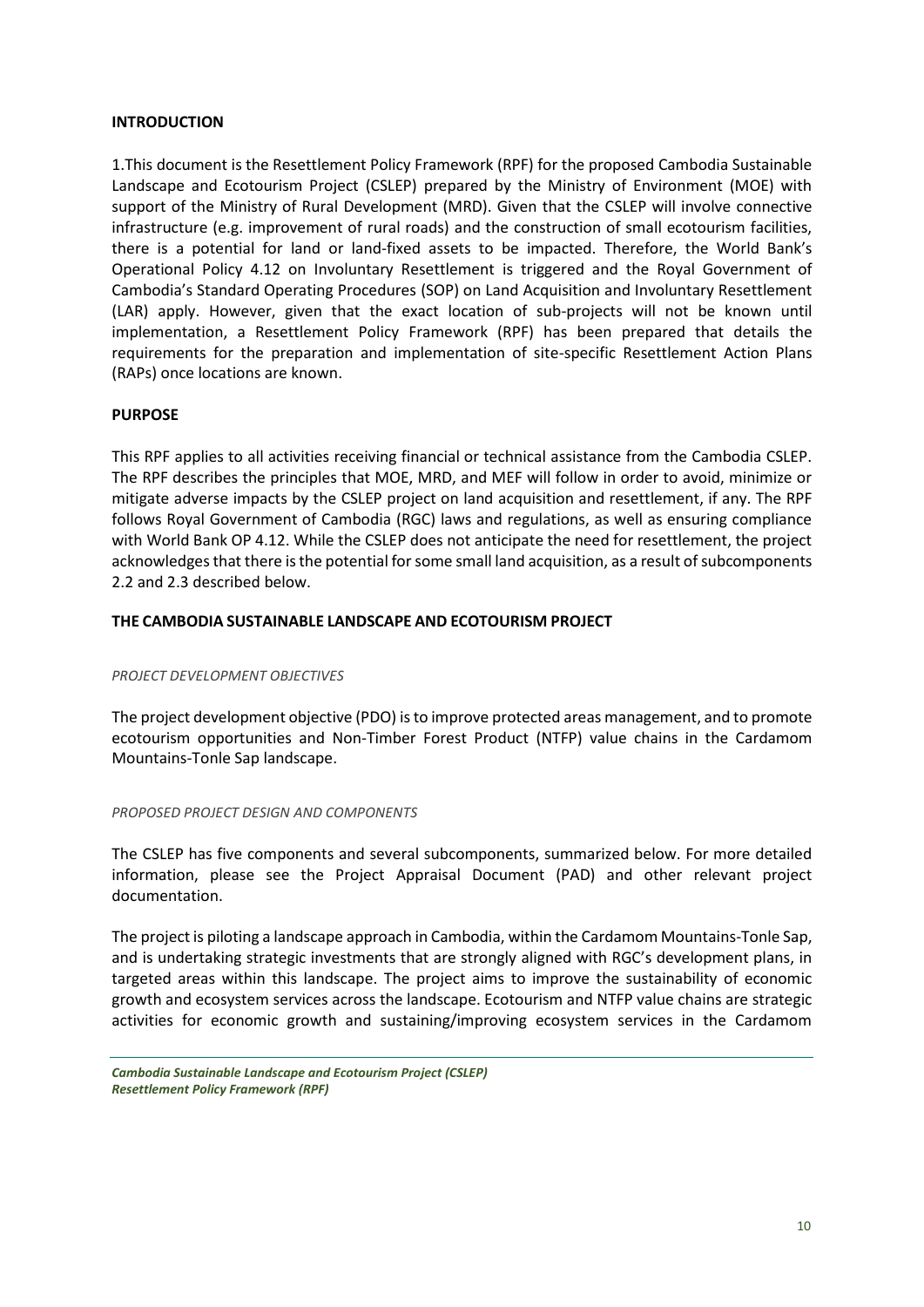## INTRODUCTION

1.This document is the Resettlement Policy Framework (RPF) for the proposed Cambodia Sustainable Landscape and Ecotourism Project (CSLEP) prepared by the Ministry of Environment (MOE) with support of the Ministry of Rural Development (MRD). Given that the CSLEP will involve connective infrastructure (e.g. improvement of rural roads) and the construction of small ecotourism facilities, there is a potential for land or land-fixed assets to be impacted. Therefore, the World Bank's Operational Policy 4.12 on Involuntary Resettlement is triggered and the Royal Government of Cambodia's Standard Operating Procedures (SOP) on Land Acquisition and Involuntary Resettlement (LAR) apply. However, given that the exact location of sub-projects will not be known until implementation, a Resettlement Policy Framework (RPF) has been prepared that details the requirements for the preparation and implementation of site-specific Resettlement Action Plans (RAPs) once locations are known.

## PURPOSE

This RPF applies to all activities receiving financial or technical assistance from the Cambodia CSLEP. The RPF describes the principles that MOE, MRD, and MEF will follow in order to avoid, minimize or mitigate adverse impacts by the CSLEP project on land acquisition and resettlement, if any. The RPF follows Royal Government of Cambodia (RGC) laws and regulations, as well as ensuring compliance with World Bank OP 4.12. While the CSLEP does not anticipate the need for resettlement, the project acknowledges that there is the potential for some small land acquisition, as a result of subcomponents 2.2 and 2.3 described below.

## THE CAMBODIA SUSTAINABLE LANDSCAPE AND ECOTOURISM PROJECT

### *PROJECT DEVELOPMENT OBJECTIVES*

The project development objective (PDO) is to improve protected areas management, and to promote ecotourism opportunities and Non-Timber Forest Product (NTFP) value chains in the Cardamom Mountains-Tonle Sap landscape.

### *PROPOSED PROJECT DESIGN AND COMPONENTS*

The CSLEP has five components and several subcomponents, summarized below. For more detailed information, please see the Project Appraisal Document (PAD) and other relevant project documentation.

The project is piloting a landscape approach in Cambodia, within the Cardamom Mountains-Tonle Sap, and is undertaking strategic investments that are strongly aligned with RGC's development plans, in targeted areas within this landscape. The project aims to improve the sustainability of economic growth and ecosystem services across the landscape. Ecotourism and NTFP value chains are strategic activities for economic growth and sustaining/improving ecosystem services in the Cardamom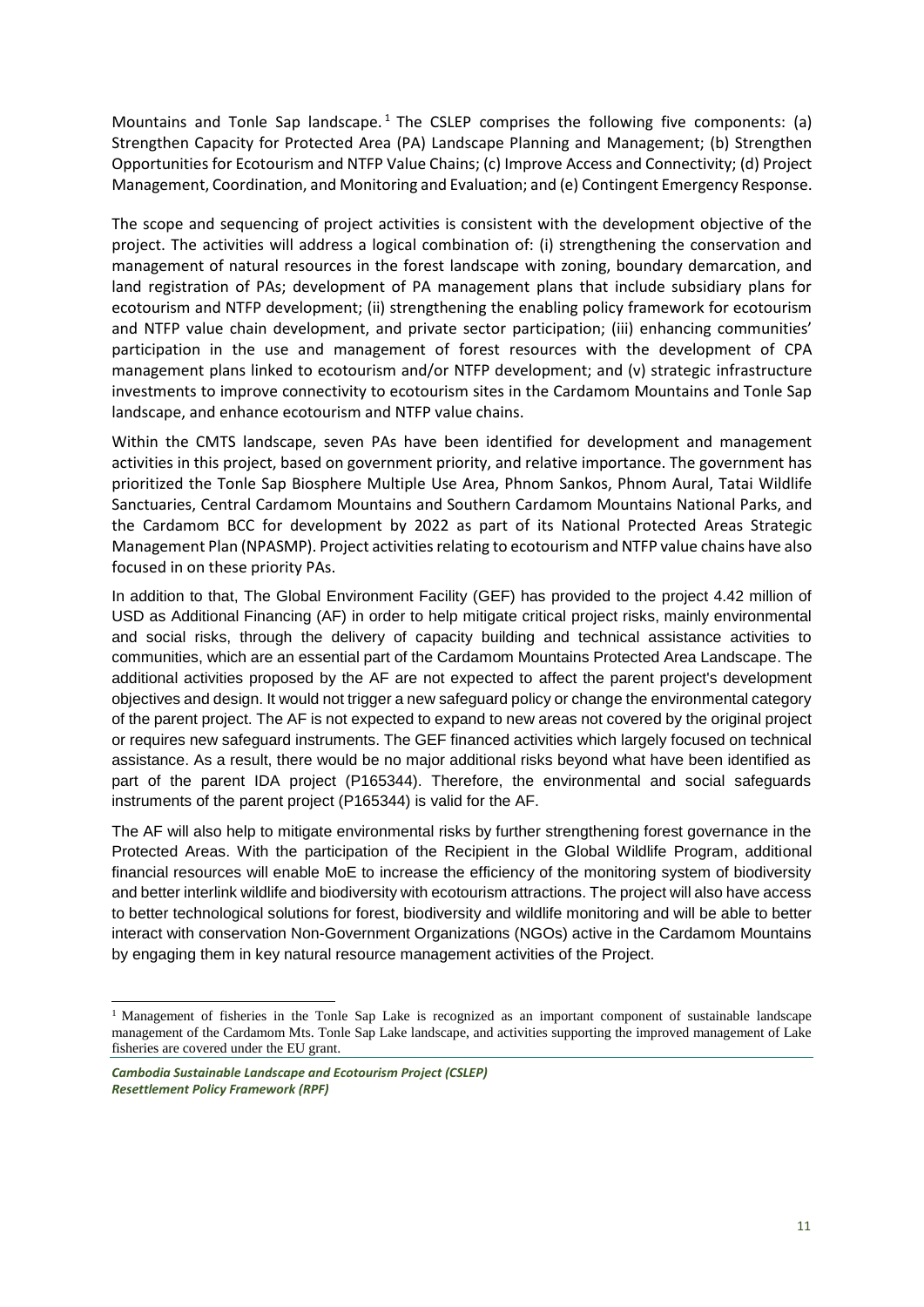Mountains and Tonle Sap landscape.[1] The CSLEP comprises the following five components: (a) Strengthen Capacity for Protected Area (PA) Landscape Planning and Management; (b) Strengthen Opportunities for Ecotourism and NTFP Value Chains; (c) Improve Access and Connectivity; (d) Project Management, Coordination, and Monitoring and Evaluation; and (e) Contingent Emergency Response.

The scope and sequencing of project activities is consistent with the development objective of the project. The activities will address a logical combination of: (i) strengthening the conservation and management of natural resources in the forest landscape with zoning, boundary demarcation, and land registration of PAs; development of PA management plans that include subsidiary plans for ecotourism and NTFP development; (ii) strengthening the enabling policy framework for ecotourism and NTFP value chain development, and private sector participation; (iii) enhancing communities' participation in the use and management of forest resources with the development of CPA management plans linked to ecotourism and/or NTFP development; and (v) strategic infrastructure investments to improve connectivity to ecotourism sites in the Cardamom Mountains and Tonle Sap landscape, and enhance ecotourism and NTFP value chains.

Within the CMTS landscape, seven PAs have been identified for development and management activities in this project, based on government priority, and relative importance. The government has prioritized the Tonle Sap Biosphere Multiple Use Area, Phnom Sankos, Phnom Aural, Tatai Wildlife Sanctuaries, Central Cardamom Mountains and Southern Cardamom Mountains National Parks, and the Cardamom BCC for development by 2022 as part of its National Protected Areas Strategic Management Plan (NPASMP). Project activities relating to ecotourism and NTFP value chains have also focused in on these priority PAs.

In addition to that, The Global Environment Facility (GEF) has provided to the project 4.42 million of USD as Additional Financing (AF) in order to help mitigate critical project risks, mainly environmental and social risks, through the delivery of capacity building and technical assistance activities to communities, which are an essential part of the Cardamom Mountains Protected Area Landscape. The additional activities proposed by the AF are not expected to affect the parent project's development objectives and design. It would not trigger a new safeguard policy or change the environmental category of the parent project. The AF is not expected to expand to new areas not covered by the original project or requires new safeguard instruments. The GEF financed activities which largely focused on technical assistance. As a result, there would be no major additional risks beyond what have been identified as part of the parent IDA project (P165344). Therefore, the environmental and social safeguards instruments of the parent project (P165344) is valid for the AF.

The AF will also help to mitigate environmental risks by further strengthening forest governance in the Protected Areas. With the participation of the Recipient in the Global Wildlife Program, additional financial resources will enable MoE to increase the efficiency of the monitoring system of biodiversity and better interlink wildlife and biodiversity with ecotourism attractions. The project will also have access to better technological solutions for forest, biodiversity and wildlife monitoring and will be able to better interact with conservation Non-Government Organizations (NGOs) active in the Cardamom Mountains by engaging them in key natural resource management activities of the Project.

[1] Management of fisheries in the Tonle Sap Lake is recognized as an important component of sustainable landscape management of the Cardamom Mts. Tonle Sap Lake landscape, and activities supporting the improved management of Lake fisheries are covered under the EU grant.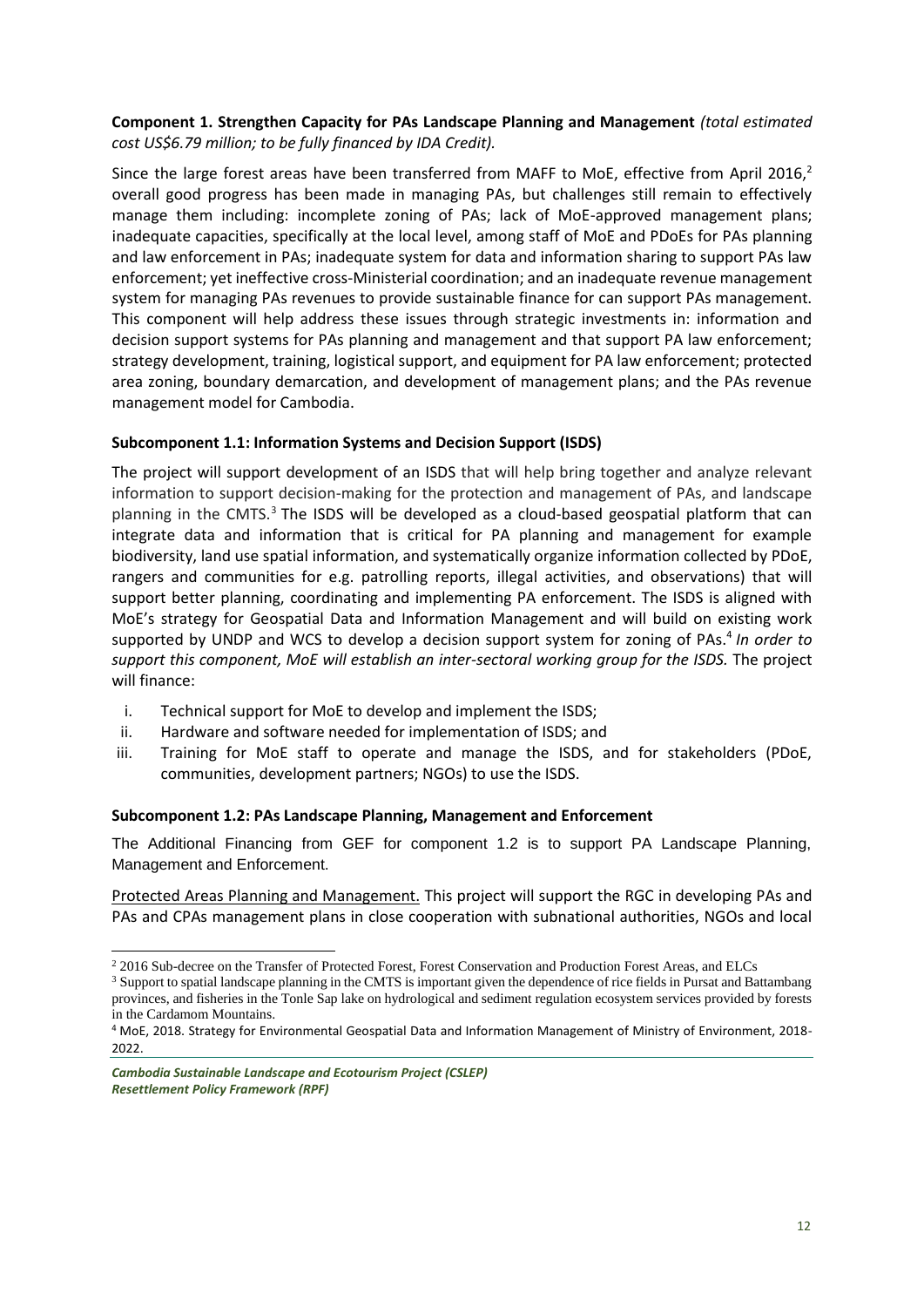**Component 1. Strengthen Capacity for PAs Landscape Planning and Management** *(total estimated cost US$6.79 million; to be fully financed by IDA Credit).*

Since the large forest areas have been transferred from MAFF to MoE, effective from April 2016,[2] overall good progress has been made in managing PAs, but challenges still remain to effectively manage them including: incomplete zoning of PAs; lack of MoE-approved management plans; inadequate capacities, specifically at the local level, among staff of MoE and PDoEs for PAs planning and law enforcement in PAs; inadequate system for data and information sharing to support PAs law enforcement; yet ineffective cross-Ministerial coordination; and an inadequate revenue management system for managing PAs revenues to provide sustainable finance for can support PAs management. This component will help address these issues through strategic investments in: information and decision support systems for PAs planning and management and that support PA law enforcement; strategy development, training, logistical support, and equipment for PA law enforcement; protected area zoning, boundary demarcation, and development of management plans; and the PAs revenue management model for Cambodia.

**Subcomponent 1.1: Information Systems and Decision Support (ISDS)**

The project will support development of an ISDS that will help bring together and analyze relevant information to support decision-making for the protection and management of PAs, and landscape planning in the CMTS.[3] The ISDS will be developed as a cloud-based geospatial platform that can integrate data and information that is critical for PA planning and management for example biodiversity, land use spatial information, and systematically organize information collected by PDoE, rangers and communities for e.g. patrolling reports, illegal activities, and observations) that will support better planning, coordinating and implementing PA enforcement. The ISDS is aligned with MoE's strategy for Geospatial Data and Information Management and will build on existing work supported by UNDP and WCS to develop a decision support system for zoning of PAs.[4] *In order to support this component, MoE will establish an inter-sectoral working group for the ISDS.* The project will finance:

i. Technical support for MoE to develop and implement the ISDS;
ii. Hardware and software needed for implementation of ISDS; and
iii. Training for MoE staff to operate and manage the ISDS, and for stakeholders (PDoE, communities, development partners; NGOs) to use the ISDS.

**Subcomponent 1.2: PAs Landscape Planning, Management and Enforcement**

The Additional Financing from GEF for component 1.2 is to support PA Landscape Planning, Management and Enforcement.

Protected Areas Planning and Management. This project will support the RGC in developing PAs and PAs and CPAs management plans in close cooperation with subnational authorities, NGOs and local

[2] 2016 Sub-decree on the Transfer of Protected Forest, Forest Conservation and Production Forest Areas, and ELCs

[3] Support to spatial landscape planning in the CMTS is important given the dependence of rice fields in Pursat and Battambang provinces, and fisheries in the Tonle Sap lake on hydrological and sediment regulation ecosystem services provided by forests in the Cardamom Mountains.

[4] MoE, 2018. Strategy for Environmental Geospatial Data and Information Management of Ministry of Environment, 2018-2022.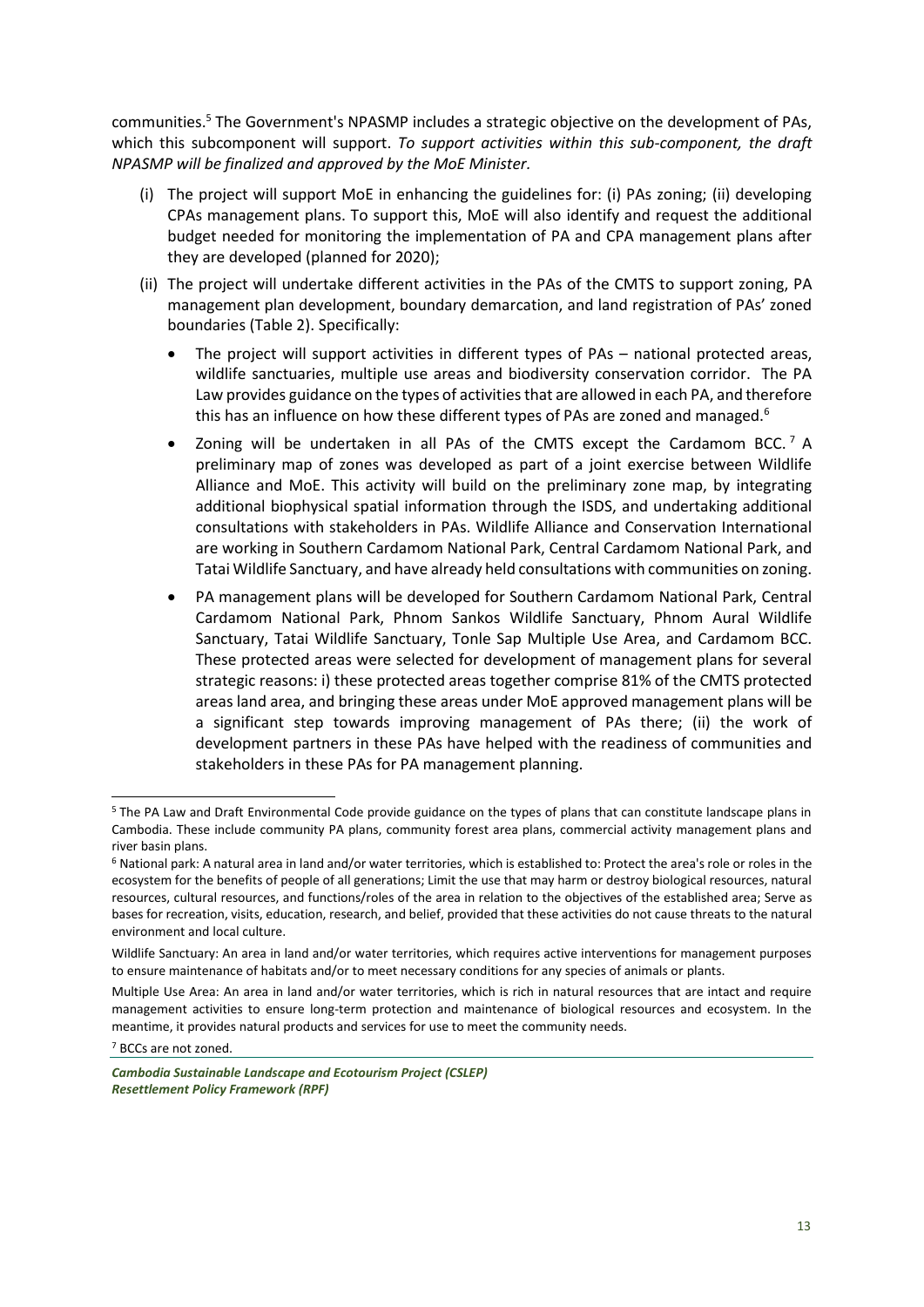communities.[5] The Government's NPASMP includes a strategic objective on the development of PAs, which this subcomponent will support. *To support activities within this sub-component, the draft NPASMP will be finalized and approved by the MoE Minister.*

(i) The project will support MoE in enhancing the guidelines for: (i) PAs zoning; (ii) developing CPAs management plans. To support this, MoE will also identify and request the additional budget needed for monitoring the implementation of PA and CPA management plans after they are developed (planned for 2020);

(ii) The project will undertake different activities in the PAs of the CMTS to support zoning, PA management plan development, boundary demarcation, and land registration of PAs' zoned boundaries (Table 2). Specifically:

- The project will support activities in different types of PAs – national protected areas, wildlife sanctuaries, multiple use areas and biodiversity conservation corridor. The PA Law provides guidance on the types of activities that are allowed in each PA, and therefore this has an influence on how these different types of PAs are zoned and managed.[6]
- Zoning will be undertaken in all PAs of the CMTS except the Cardamom BCC.[7] A preliminary map of zones was developed as part of a joint exercise between Wildlife Alliance and MoE. This activity will build on the preliminary zone map, by integrating additional biophysical spatial information through the ISDS, and undertaking additional consultations with stakeholders in PAs. Wildlife Alliance and Conservation International are working in Southern Cardamom National Park, Central Cardamom National Park, and Tatai Wildlife Sanctuary, and have already held consultations with communities on zoning.
- PA management plans will be developed for Southern Cardamom National Park, Central Cardamom National Park, Phnom Sankos Wildlife Sanctuary, Phnom Aural Wildlife Sanctuary, Tatai Wildlife Sanctuary, Tonle Sap Multiple Use Area, and Cardamom BCC. These protected areas were selected for development of management plans for several strategic reasons: i) these protected areas together comprise 81% of the CMTS protected areas land area, and bringing these areas under MoE approved management plans will be a significant step towards improving management of PAs there; (ii) the work of development partners in these PAs have helped with the readiness of communities and stakeholders in these PAs for PA management planning.

---

[5] The PA Law and Draft Environmental Code provide guidance on the types of plans that can constitute landscape plans in Cambodia. These include community PA plans, community forest area plans, commercial activity management plans and river basin plans.

[6] National park: A natural area in land and/or water territories, which is established to: Protect the area's role or roles in the ecosystem for the benefits of people of all generations; Limit the use that may harm or destroy biological resources, natural resources, cultural resources, and functions/roles of the area in relation to the objectives of the established area; Serve as bases for recreation, visits, education, research, and belief, provided that these activities do not cause threats to the natural environment and local culture.

Wildlife Sanctuary: An area in land and/or water territories, which requires active interventions for management purposes to ensure maintenance of habitats and/or to meet necessary conditions for any species of animals or plants.

Multiple Use Area: An area in land and/or water territories, which is rich in natural resources that are intact and require management activities to ensure long-term protection and maintenance of biological resources and ecosystem. In the meantime, it provides natural products and services for use to meet the community needs.

[7] BCCs are not zoned.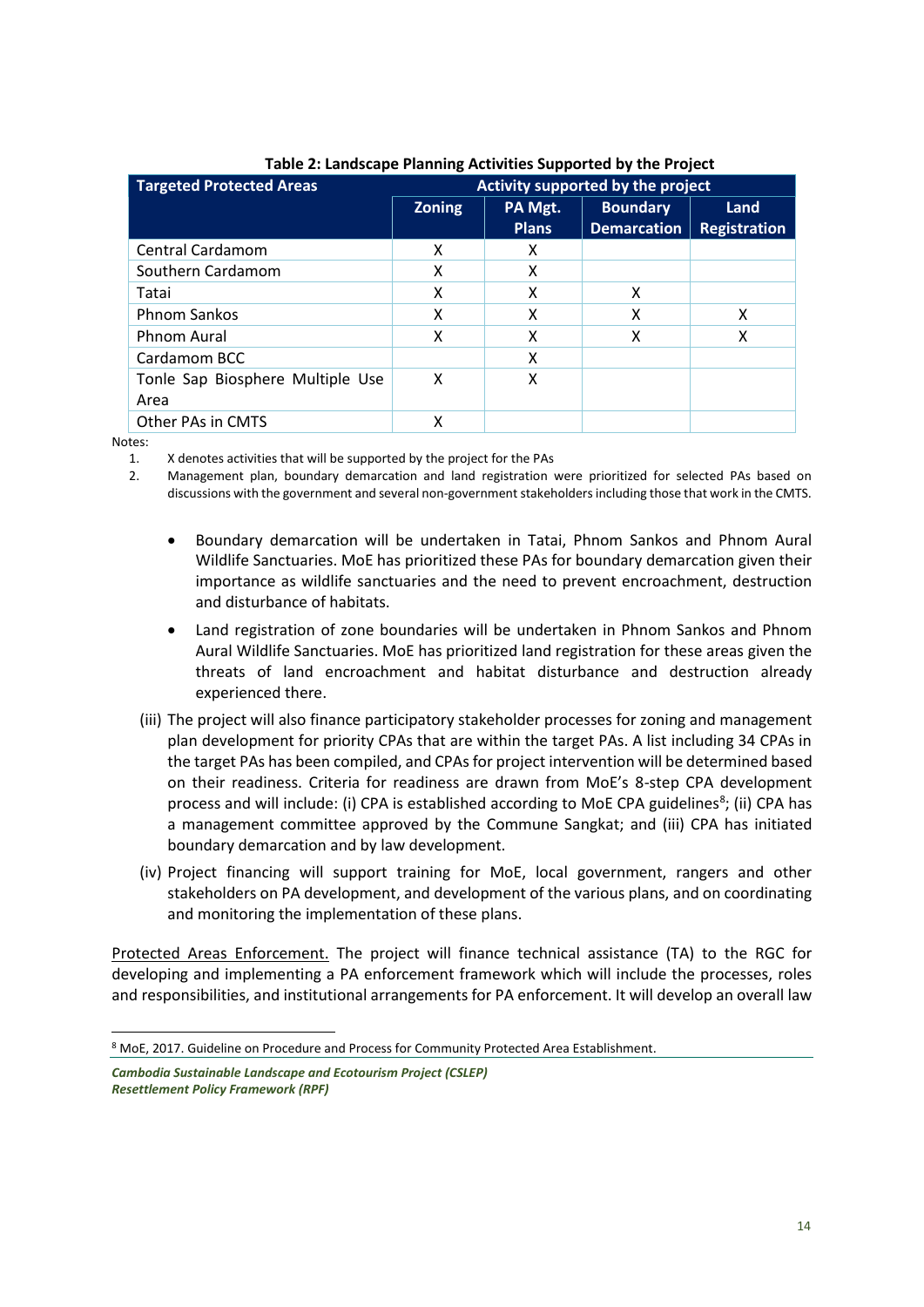**Table 2: Landscape Planning Activities Supported by the Project**

| Targeted Protected Areas | Activity supported by the project | | | |
|---|---|---|---|---|
| | Zoning | PA Mgt. Plans | Boundary Demarcation | Land Registration |
| Central Cardamom | X | X | | |
| Southern Cardamom | X | X | | |
| Tatai | X | X | X | |
| Phnom Sankos | X | X | X | X |
| Phnom Aural | X | X | X | X |
| Cardamom BCC | | X | | |
| Tonle Sap Biosphere Multiple Use Area | X | X | | |
| Other PAs in CMTS | X | | | |

Notes:

1. X denotes activities that will be supported by the project for the PAs
2. Management plan, boundary demarcation and land registration were prioritized for selected PAs based on discussions with the government and several non-government stakeholders including those that work in the CMTS.

- Boundary demarcation will be undertaken in Tatai, Phnom Sankos and Phnom Aural Wildlife Sanctuaries. MoE has prioritized these PAs for boundary demarcation given their importance as wildlife sanctuaries and the need to prevent encroachment, destruction and disturbance of habitats.
- Land registration of zone boundaries will be undertaken in Phnom Sankos and Phnom Aural Wildlife Sanctuaries. MoE has prioritized land registration for these areas given the threats of land encroachment and habitat disturbance and destruction already experienced there.

(iii) The project will also finance participatory stakeholder processes for zoning and management plan development for priority CPAs that are within the target PAs. A list including 34 CPAs in the target PAs has been compiled, and CPAs for project intervention will be determined based on their readiness. Criteria for readiness are drawn from MoE's 8-step CPA development process and will include: (i) CPA is established according to MoE CPA guidelines[8]; (ii) CPA has a management committee approved by the Commune Sangkat; and (iii) CPA has initiated boundary demarcation and by law development.

(iv) Project financing will support training for MoE, local government, rangers and other stakeholders on PA development, and development of the various plans, and on coordinating and monitoring the implementation of these plans.

<u>Protected Areas Enforcement.</u> The project will finance technical assistance (TA) to the RGC for developing and implementing a PA enforcement framework which will include the processes, roles and responsibilities, and institutional arrangements for PA enforcement. It will develop an overall law

[8] MoE, 2017. Guideline on Procedure and Process for Community Protected Area Establishment.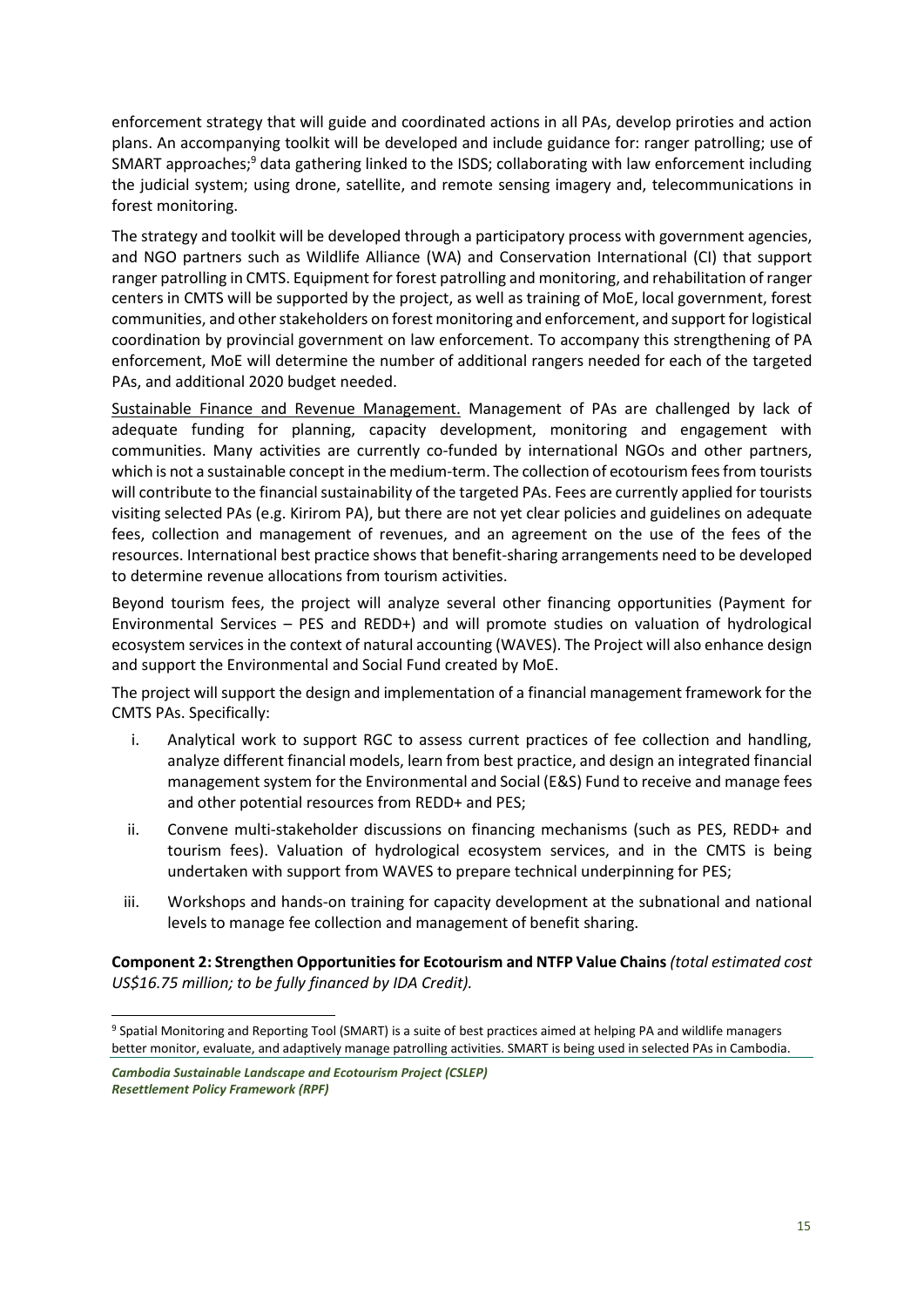enforcement strategy that will guide and coordinated actions in all PAs, develop prirotiesand action plans. An accompanying toolkit will be developed and include guidance for: ranger patrolling; use of SMART approaches;[9] data gathering linked to the ISDS; collaborating with law enforcement including the judicial system; using drone, satellite, and remote sensing imagery and, telecommunications in forest monitoring.

The strategy and toolkit will be developed through a participatory process with government agencies, and NGO partners such as Wildlife Alliance (WA) and Conservation International (CI) that support ranger patrolling in CMTS. Equipment for forest patrolling and monitoring, and rehabilitation of ranger centers in CMTS will be supported by the project, as well as training of MoE, local government, forest communities, and other stakeholders on forest monitoring and enforcement, and support for logistical coordination by provincial government on law enforcement. To accompany this strengthening of PA enforcement, MoE will determine the number of additional rangers needed for each of the targeted PAs, and additional 2020 budget needed.

Sustainable Finance and Revenue Management. Management of PAs are challenged by lack of adequate funding for planning, capacity development, monitoring and engagement with communities. Many activities are currently co-funded by international NGOs and other partners, which is not a sustainable concept in the medium-term. The collection of ecotourism fees from tourists will contribute to the financial sustainability of the targeted PAs. Fees are currently applied for tourists visiting selected PAs (e.g. Kirirom PA), but there are not yet clear policies and guidelines on adequate fees, collection and management of revenues, and an agreement on the use of the fees of the resources. International best practice shows that benefit-sharing arrangements need to be developed to determine revenue allocations from tourism activities.

Beyond tourism fees, the project will analyze several other financing opportunities (Payment for Environmental Services – PES and REDD+) and will promote studies on valuation of hydrological ecosystem services in the context of natural accounting (WAVES). The Project will also enhance design and support the Environmental and Social Fund created by MoE.

The project will support the design and implementation of a financial management framework for the CMTS PAs. Specifically:

i. Analytical work to support RGC to assess current practices of fee collection and handling, analyze different financial models, learn from best practice, and design an integrated financial management system for the Environmental and Social (E&S) Fund to receive and manage fees and other potential resources from REDD+ and PES;
ii. Convene multi-stakeholder discussions on financing mechanisms (such as PES, REDD+ and tourism fees). Valuation of hydrological ecosystem services, and in the CMTS is being undertaken with support from WAVES to prepare technical underpinning for PES;
iii. Workshops and hands-on training for capacity development at the subnational and national levels to manage fee collection and management of benefit sharing.

**Component 2: Strengthen Opportunities for Ecotourism and NTFP Value Chains** *(total estimated cost US$16.75 million; to be fully financed by IDA Credit).*

[9] Spatial Monitoring and Reporting Tool (SMART) is a suite of best practices aimed at helping PA and wildlife managers better monitor, evaluate, and adaptively manage patrolling activities. SMART is being used in selected PAs in Cambodia.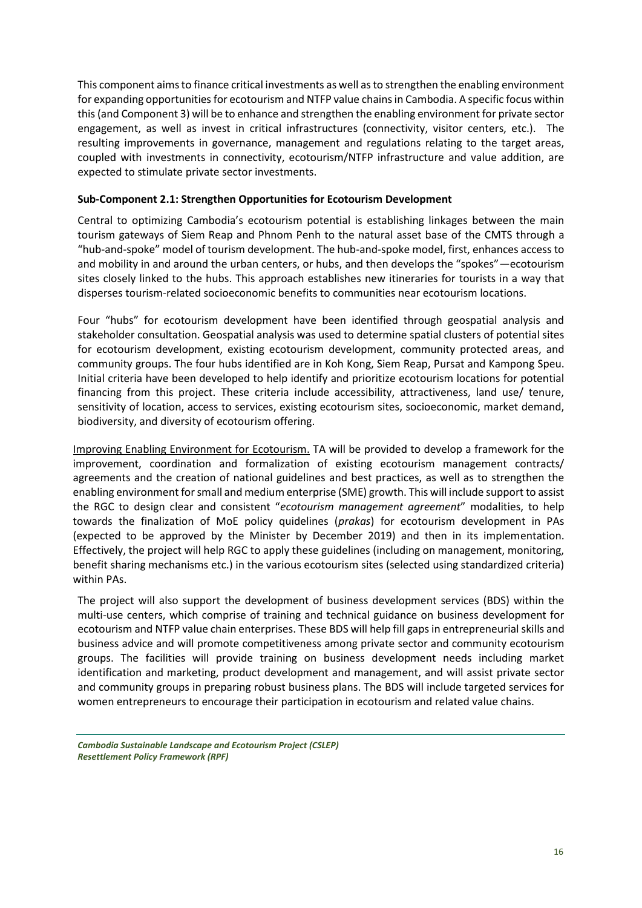This component aims to finance critical investments as well as to strengthen the enabling environment for expanding opportunities for ecotourism and NTFP value chains in Cambodia. A specific focus within this (and Component 3) will be to enhance and strengthen the enabling environment for private sector engagement, as well as invest in critical infrastructures (connectivity, visitor centers, etc.). The resulting improvements in governance, management and regulations relating to the target areas, coupled with investments in connectivity, ecotourism/NTFP infrastructure and value addition, are expected to stimulate private sector investments.

**Sub-Component 2.1: Strengthen Opportunities for Ecotourism Development**

Central to optimizing Cambodia's ecotourism potential is establishing linkages between the main tourism gateways of Siem Reap and Phnom Penh to the natural asset base of the CMTS through a "hub-and-spoke" model of tourism development. The hub-and-spoke model, first, enhances access to and mobility in and around the urban centers, or hubs, and then develops the "spokes"—ecotourism sites closely linked to the hubs. This approach establishes new itineraries for tourists in a way that disperses tourism-related socioeconomic benefits to communities near ecotourism locations.

Four "hubs" for ecotourism development have been identified through geospatial analysis and stakeholder consultation. Geospatial analysis was used to determine spatial clusters of potential sites for ecotourism development, existing ecotourism development, community protected areas, and community groups. The four hubs identified are in Koh Kong, Siem Reap, Pursat and Kampong Speu. Initial criteria have been developed to help identify and prioritize ecotourism locations for potential financing from this project. These criteria include accessibility, attractiveness, land use/ tenure, sensitivity of location, access to services, existing ecotourism sites, socioeconomic, market demand, biodiversity, and diversity of ecotourism offering.

Improving Enabling Environment for Ecotourism. TA will be provided to develop a framework for the improvement, coordination and formalization of existing ecotourism management contracts/ agreements and the creation of national guidelines and best practices, as well as to strengthen the enabling environment for small and medium enterprise (SME) growth. This will include support to assist the RGC to design clear and consistent "*ecotourism management agreement*" modalities, to help towards the finalization of MoE policy guidelines (*prakas*) for ecotourism development in PAs (expected to be approved by the Minister by December 2019) and then in its implementation. Effectively, the project will help RGC to apply these guidelines (including on management, monitoring, benefit sharing mechanisms etc.) in the various ecotourism sites (selected using standardized criteria) within PAs.

The project will also support the development of business development services (BDS) within the multi-use centers, which comprise of training and technical guidance on business development for ecotourism and NTFP value chain enterprises. These BDS will help fill gaps in entrepreneurial skills and business advice and will promote competitiveness among private sector and community ecotourism groups. The facilities will provide training on business development needs including market identification and marketing, product development and management, and will assist private sector and community groups in preparing robust business plans. The BDS will include targeted services for women entrepreneurs to encourage their participation in ecotourism and related value chains.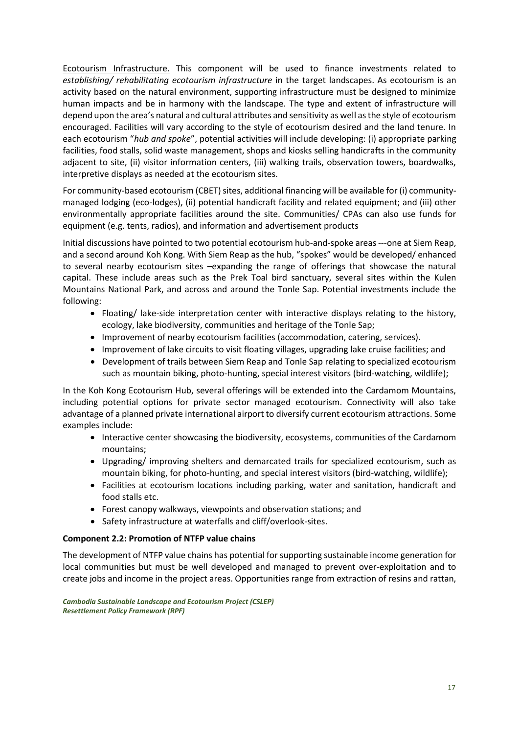Ecotourism Infrastructure. This component will be used to finance investments related to *establishing/ rehabilitating ecotourism infrastructure* in the target landscapes. As ecotourism is an activity based on the natural environment, supporting infrastructure must be designed to minimize human impacts and be in harmony with the landscape. The type and extent of infrastructure will depend upon the area's natural and cultural attributes and sensitivity as well as the style of ecotourism encouraged. Facilities will vary according to the style of ecotourism desired and the land tenure. In each ecotourism "*hub and spoke*", potential activities will include developing: (i) appropriate parking facilities, food stalls, solid waste management, shops and kiosks selling handicrafts in the community adjacent to site, (ii) visitor information centers, (iii) walking trails, observation towers, boardwalks, interpretive displays as needed at the ecotourism sites.

For community-based ecotourism (CBET) sites, additional financing will be available for (i) community-managed lodging (eco-lodges), (ii) potential handicraft facility and related equipment; and (iii) other environmentally appropriate facilities around the site. Communities/ CPAs can also use funds for equipment (e.g. tents, radios), and information and advertisement products

Initial discussions have pointed to two potential ecotourism hub-and-spoke areas ---one at Siem Reap, and a second around Koh Kong. With Siem Reap as the hub, "spokes" would be developed/ enhanced to several nearby ecotourism sites –expanding the range of offerings that showcase the natural capital. These include areas such as the Prek Toal bird sanctuary, several sites within the Kulen Mountains National Park, and across and around the Tonle Sap. Potential investments include the following:

- Floating/ lake-side interpretation center with interactive displays relating to the history, ecology, lake biodiversity, communities and heritage of the Tonle Sap;
- Improvement of nearby ecotourism facilities (accommodation, catering, services).
- Improvement of lake circuits to visit floating villages, upgrading lake cruise facilities; and
- Development of trails between Siem Reap and Tonle Sap relating to specialized ecotourism such as mountain biking, photo-hunting, special interest visitors (bird-watching, wildlife);

In the Koh Kong Ecotourism Hub, several offerings will be extended into the Cardamom Mountains, including potential options for private sector managed ecotourism. Connectivity will also take advantage of a planned private international airport to diversify current ecotourism attractions. Some examples include:

- Interactive center showcasing the biodiversity, ecosystems, communities of the Cardamom mountains;
- Upgrading/ improving shelters and demarcated trails for specialized ecotourism, such as mountain biking, for photo-hunting, and special interest visitors (bird-watching, wildlife);
- Facilities at ecotourism locations including parking, water and sanitation, handicraft and food stalls etc.
- Forest canopy walkways, viewpoints and observation stations; and
- Safety infrastructure at waterfalls and cliff/overlook-sites.

**Component 2.2: Promotion of NTFP value chains**

The development of NTFP value chains has potential for supporting sustainable income generation for local communities but must be well developed and managed to prevent over-exploitation and to create jobs and income in the project areas. Opportunities range from extraction of resins and rattan,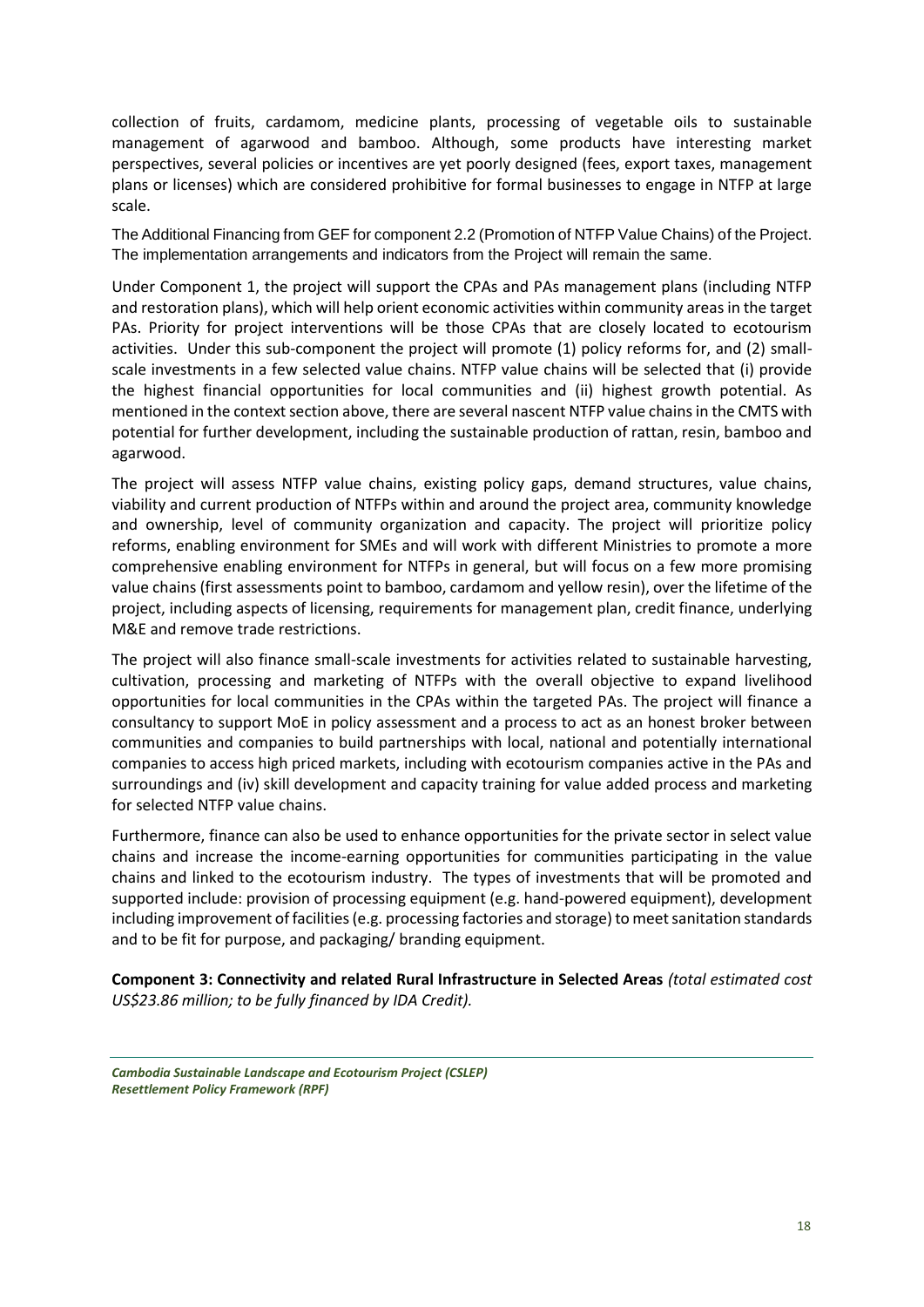collection of fruits, cardamom, medicine plants, processing of vegetable oils to sustainable management of agarwood and bamboo. Although, some products have interesting market perspectives, several policies or incentives are yet poorly designed (fees, export taxes, management plans or licenses) which are considered prohibitive for formal businesses to engage in NTFP at large scale.

The Additional Financing from GEF for component 2.2 (Promotion of NTFP Value Chains) of the Project. The implementation arrangements and indicators from the Project will remain the same.

Under Component 1, the project will support the CPAs and PAs management plans (including NTFP and restoration plans), which will help orient economic activities within community areas in the target PAs. Priority for project interventions will be those CPAs that are closely located to ecotourism activities. Under this sub-component the project will promote (1) policy reforms for, and (2) small-scale investments in a few selected value chains. NTFP value chains will be selected that (i) provide the highest financial opportunities for local communities and (ii) highest growth potential. As mentioned in the context section above, there are several nascent NTFP value chains in the CMTS with potential for further development, including the sustainable production of rattan, resin, bamboo and agarwood.

The project will assess NTFP value chains, existing policy gaps, demand structures, value chains, viability and current production of NTFPs within and around the project area, community knowledge and ownership, level of community organization and capacity. The project will prioritize policy reforms, enabling environment for SMEs and will work with different Ministries to promote a more comprehensive enabling environment for NTFPs in general, but will focus on a few more promising value chains (first assessments point to bamboo, cardamom and yellow resin), over the lifetime of the project, including aspects of licensing, requirements for management plan, credit finance, underlying M&E and remove trade restrictions.

The project will also finance small-scale investments for activities related to sustainable harvesting, cultivation, processing and marketing of NTFPs with the overall objective to expand livelihood opportunities for local communities in the CPAs within the targeted PAs. The project will finance a consultancy to support MoE in policy assessment and a process to act as an honest broker between communities and companies to build partnerships with local, national and potentially international companies to access high priced markets, including with ecotourism companies active in the PAs and surroundings and (iv) skill development and capacity training for value added process and marketing for selected NTFP value chains.

Furthermore, finance can also be used to enhance opportunities for the private sector in select value chains and increase the income-earning opportunities for communities participating in the value chains and linked to the ecotourism industry. The types of investments that will be promoted and supported include: provision of processing equipment (e.g. hand-powered equipment), development including improvement of facilities (e.g. processing factories and storage) to meet sanitation standards and to be fit for purpose, and packaging/ branding equipment.

**Component 3: Connectivity and related Rural Infrastructure in Selected Areas** *(total estimated cost US$23.86 million; to be fully financed by IDA Credit).*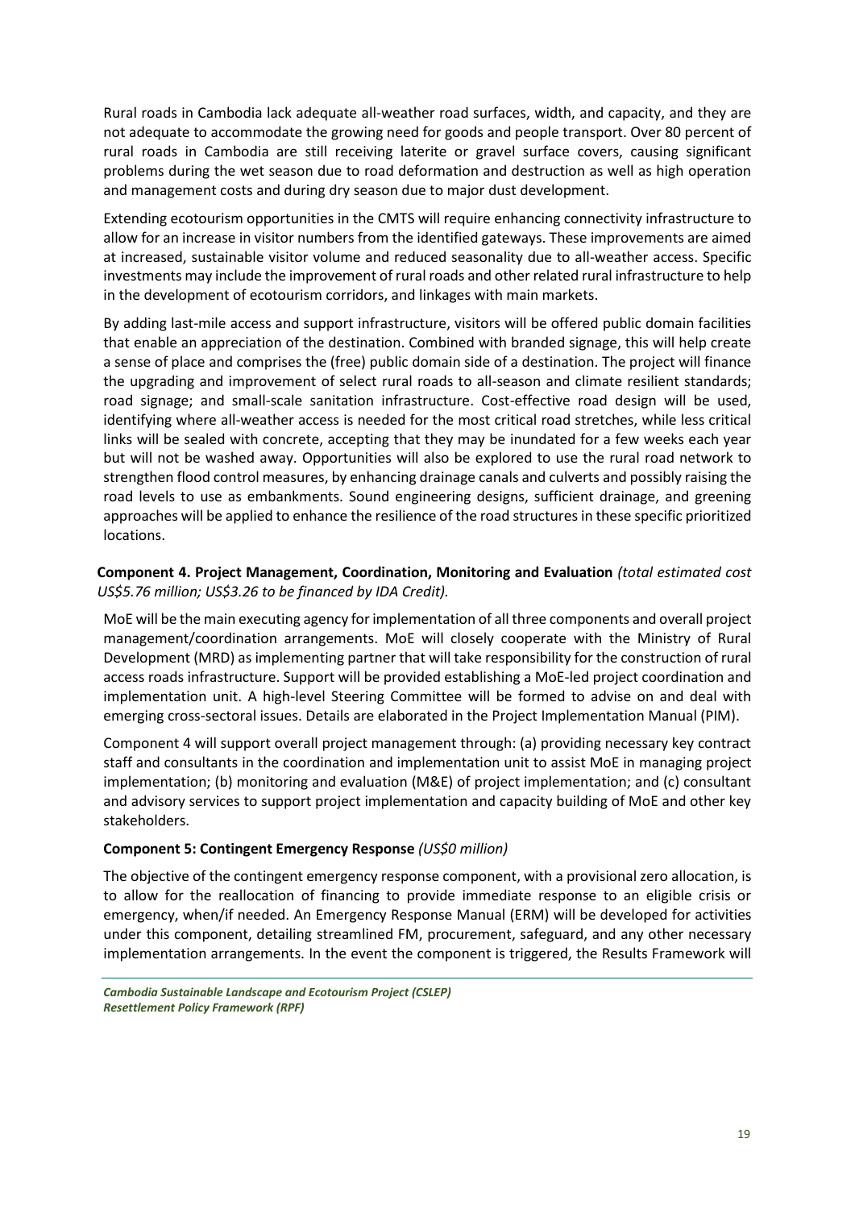Rural roads in Cambodia lack adequate all-weather road surfaces, width, and capacity, and they are not adequate to accommodate the growing need for goods and people transport. Over 80 percent of rural roads in Cambodia are still receiving laterite or gravel surface covers, causing significant problems during the wet season due to road deformation and destruction as well as high operation and management costs and during dry season due to major dust development.

Extending ecotourism opportunities in the CMTS will require enhancing connectivity infrastructure to allow for an increase in visitor numbers from the identified gateways. These improvements are aimed at increased, sustainable visitor volume and reduced seasonality due to all-weather access. Specific investments may include the improvement of rural roads and other related rural infrastructure to help in the development of ecotourism corridors, and linkages with main markets.

By adding last-mile access and support infrastructure, visitors will be offered public domain facilities that enable an appreciation of the destination. Combined with branded signage, this will help create a sense of place and comprises the (free) public domain side of a destination. The project will finance the upgrading and improvement of select rural roads to all-season and climate resilient standards; road signage; and small-scale sanitation infrastructure. Cost-effective road design will be used, identifying where all-weather access is needed for the most critical road stretches, while less critical links will be sealed with concrete, accepting that they may be inundated for a few weeks each year but will not be washed away. Opportunities will also be explored to use the rural road network to strengthen flood control measures, by enhancing drainage canals and culverts and possibly raising the road levels to use as embankments. Sound engineering designs, sufficient drainage, and greening approaches will be applied to enhance the resilience of the road structures in these specific prioritized locations.

**Component 4. Project Management, Coordination, Monitoring and Evaluation** *(total estimated cost US$5.76 million; US$3.26 to be financed by IDA Credit).*

MoE will be the main executing agency for implementation of all three components and overall project management/coordination arrangements. MoE will closely cooperate with the Ministry of Rural Development (MRD) as implementing partner that will take responsibility for the construction of rural access roads infrastructure. Support will be provided establishing a MoE-led project coordination and implementation unit. A high-level Steering Committee will be formed to advise on and deal with emerging cross-sectoral issues. Details are elaborated in the Project Implementation Manual (PIM).

Component 4 will support overall project management through: (a) providing necessary key contract staff and consultants in the coordination and implementation unit to assist MoE in managing project implementation; (b) monitoring and evaluation (M&E) of project implementation; and (c) consultant and advisory services to support project implementation and capacity building of MoE and other key stakeholders.

**Component 5: Contingent Emergency Response** *(US$0 million)*

The objective of the contingent emergency response component, with a provisional zero allocation, is to allow for the reallocation of financing to provide immediate response to an eligible crisis or emergency, when/if needed. An Emergency Response Manual (ERM) will be developed for activities under this component, detailing streamlined FM, procurement, safeguard, and any other necessary implementation arrangements. In the event the component is triggered, the Results Framework will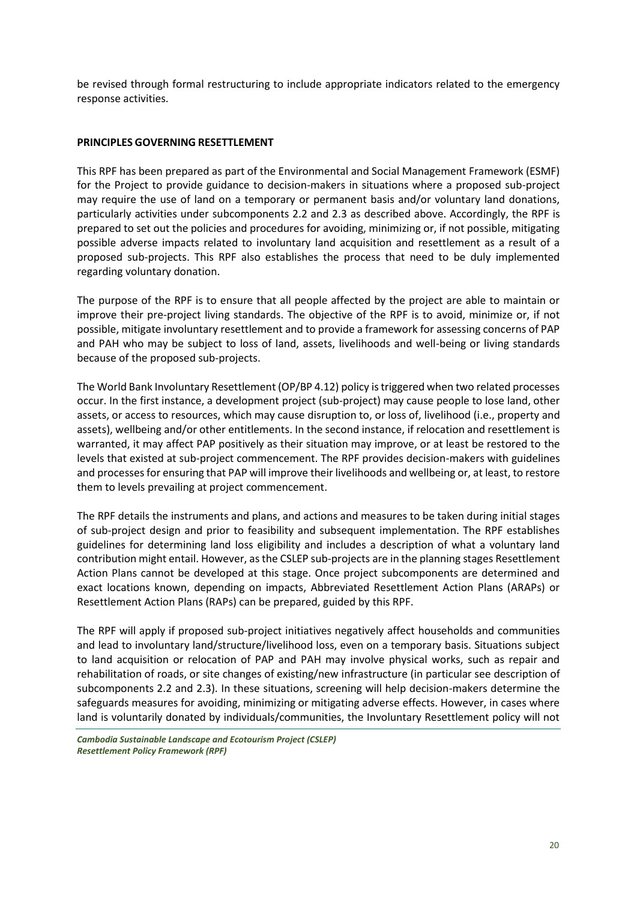be revised through formal restructuring to include appropriate indicators related to the emergency response activities.

**PRINCIPLES GOVERNING RESETTLEMENT**

This RPF has been prepared as part of the Environmental and Social Management Framework (ESMF) for the Project to provide guidance to decision-makers in situations where a proposed sub-project may require the use of land on a temporary or permanent basis and/or voluntary land donations, particularly activities under subcomponents 2.2 and 2.3 as described above. Accordingly, the RPF is prepared to set out the policies and procedures for avoiding, minimizing or, if not possible, mitigating possible adverse impacts related to involuntary land acquisition and resettlement as a result of a proposed sub-projects. This RPF also establishes the process that need to be duly implemented regarding voluntary donation.

The purpose of the RPF is to ensure that all people affected by the project are able to maintain or improve their pre-project living standards. The objective of the RPF is to avoid, minimize or, if not possible, mitigate involuntary resettlement and to provide a framework for assessing concerns of PAP and PAH who may be subject to loss of land, assets, livelihoods and well-being or living standards because of the proposed sub-projects.

The World Bank Involuntary Resettlement (OP/BP 4.12) policy is triggered when two related processes occur. In the first instance, a development project (sub-project) may cause people to lose land, other assets, or access to resources, which may cause disruption to, or loss of, livelihood (i.e., property and assets), wellbeing and/or other entitlements. In the second instance, if relocation and resettlement is warranted, it may affect PAP positively as their situation may improve, or at least be restored to the levels that existed at sub-project commencement. The RPF provides decision-makers with guidelines and processes for ensuring that PAP will improve their livelihoods and wellbeing or, at least, to restore them to levels prevailing at project commencement.

The RPF details the instruments and plans, and actions and measures to be taken during initial stages of sub-project design and prior to feasibility and subsequent implementation. The RPF establishes guidelines for determining land loss eligibility and includes a description of what a voluntary land contribution might entail. However, as the CSLEP sub-projects are in the planning stages Resettlement Action Plans cannot be developed at this stage. Once project subcomponents are determined and exact locations known, depending on impacts, Abbreviated Resettlement Action Plans (ARAPs) or Resettlement Action Plans (RAPs) can be prepared, guided by this RPF.

The RPF will apply if proposed sub-project initiatives negatively affect households and communities and lead to involuntary land/structure/livelihood loss, even on a temporary basis. Situations subject to land acquisition or relocation of PAP and PAH may involve physical works, such as repair and rehabilitation of roads, or site changes of existing/new infrastructure (in particular see description of subcomponents 2.2 and 2.3). In these situations, screening will help decision-makers determine the safeguards measures for avoiding, minimizing or mitigating adverse effects. However, in cases where land is voluntarily donated by individuals/communities, the Involuntary Resettlement policy will not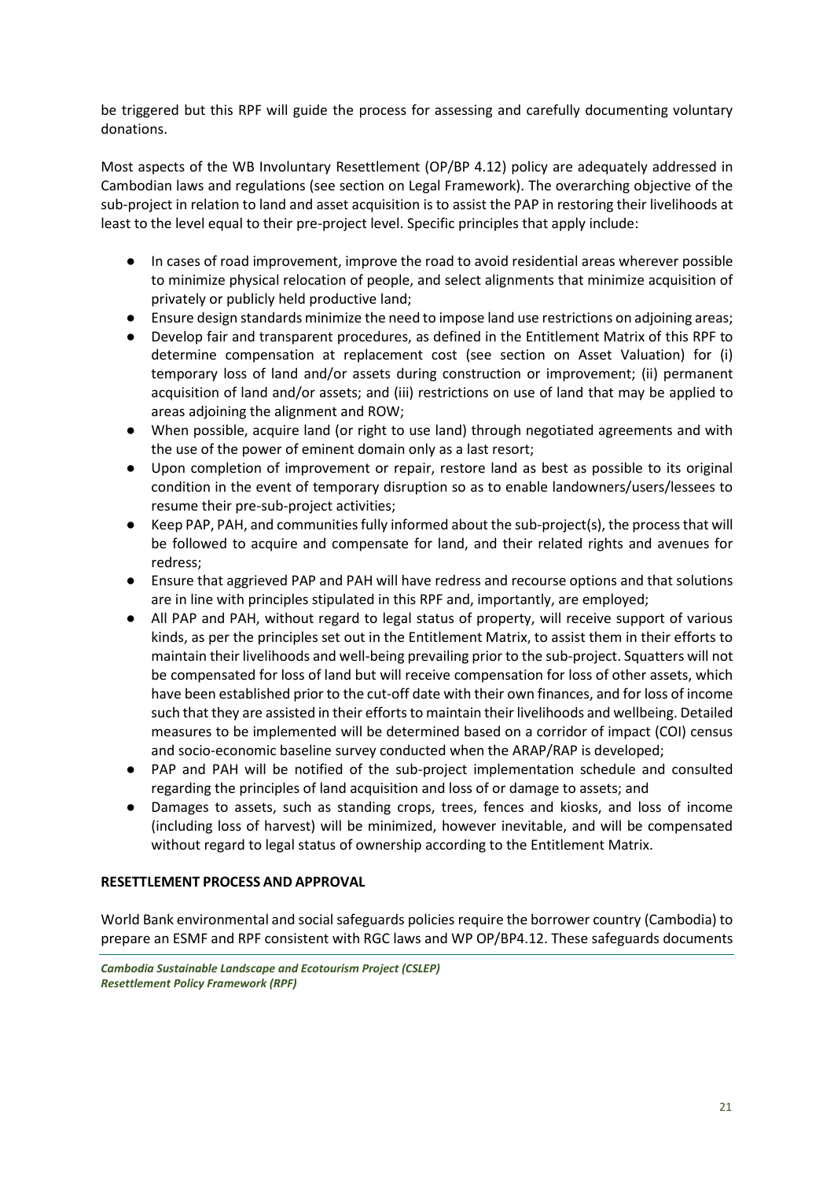be triggered but this RPF will guide the process for assessing and carefully documenting voluntary donations.

Most aspects of the WB Involuntary Resettlement (OP/BP 4.12) policy are adequately addressed in Cambodian laws and regulations (see section on Legal Framework). The overarching objective of the sub-project in relation to land and asset acquisition is to assist the PAP in restoring their livelihoods at least to the level equal to their pre-project level. Specific principles that apply include:

- In cases of road improvement, improve the road to avoid residential areas wherever possible to minimize physical relocation of people, and select alignments that minimize acquisition of privately or publicly held productive land;
- Ensure design standards minimize the need to impose land use restrictions on adjoining areas;
- Develop fair and transparent procedures, as defined in the Entitlement Matrix of this RPF to determine compensation at replacement cost (see section on Asset Valuation) for (i) temporary loss of land and/or assets during construction or improvement; (ii) permanent acquisition of land and/or assets; and (iii) restrictions on use of land that may be applied to areas adjoining the alignment and ROW;
- When possible, acquire land (or right to use land) through negotiated agreements and with the use of the power of eminent domain only as a last resort;
- Upon completion of improvement or repair, restore land as best as possible to its original condition in the event of temporary disruption so as to enable landowners/users/lessees to resume their pre-sub-project activities;
- Keep PAP, PAH, and communities fully informed about the sub-project(s), the process that will be followed to acquire and compensate for land, and their related rights and avenues for redress;
- Ensure that aggrieved PAP and PAH will have redress and recourse options and that solutions are in line with principles stipulated in this RPF and, importantly, are employed;
- All PAP and PAH, without regard to legal status of property, will receive support of various kinds, as per the principles set out in the Entitlement Matrix, to assist them in their efforts to maintain their livelihoods and well-being prevailing prior to the sub-project. Squatters will not be compensated for loss of land but will receive compensation for loss of other assets, which have been established prior to the cut-off date with their own finances, and for loss of income such that they are assisted in their efforts to maintain their livelihoods and wellbeing. Detailed measures to be implemented will be determined based on a corridor of impact (COI) census and socio-economic baseline survey conducted when the ARAP/RAP is developed;
- PAP and PAH will be notified of the sub-project implementation schedule and consulted regarding the principles of land acquisition and loss of or damage to assets; and
- Damages to assets, such as standing crops, trees, fences and kiosks, and loss of income (including loss of harvest) will be minimized, however inevitable, and will be compensated without regard to legal status of ownership according to the Entitlement Matrix.

## RESETTLEMENT PROCESS AND APPROVAL

World Bank environmental and social safeguards policies require the borrower country (Cambodia) to prepare an ESMF and RPF consistent with RGC laws and WP OP/BP4.12. These safeguards documents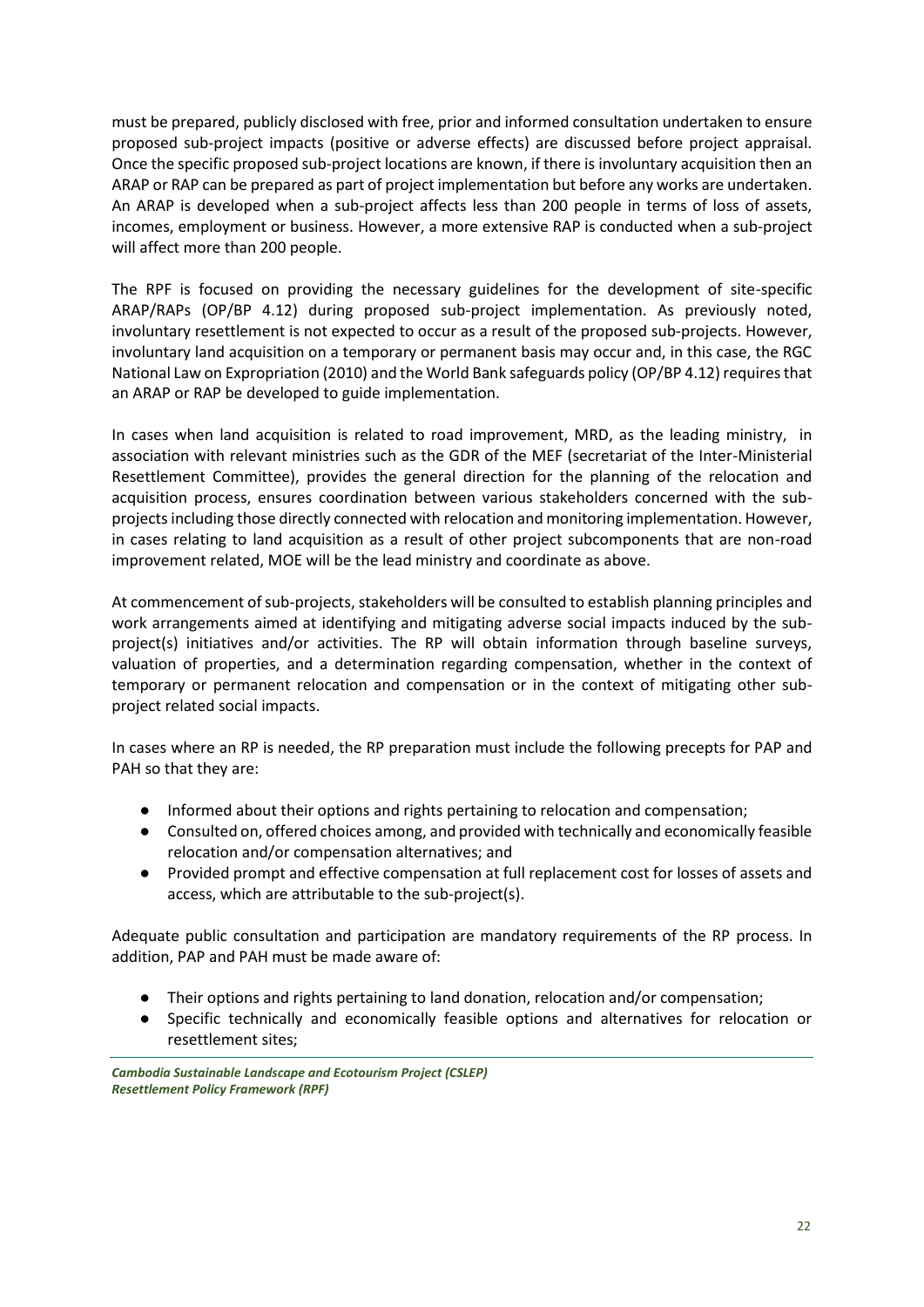must be prepared, publicly disclosed with free, prior and informed consultation undertaken to ensure proposed sub-project impacts (positive or adverse effects) are discussed before project appraisal. Once the specific proposed sub-project locations are known, if there is involuntary acquisition then an ARAP or RAP can be prepared as part of project implementation but before any works are undertaken. An ARAP is developed when a sub-project affects less than 200 people in terms of loss of assets, incomes, employment or business. However, a more extensive RAP is conducted when a sub-project will affect more than 200 people.

The RPF is focused on providing the necessary guidelines for the development of site-specific ARAP/RAPs (OP/BP 4.12) during proposed sub-project implementation. As previously noted, involuntary resettlement is not expected to occur as a result of the proposed sub-projects. However, involuntary land acquisition on a temporary or permanent basis may occur and, in this case, the RGC National Law on Expropriation (2010) and the World Bank safeguards policy (OP/BP 4.12) requires that an ARAP or RAP be developed to guide implementation.

In cases when land acquisition is related to road improvement, MRD, as the leading ministry, in association with relevant ministries such as the GDR of the MEF (secretariat of the Inter-Ministerial Resettlement Committee), provides the general direction for the planning of the relocation and acquisition process, ensures coordination between various stakeholders concerned with the sub-projects including those directly connected with relocation and monitoring implementation. However, in cases relating to land acquisition as a result of other project subcomponents that are non-road improvement related, MOE will be the lead ministry and coordinate as above.

At commencement of sub-projects, stakeholders will be consulted to establish planning principles and work arrangements aimed at identifying and mitigating adverse social impacts induced by the sub-project(s) initiatives and/or activities. The RP will obtain information through baseline surveys, valuation of properties, and a determination regarding compensation, whether in the context of temporary or permanent relocation and compensation or in the context of mitigating other sub-project related social impacts.

In cases where an RP is needed, the RP preparation must include the following precepts for PAP and PAH so that they are:

- Informed about their options and rights pertaining to relocation and compensation;
- Consulted on, offered choices among, and provided with technically and economically feasible relocation and/or compensation alternatives; and
- Provided prompt and effective compensation at full replacement cost for losses of assets and access, which are attributable to the sub-project(s).

Adequate public consultation and participation are mandatory requirements of the RP process. In addition, PAP and PAH must be made aware of:

- Their options and rights pertaining to land donation, relocation and/or compensation;
- Specific technically and economically feasible options and alternatives for relocation or resettlement sites;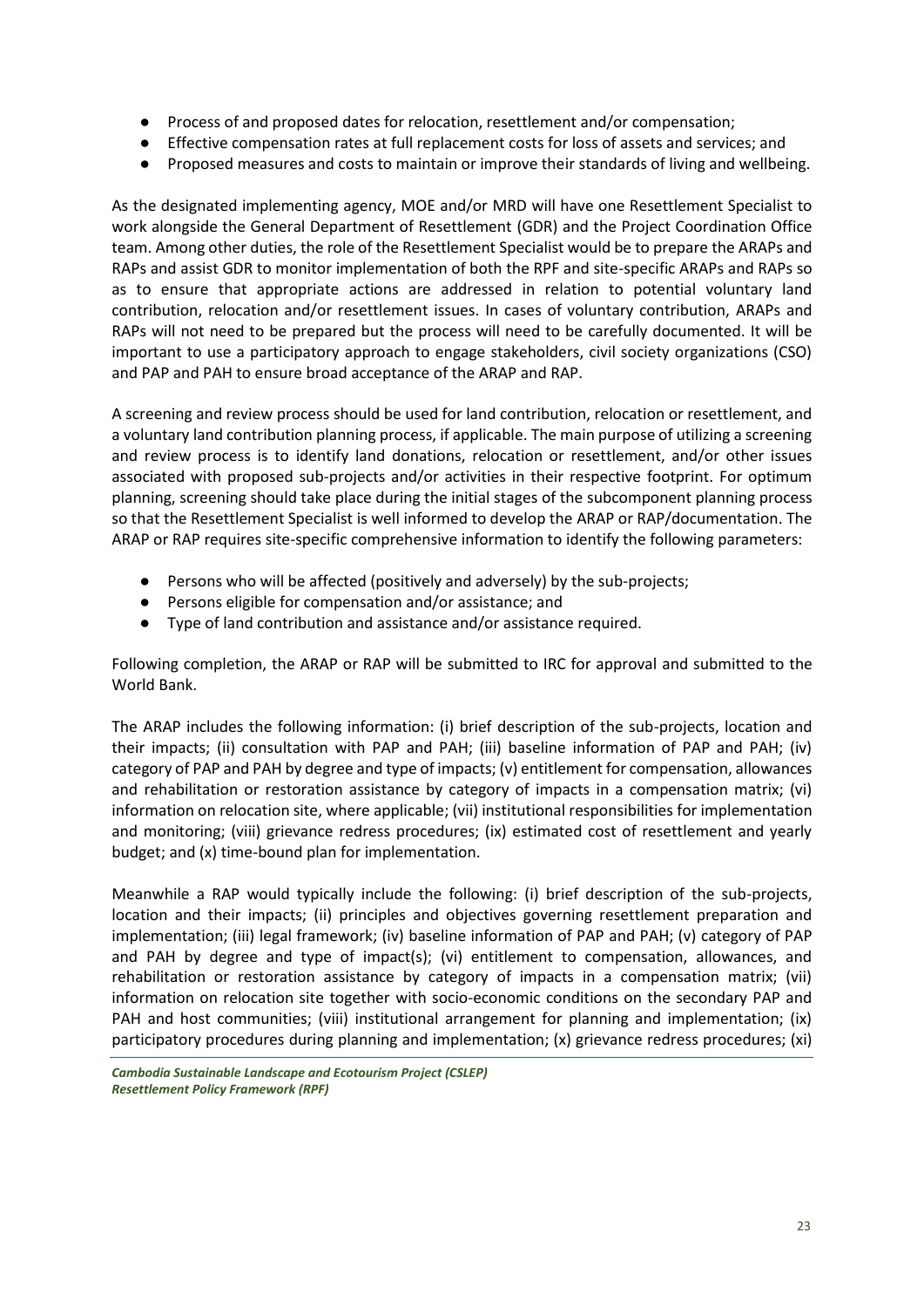- Process of and proposed dates for relocation, resettlement and/or compensation;
- Effective compensation rates at full replacement costs for loss of assets and services; and
- Proposed measures and costs to maintain or improve their standards of living and wellbeing.

As the designated implementing agency, MOE and/or MRD will have one Resettlement Specialist to work alongside the General Department of Resettlement (GDR) and the Project Coordination Office team. Among other duties, the role of the Resettlement Specialist would be to prepare the ARAPs and RAPs and assist GDR to monitor implementation of both the RPF and site-specific ARAPs and RAPs so as to ensure that appropriate actions are addressed in relation to potential voluntary land contribution, relocation and/or resettlement issues. In cases of voluntary contribution, ARAPs and RAPs will not need to be prepared but the process will need to be carefully documented. It will be important to use a participatory approach to engage stakeholders, civil society organizations (CSO) and PAP and PAH to ensure broad acceptance of the ARAP and RAP.

A screening and review process should be used for land contribution, relocation or resettlement, and a voluntary land contribution planning process, if applicable. The main purpose of utilizing a screening and review process is to identify land donations, relocation or resettlement, and/or other issues associated with proposed sub-projects and/or activities in their respective footprint. For optimum planning, screening should take place during the initial stages of the subcomponent planning process so that the Resettlement Specialist is well informed to develop the ARAP or RAP/documentation. The ARAP or RAP requires site-specific comprehensive information to identify the following parameters:

- Persons who will be affected (positively and adversely) by the sub-projects;
- Persons eligible for compensation and/or assistance; and
- Type of land contribution and assistance and/or assistance required.

Following completion, the ARAP or RAP will be submitted to IRC for approval and submitted to the World Bank.

The ARAP includes the following information: (i) brief description of the sub-projects, location and their impacts; (ii) consultation with PAP and PAH; (iii) baseline information of PAP and PAH; (iv) category of PAP and PAH by degree and type of impacts; (v) entitlement for compensation, allowances and rehabilitation or restoration assistance by category of impacts in a compensation matrix; (vi) information on relocation site, where applicable; (vii) institutional responsibilities for implementation and monitoring; (viii) grievance redress procedures; (ix) estimated cost of resettlement and yearly budget; and (x) time-bound plan for implementation.

Meanwhile a RAP would typically include the following: (i) brief description of the sub-projects, location and their impacts; (ii) principles and objectives governing resettlement preparation and implementation; (iii) legal framework; (iv) baseline information of PAP and PAH; (v) category of PAP and PAH by degree and type of impact(s); (vi) entitlement to compensation, allowances, and rehabilitation or restoration assistance by category of impacts in a compensation matrix; (vii) information on relocation site together with socio-economic conditions on the secondary PAP and PAH and host communities; (viii) institutional arrangement for planning and implementation; (ix) participatory procedures during planning and implementation; (x) grievance redress procedures; (xi)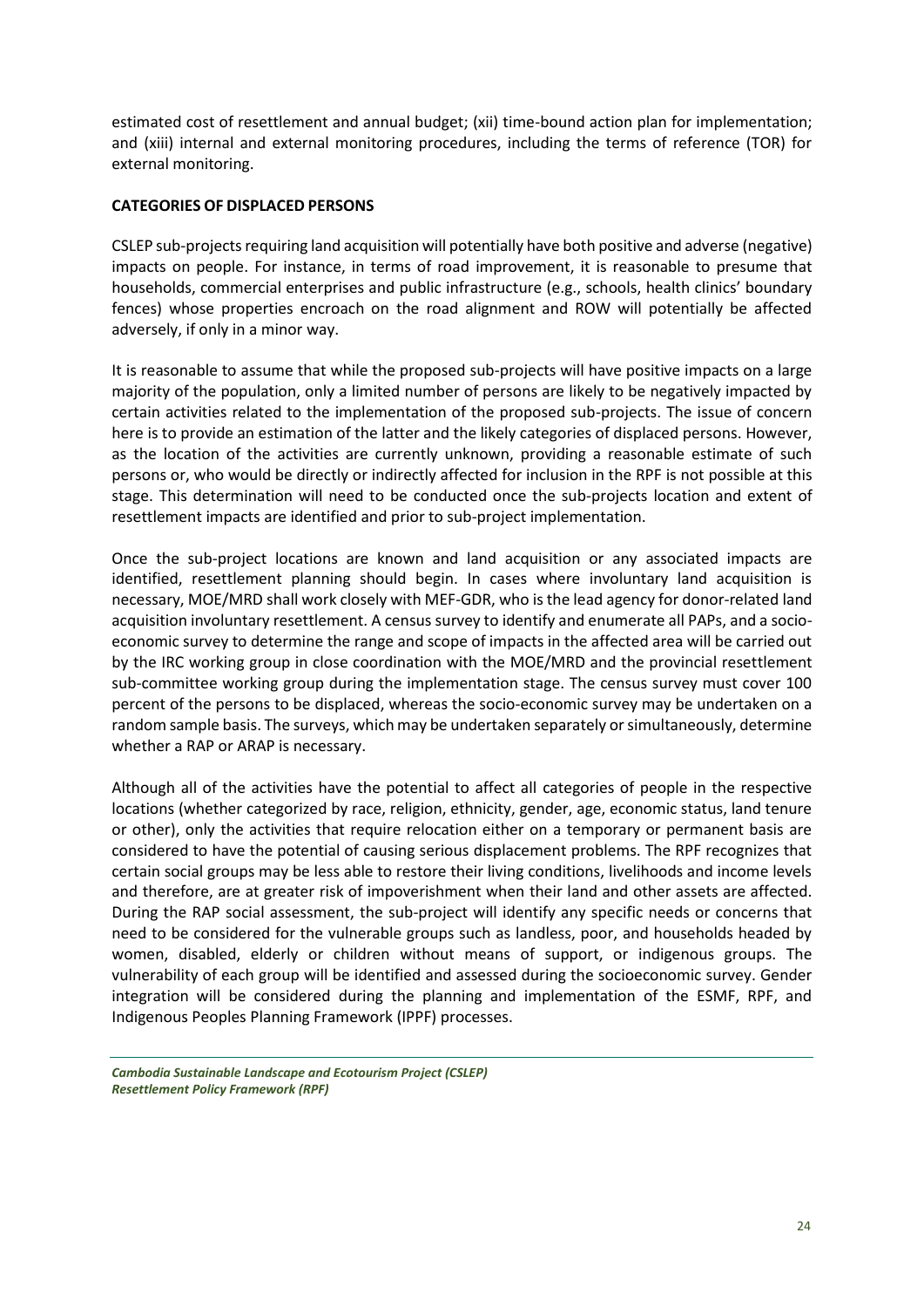estimated cost of resettlement and annual budget; (xii) time-bound action plan for implementation; and (xiii) internal and external monitoring procedures, including the terms of reference (TOR) for external monitoring.

**CATEGORIES OF DISPLACED PERSONS**

CSLEP sub-projects requiring land acquisition will potentially have both positive and adverse (negative) impacts on people. For instance, in terms of road improvement, it is reasonable to presume that households, commercial enterprises and public infrastructure (e.g., schools, health clinics' boundary fences) whose properties encroach on the road alignment and ROW will potentially be affected adversely, if only in a minor way.

It is reasonable to assume that while the proposed sub-projects will have positive impacts on a large majority of the population, only a limited number of persons are likely to be negatively impacted by certain activities related to the implementation of the proposed sub-projects. The issue of concern here is to provide an estimation of the latter and the likely categories of displaced persons. However, as the location of the activities are currently unknown, providing a reasonable estimate of such persons or, who would be directly or indirectly affected for inclusion in the RPF is not possible at this stage. This determination will need to be conducted once the sub-projects location and extent of resettlement impacts are identified and prior to sub-project implementation.

Once the sub-project locations are known and land acquisition or any associated impacts are identified, resettlement planning should begin. In cases where involuntary land acquisition is necessary, MOE/MRD shall work closely with MEF-GDR, who is the lead agency for donor-related land acquisition involuntary resettlement. A census survey to identify and enumerate all PAPs, and a socio-economic survey to determine the range and scope of impacts in the affected area will be carried out by the IRC working group in close coordination with the MOE/MRD and the provincial resettlement sub-committee working group during the implementation stage. The census survey must cover 100 percent of the persons to be displaced, whereas the socio-economic survey may be undertaken on a random sample basis. The surveys, which may be undertaken separately or simultaneously, determine whether a RAP or ARAP is necessary.

Although all of the activities have the potential to affect all categories of people in the respective locations (whether categorized by race, religion, ethnicity, gender, age, economic status, land tenure or other), only the activities that require relocation either on a temporary or permanent basis are considered to have the potential of causing serious displacement problems. The RPF recognizes that certain social groups may be less able to restore their living conditions, livelihoods and income levels and therefore, are at greater risk of impoverishment when their land and other assets are affected. During the RAP social assessment, the sub-project will identify any specific needs or concerns that need to be considered for the vulnerable groups such as landless, poor, and households headed by women, disabled, elderly or children without means of support, or indigenous groups. The vulnerability of each group will be identified and assessed during the socioeconomic survey. Gender integration will be considered during the planning and implementation of the ESMF, RPF, and Indigenous Peoples Planning Framework (IPPF) processes.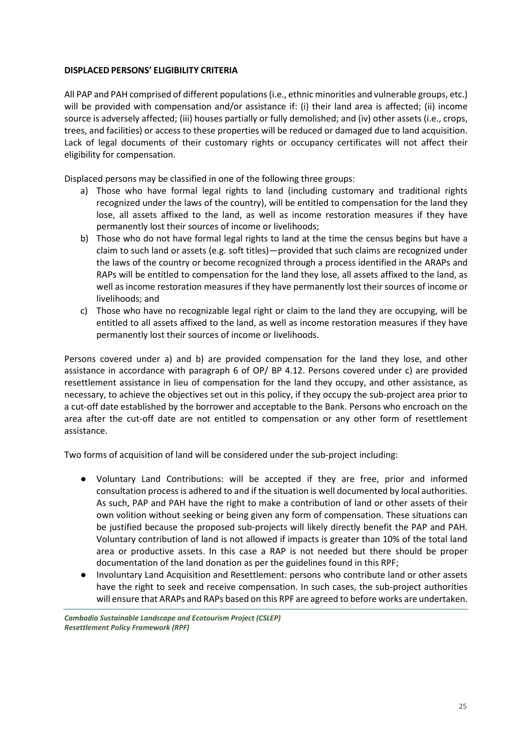**DISPLACED PERSONS' ELIGIBILITY CRITERIA**

All PAP and PAH comprised of different populations (i.e., ethnic minorities and vulnerable groups, etc.) will be provided with compensation and/or assistance if: (i) their land area is affected; (ii) income source is adversely affected; (iii) houses partially or fully demolished; and (iv) other assets (i.e., crops, trees, and facilities) or access to these properties will be reduced or damaged due to land acquisition. Lack of legal documents of their customary rights or occupancy certificates will not affect their eligibility for compensation.

Displaced persons may be classified in one of the following three groups:

a) Those who have formal legal rights to land (including customary and traditional rights recognized under the laws of the country), will be entitled to compensation for the land they lose, all assets affixed to the land, as well as income restoration measures if they have permanently lost their sources of income or livelihoods;
b) Those who do not have formal legal rights to land at the time the census begins but have a claim to such land or assets (e.g. soft titles)—provided that such claims are recognized under the laws of the country or become recognized through a process identified in the ARAPs and RAPs will be entitled to compensation for the land they lose, all assets affixed to the land, as well as income restoration measures if they have permanently lost their sources of income or livelihoods; and
c) Those who have no recognizable legal right or claim to the land they are occupying, will be entitled to all assets affixed to the land, as well as income restoration measures if they have permanently lost their sources of income or livelihoods.

Persons covered under a) and b) are provided compensation for the land they lose, and other assistance in accordance with paragraph 6 of OP/ BP 4.12. Persons covered under c) are provided resettlement assistance in lieu of compensation for the land they occupy, and other assistance, as necessary, to achieve the objectives set out in this policy, if they occupy the sub-project area prior to a cut-off date established by the borrower and acceptable to the Bank. Persons who encroach on the area after the cut-off date are not entitled to compensation or any other form of resettlement assistance.

Two forms of acquisition of land will be considered under the sub-project including:

- Voluntary Land Contributions: will be accepted if they are free, prior and informed consultation process is adhered to and if the situation is well documented by local authorities. As such, PAP and PAH have the right to make a contribution of land or other assets of their own volition without seeking or being given any form of compensation. These situations can be justified because the proposed sub-projects will likely directly benefit the PAP and PAH. Voluntary contribution of land is not allowed if impacts is greater than 10% of the total land area or productive assets. In this case a RAP is not needed but there should be proper documentation of the land donation as per the guidelines found in this RPF;
- Involuntary Land Acquisition and Resettlement: persons who contribute land or other assets have the right to seek and receive compensation. In such cases, the sub-project authorities will ensure that ARAPs and RAPs based on this RPF are agreed to before works are undertaken.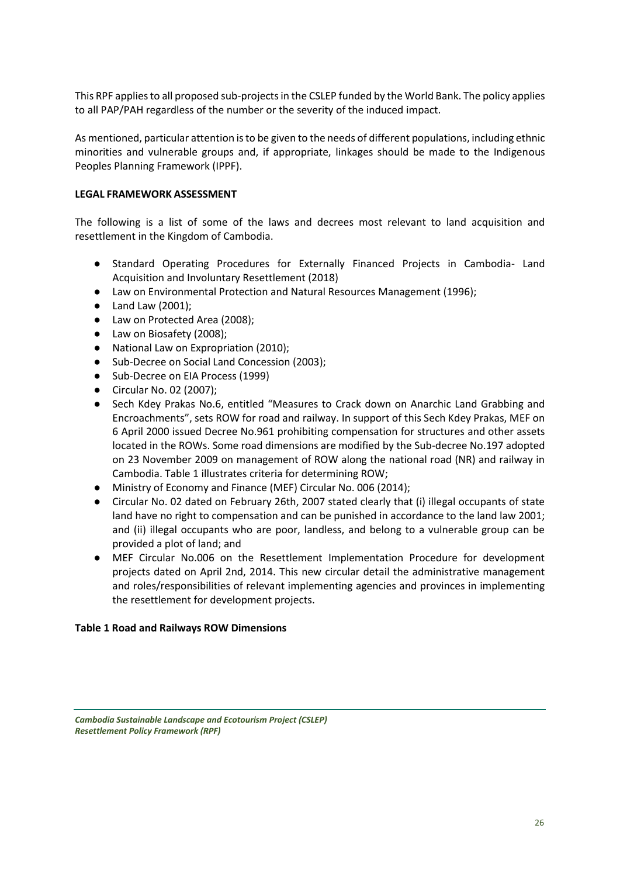This RPF applies to all proposed sub-projects in the CSLEP funded by the World Bank. The policy applies to all PAP/PAH regardless of the number or the severity of the induced impact.

As mentioned, particular attention is to be given to the needs of different populations, including ethnic minorities and vulnerable groups and, if appropriate, linkages should be made to the Indigenous Peoples Planning Framework (IPPF).

**LEGAL FRAMEWORK ASSESSMENT**

The following is a list of some of the laws and decrees most relevant to land acquisition and resettlement in the Kingdom of Cambodia.

- Standard Operating Procedures for Externally Financed Projects in Cambodia- Land Acquisition and Involuntary Resettlement (2018)
- Law on Environmental Protection and Natural Resources Management (1996);
- Land Law (2001);
- Law on Protected Area (2008);
- Law on Biosafety (2008);
- National Law on Expropriation (2010);
- Sub-Decree on Social Land Concession (2003);
- Sub-Decree on EIA Process (1999)
- Circular No. 02 (2007);
- Sech Kdey Prakas No.6, entitled "Measures to Crack down on Anarchic Land Grabbing and Encroachments", sets ROW for road and railway. In support of this Sech Kdey Prakas, MEF on 6 April 2000 issued Decree No.961 prohibiting compensation for structures and other assets located in the ROWs. Some road dimensions are modified by the Sub-decree No.197 adopted on 23 November 2009 on management of ROW along the national road (NR) and railway in Cambodia. Table 1 illustrates criteria for determining ROW;
- Ministry of Economy and Finance (MEF) Circular No. 006 (2014);
- Circular No. 02 dated on February 26th, 2007 stated clearly that (i) illegal occupants of state land have no right to compensation and can be punished in accordance to the land law 2001; and (ii) illegal occupants who are poor, landless, and belong to a vulnerable group can be provided a plot of land; and
- MEF Circular No.006 on the Resettlement Implementation Procedure for development projects dated on April 2nd, 2014. This new circular detail the administrative management and roles/responsibilities of relevant implementing agencies and provinces in implementing the resettlement for development projects.

**Table 1 Road and Railways ROW Dimensions**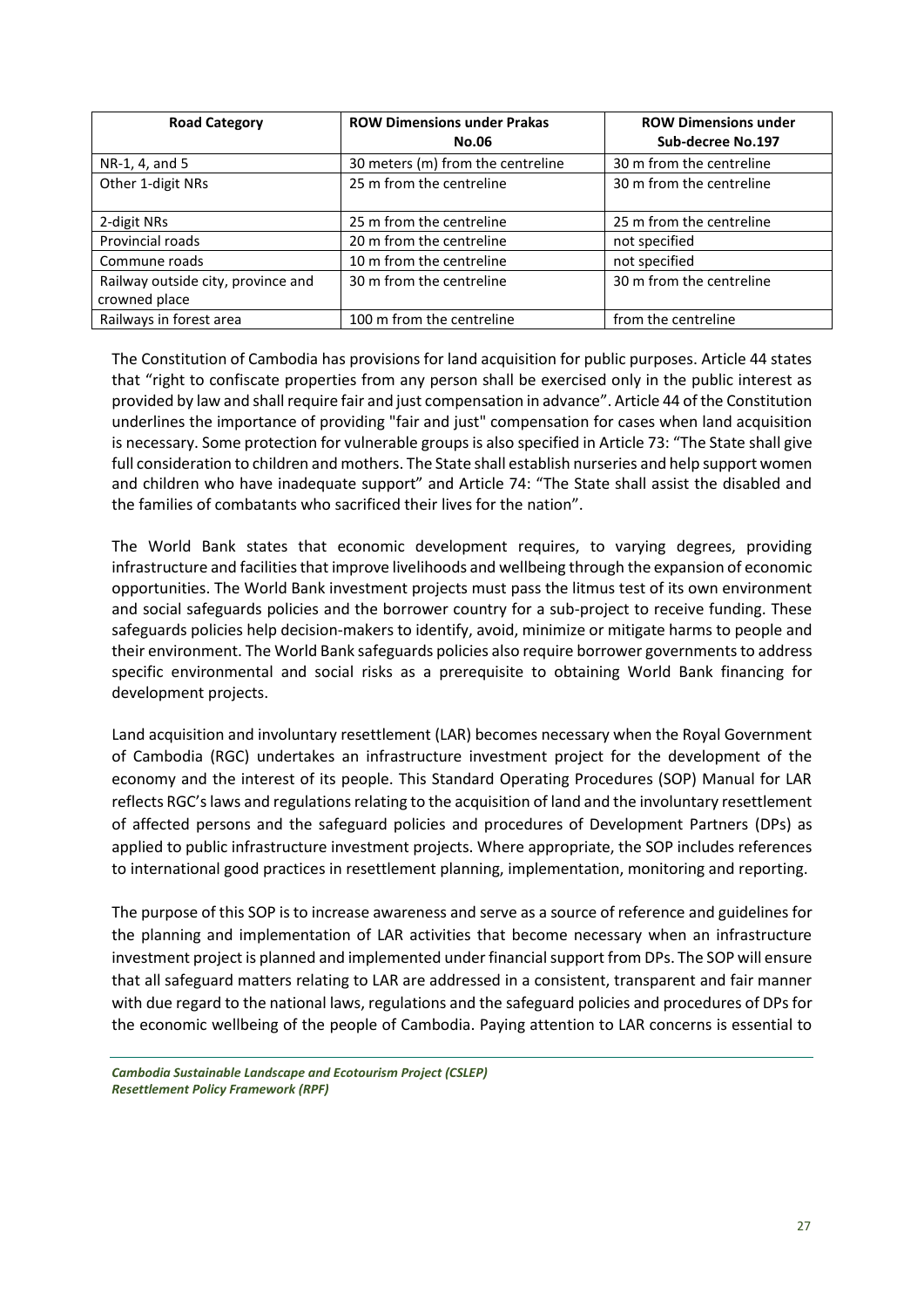| Road Category | ROW Dimensions under Prakas No.06 | ROW Dimensions under Sub-decree No.197 |
|---|---|---|
| NR-1, 4, and 5 | 30 meters (m) from the centreline | 30 m from the centreline |
| Other 1-digit NRs | 25 m from the centreline | 30 m from the centreline |
| 2-digit NRs | 25 m from the centreline | 25 m from the centreline |
| Provincial roads | 20 m from the centreline | not specified |
| Commune roads | 10 m from the centreline | not specified |
| Railway outside city, province and crowned place | 30 m from the centreline | 30 m from the centreline |
| Railways in forest area | 100 m from the centreline | from the centreline |

The Constitution of Cambodia has provisions for land acquisition for public purposes. Article 44 states that "right to confiscate properties from any person shall be exercised only in the public interest as provided by law and shall require fair and just compensation in advance". Article 44 of the Constitution underlines the importance of providing "fair and just" compensation for cases when land acquisition is necessary. Some protection for vulnerable groups is also specified in Article 73: "The State shall give full consideration to children and mothers. The State shall establish nurseries and help support women and children who have inadequate support" and Article 74: "The State shall assist the disabled and the families of combatants who sacrificed their lives for the nation".

The World Bank states that economic development requires, to varying degrees, providing infrastructure and facilities that improve livelihoods and wellbeing through the expansion of economic opportunities. The World Bank investment projects must pass the litmus test of its own environment and social safeguards policies and the borrower country for a sub-project to receive funding. These safeguards policies help decision-makers to identify, avoid, minimize or mitigate harms to people and their environment. The World Bank safeguards policies also require borrower governments to address specific environmental and social risks as a prerequisite to obtaining World Bank financing for development projects.

Land acquisition and involuntary resettlement (LAR) becomes necessary when the Royal Government of Cambodia (RGC) undertakes an infrastructure investment project for the development of the economy and the interest of its people. This Standard Operating Procedures (SOP) Manual for LAR reflects RGC's laws and regulations relating to the acquisition of land and the involuntary resettlement of affected persons and the safeguard policies and procedures of Development Partners (DPs) as applied to public infrastructure investment projects. Where appropriate, the SOP includes references to international good practices in resettlement planning, implementation, monitoring and reporting.

The purpose of this SOP is to increase awareness and serve as a source of reference and guidelines for the planning and implementation of LAR activities that become necessary when an infrastructure investment project is planned and implemented under financial support from DPs. The SOP will ensure that all safeguard matters relating to LAR are addressed in a consistent, transparent and fair manner with due regard to the national laws, regulations and the safeguard policies and procedures of DPs for the economic wellbeing of the people of Cambodia. Paying attention to LAR concerns is essential to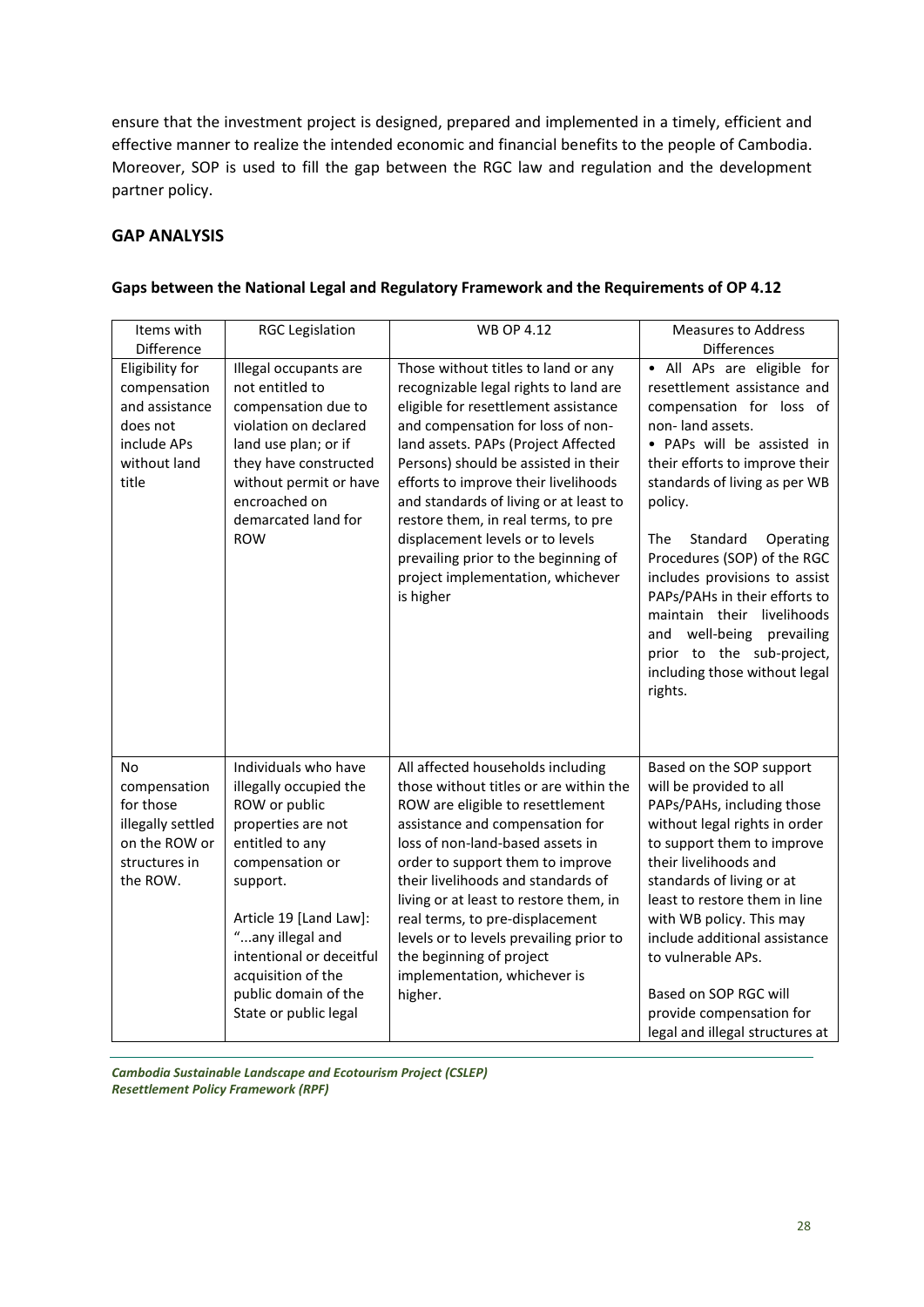ensure that the investment project is designed, prepared and implemented in a timely, efficient and effective manner to realize the intended economic and financial benefits to the people of Cambodia. Moreover, SOP is used to fill the gap between the RGC law and regulation and the development partner policy.

## GAP ANALYSIS

### Gaps between the National Legal and Regulatory Framework and the Requirements of OP 4.12

| Items with Difference | RGC Legislation | WB OP 4.12 | Measures to Address Differences |
|---|---|---|---|
| Eligibility for compensation and assistance does not include APs without land title | Illegal occupants are not entitled to compensation due to violation on declared land use plan; or if they have constructed without permit or have encroached on demarcated land for ROW | Those without titles to land or any recognizable legal rights to land are eligible for resettlement assistance and compensation for loss of non-land assets. PAPs (Project Affected Persons) should be assisted in their efforts to improve their livelihoods and standards of living or at least to restore them, in real terms, to pre displacement levels or to levels prevailing prior to the beginning of project implementation, whichever is higher | • All APs are eligible for resettlement assistance and compensation for loss of non- land assets.<br>• PAPs will be assisted in their efforts to improve their standards of living as per WB policy.<br><br>The Standard Operating Procedures (SOP) of the RGC includes provisions to assist PAPs/PAHs in their efforts to maintain their livelihoods and well-being prevailing prior to the sub-project, including those without legal rights. |
| No compensation for those illegally settled on the ROW or structures in the ROW. | Individuals who have illegally occupied the ROW or public properties are not entitled to any compensation or support.<br><br>Article 19 [Land Law]: "...any illegal and intentional or deceitful acquisition of the public domain of the State or public legal | All affected households including those without titles or are within the ROW are eligible to resettlement assistance and compensation for loss of non-land-based assets in order to support them to improve their livelihoods and standards of living or at least to restore them, in real terms, to pre-displacement levels or to levels prevailing prior to the beginning of project implementation, whichever is higher. | Based on the SOP support will be provided to all PAPs/PAHs, including those without legal rights in order to support them to improve their livelihoods and standards of living or at least to restore them in line with WB policy. This may include additional assistance to vulnerable APs.<br><br>Based on SOP RGC will provide compensation for legal and illegal structures at |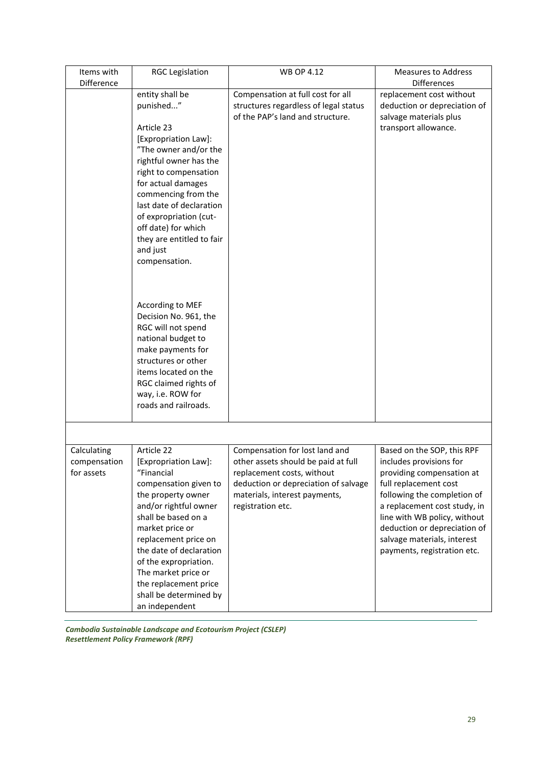| Items with Difference | RGC Legislation | WB OP 4.12 | Measures to Address Differences |
|---|---|---|---|
| | entity shall be punished..."<br><br>Article 23 [Expropriation Law]: "The owner and/or the rightful owner has the right to compensation for actual damages commencing from the last date of declaration of expropriation (cut-off date) for which they are entitled to fair and just compensation.<br><br>According to MEF Decision No. 961, the RGC will not spend national budget to make payments for structures or other items located on the RGC claimed rights of way, i.e. ROW for roads and railroads. | Compensation at full cost for all structures regardless of legal status of the PAP's land and structure. | replacement cost without deduction or depreciation of salvage materials plus transport allowance. |
| | | | |
| Calculating compensation for assets | Article 22 [Expropriation Law]: "Financial compensation given to the property owner and/or rightful owner shall be based on a market price or replacement price on the date of declaration of the expropriation. The market price or the replacement price shall be determined by an independent | Compensation for lost land and other assets should be paid at full replacement costs, without deduction or depreciation of salvage materials, interest payments, registration etc. | Based on the SOP, this RPF includes provisions for providing compensation at full replacement cost following the completion of a replacement cost study, in line with WB policy, without deduction or depreciation of salvage materials, interest payments, registration etc. |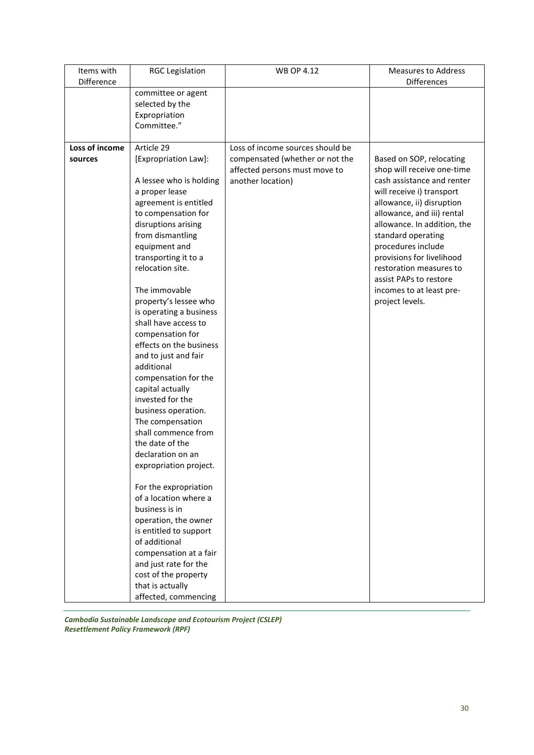| Items with Difference | RGC Legislation | WB OP 4.12 | Measures to Address Differences |
|---|---|---|---|
| | committee or agent selected by the Expropriation Committee.” | | |
| **Loss of income sources** | Article 29 [Expropriation Law]:<br><br>A lessee who is holding a proper lease agreement is entitled to compensation for disruptions arising from dismantling equipment and transporting it to a relocation site.<br><br>The immovable property’s lessee who is operating a business shall have access to compensation for effects on the business and to just and fair additional compensation for the capital actually invested for the business operation. The compensation shall commence from the date of the declaration on an expropriation project.<br><br>For the expropriation of a location where a business is in operation, the owner is entitled to support of additional compensation at a fair and just rate for the cost of the property that is actually affected, commencing | Loss of income sources should be compensated (whether or not the affected persons must move to another location) | Based on SOP, relocating shop will receive one-time cash assistance and renter will receive i) transport allowance, ii) disruption allowance, and iii) rental allowance. In addition, the standard operating procedures include provisions for livelihood restoration measures to assist PAPs to restore incomes to at least pre-project levels. |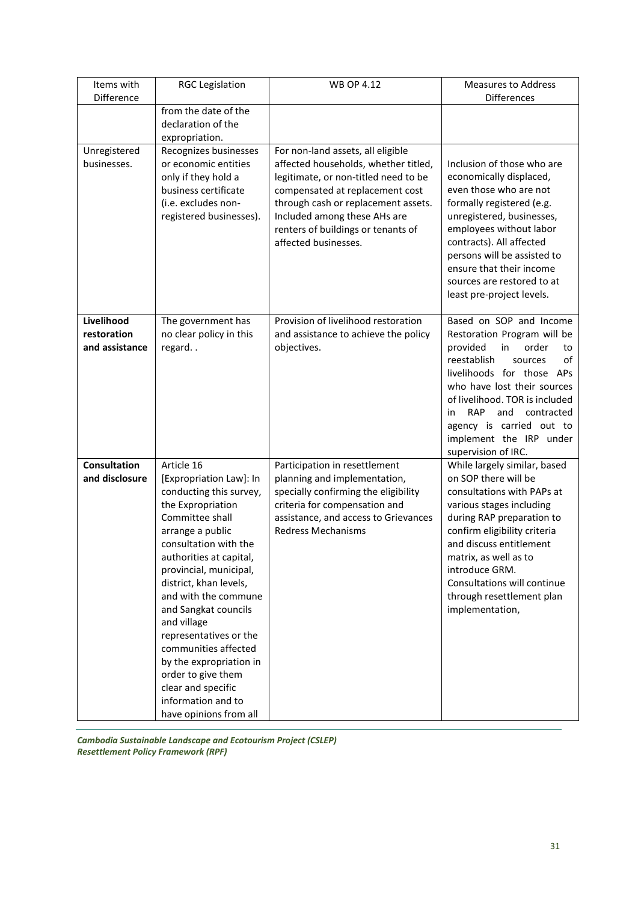| Items with Difference | RGC Legislation | WB OP 4.12 | Measures to Address Differences |
| --- | --- | --- | --- |
| | from the date of the declaration of the expropriation. | | |
| Unregistered businesses. | Recognizes businesses or economic entities only if they hold a business certificate (i.e. excludes non-registered businesses). | For non-land assets, all eligible affected households, whether titled, legitimate, or non-titled need to be compensated at replacement cost through cash or replacement assets. Included among these AHs are renters of buildings or tenants of affected businesses. | Inclusion of those who are economically displaced, even those who are not formally registered (e.g. unregistered, businesses, employees without labor contracts). All affected persons will be assisted to ensure that their income sources are restored to at least pre-project levels. |
| **Livelihood restoration and assistance** | The government has no clear policy in this regard. . | Provision of livelihood restoration and assistance to achieve the policy objectives. | Based on SOP and Income Restoration Program will be provided in order to reestablish sources of livelihoods for those APs who have lost their sources of livelihood. TOR is included in RAP and contracted agency is carried out to implement the IRP under supervision of IRC. |
| **Consultation and disclosure** | Article 16 [Expropriation Law]: In conducting this survey, the Expropriation Committee shall arrange a public consultation with the authorities at capital, provincial, municipal, district, khan levels, and with the commune and Sangkat councils and village representatives or the communities affected by the expropriation in order to give them clear and specific information and to have opinions from all | Participation in resettlement planning and implementation, specially confirming the eligibility criteria for compensation and assistance, and access to Grievances Redress Mechanisms | While largely similar, based on SOP there will be consultations with PAPs at various stages including during RAP preparation to confirm eligibility criteria and discuss entitlement matrix, as well as to introduce GRM. Consultations will continue through resettlement plan implementation, |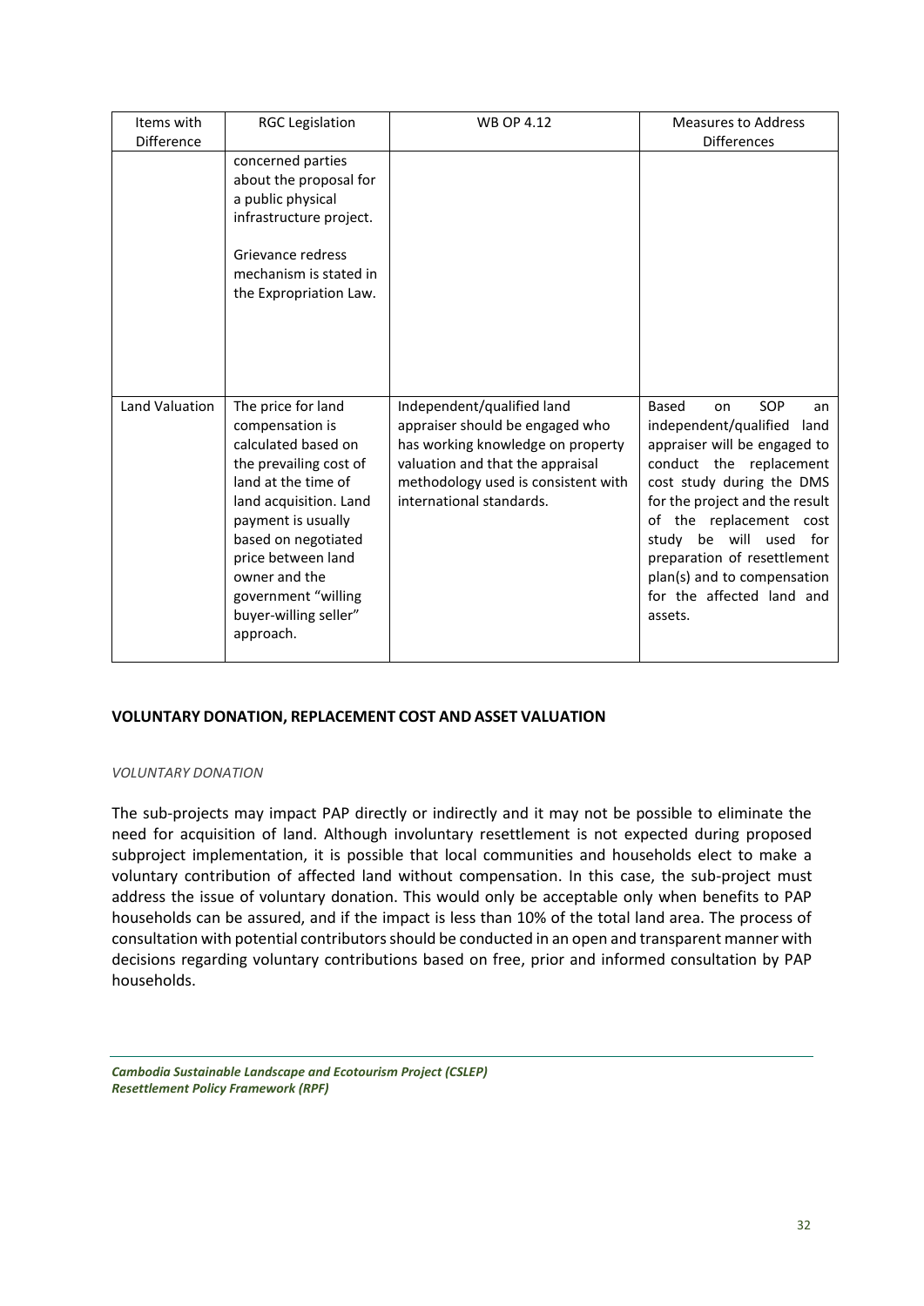| Items with Difference | RGC Legislation | WB OP 4.12 | Measures to Address Differences |
|---|---|---|---|
| | concerned parties about the proposal for a public physical infrastructure project.<br><br>Grievance redress mechanism is stated in the Expropriation Law. | | |
| Land Valuation | The price for land compensation is calculated based on the prevailing cost of land at the time of land acquisition. Land payment is usually based on negotiated price between land owner and the government "willing buyer-willing seller" approach. | Independent/qualified land appraiser should be engaged who has working knowledge on property valuation and that the appraisal methodology used is consistent with international standards. | Based on SOP an independent/qualified land appraiser will be engaged to conduct the replacement cost study during the DMS for the project and the result of the replacement cost study be will used for preparation of resettlement plan(s) and to compensation for the affected land and assets. |

## VOLUNTARY DONATION, REPLACEMENT COST AND ASSET VALUATION

### *VOLUNTARY DONATION*

The sub-projects may impact PAP directly or indirectly and it may not be possible to eliminate the need for acquisition of land. Although involuntary resettlement is not expected during proposed subproject implementation, it is possible that local communities and households elect to make a voluntary contribution of affected land without compensation. In this case, the sub-project must address the issue of voluntary donation. This would only be acceptable only when benefits to PAP households can be assured, and if the impact is less than 10% of the total land area. The process of consultation with potential contributors should be conducted in an open and transparent manner with decisions regarding voluntary contributions based on free, prior and informed consultation by PAP households.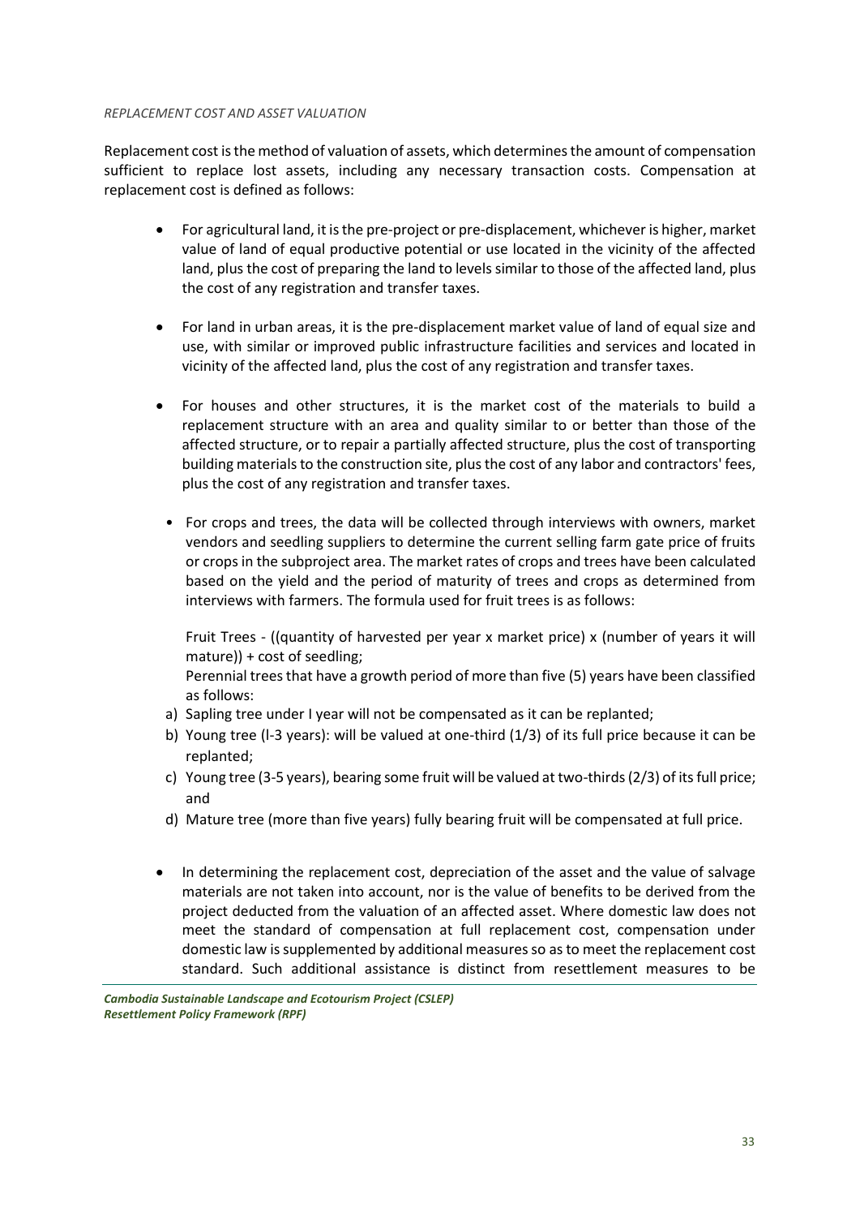*REPLACEMENT COST AND ASSET VALUATION*

Replacement cost is the method of valuation of assets, which determines the amount of compensation sufficient to replace lost assets, including any necessary transaction costs. Compensation at replacement cost is defined as follows:

- For agricultural land, it is the pre-project or pre-displacement, whichever is higher, market value of land of equal productive potential or use located in the vicinity of the affected land, plus the cost of preparing the land to levels similar to those of the affected land, plus the cost of any registration and transfer taxes.

- For land in urban areas, it is the pre-displacement market value of land of equal size and use, with similar or improved public infrastructure facilities and services and located in vicinity of the affected land, plus the cost of any registration and transfer taxes.

- For houses and other structures, it is the market cost of the materials to build a replacement structure with an area and quality similar to or better than those of the affected structure, or to repair a partially affected structure, plus the cost of transporting building materials to the construction site, plus the cost of any labor and contractors' fees, plus the cost of any registration and transfer taxes.

- For crops and trees, the data will be collected through interviews with owners, market vendors and seedling suppliers to determine the current selling farm gate price of fruits or crops in the subproject area. The market rates of crops and trees have been calculated based on the yield and the period of maturity of trees and crops as determined from interviews with farmers. The formula used for fruit trees is as follows:

  Fruit Trees - ((quantity of harvested per year x market price) x (number of years it will mature)) + cost of seedling;
  Perennial trees that have a growth period of more than five (5) years have been classified as follows:

  a) Sapling tree under I year will not be compensated as it can be replanted;
  b) Young tree (l-3 years): will be valued at one-third (1/3) of its full price because it can be replanted;
  c) Young tree (3-5 years), bearing some fruit will be valued at two-thirds (2/3) of its full price; and
  d) Mature tree (more than five years) fully bearing fruit will be compensated at full price.

- In determining the replacement cost, depreciation of the asset and the value of salvage materials are not taken into account, nor is the value of benefits to be derived from the project deducted from the valuation of an affected asset. Where domestic law does not meet the standard of compensation at full replacement cost, compensation under domestic law is supplemented by additional measures so as to meet the replacement cost standard. Such additional assistance is distinct from resettlement measures to be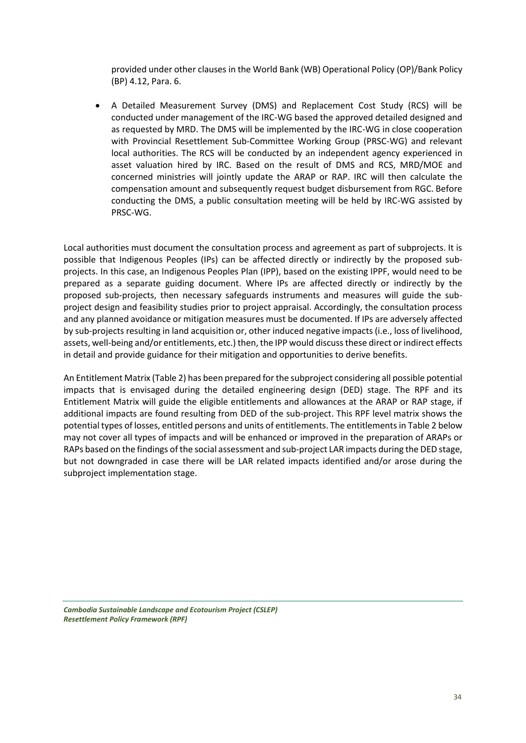provided under other clauses in the World Bank (WB) Operational Policy (OP)/Bank Policy (BP) 4.12, Para. 6.

- A Detailed Measurement Survey (DMS) and Replacement Cost Study (RCS) will be conducted under management of the IRC-WG based the approved detailed designed and as requested by MRD. The DMS will be implemented by the IRC-WG in close cooperation with Provincial Resettlement Sub-Committee Working Group (PRSC-WG) and relevant local authorities. The RCS will be conducted by an independent agency experienced in asset valuation hired by IRC. Based on the result of DMS and RCS, MRD/MOE and concerned ministries will jointly update the ARAP or RAP. IRC will then calculate the compensation amount and subsequently request budget disbursement from RGC. Before conducting the DMS, a public consultation meeting will be held by IRC-WG assisted by PRSC-WG.

Local authorities must document the consultation process and agreement as part of subprojects. It is possible that Indigenous Peoples (IPs) can be affected directly or indirectly by the proposed sub-projects. In this case, an Indigenous Peoples Plan (IPP), based on the existing IPPF, would need to be prepared as a separate guiding document. Where IPs are affected directly or indirectly by the proposed sub-projects, then necessary safeguards instruments and measures will guide the sub-project design and feasibility studies prior to project appraisal. Accordingly, the consultation process and any planned avoidance or mitigation measures must be documented. If IPs are adversely affected by sub-projects resulting in land acquisition or, other induced negative impacts (i.e., loss of livelihood, assets, well-being and/or entitlements, etc.) then, the IPP would discuss these direct or indirect effects in detail and provide guidance for their mitigation and opportunities to derive benefits.

An Entitlement Matrix (Table 2) has been prepared for the subproject considering all possible potential impacts that is envisaged during the detailed engineering design (DED) stage. The RPF and its Entitlement Matrix will guide the eligible entitlements and allowances at the ARAP or RAP stage, if additional impacts are found resulting from DED of the sub-project. This RPF level matrix shows the potential types of losses, entitled persons and units of entitlements. The entitlements in Table 2 below may not cover all types of impacts and will be enhanced or improved in the preparation of ARAPs or RAPs based on the findings of the social assessment and sub-project LAR impacts during the DED stage, but not downgraded in case there will be LAR related impacts identified and/or arose during the subproject implementation stage.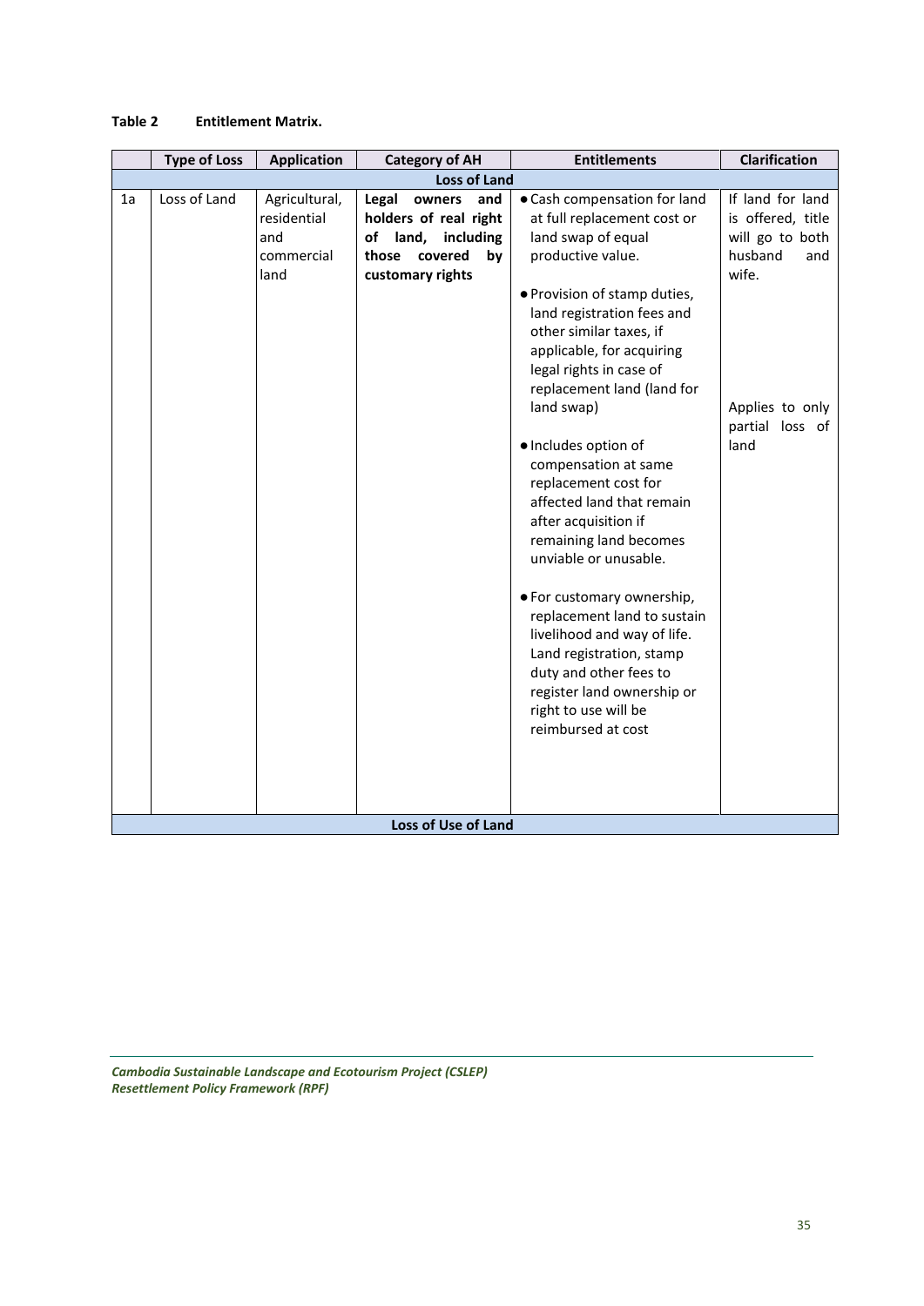**Table 2 Entitlement Matrix.**

| | Type of Loss | Application | Category of AH | Entitlements | Clarification |
|---|---|---|---|---|---|
| **Loss of Land** | | | | | |
| 1a | Loss of Land | Agricultural, residential and commercial land | **Legal owners and holders of real right of land, including those covered by customary rights** | • Cash compensation for land at full replacement cost or land swap of equal productive value.<br>• Provision of stamp duties, land registration fees and other similar taxes, if applicable, for acquiring legal rights in case of replacement land (land for land swap)<br>• Includes option of compensation at same replacement cost for affected land that remain after acquisition if remaining land becomes unviable or unusable.<br>• For customary ownership, replacement land to sustain livelihood and way of life. Land registration, stamp duty and other fees to register land ownership or right to use will be reimbursed at cost | If land for land is offered, title will go to both husband and wife.<br><br>Applies to only partial loss of land |
| **Loss of Use of Land** | | | | | |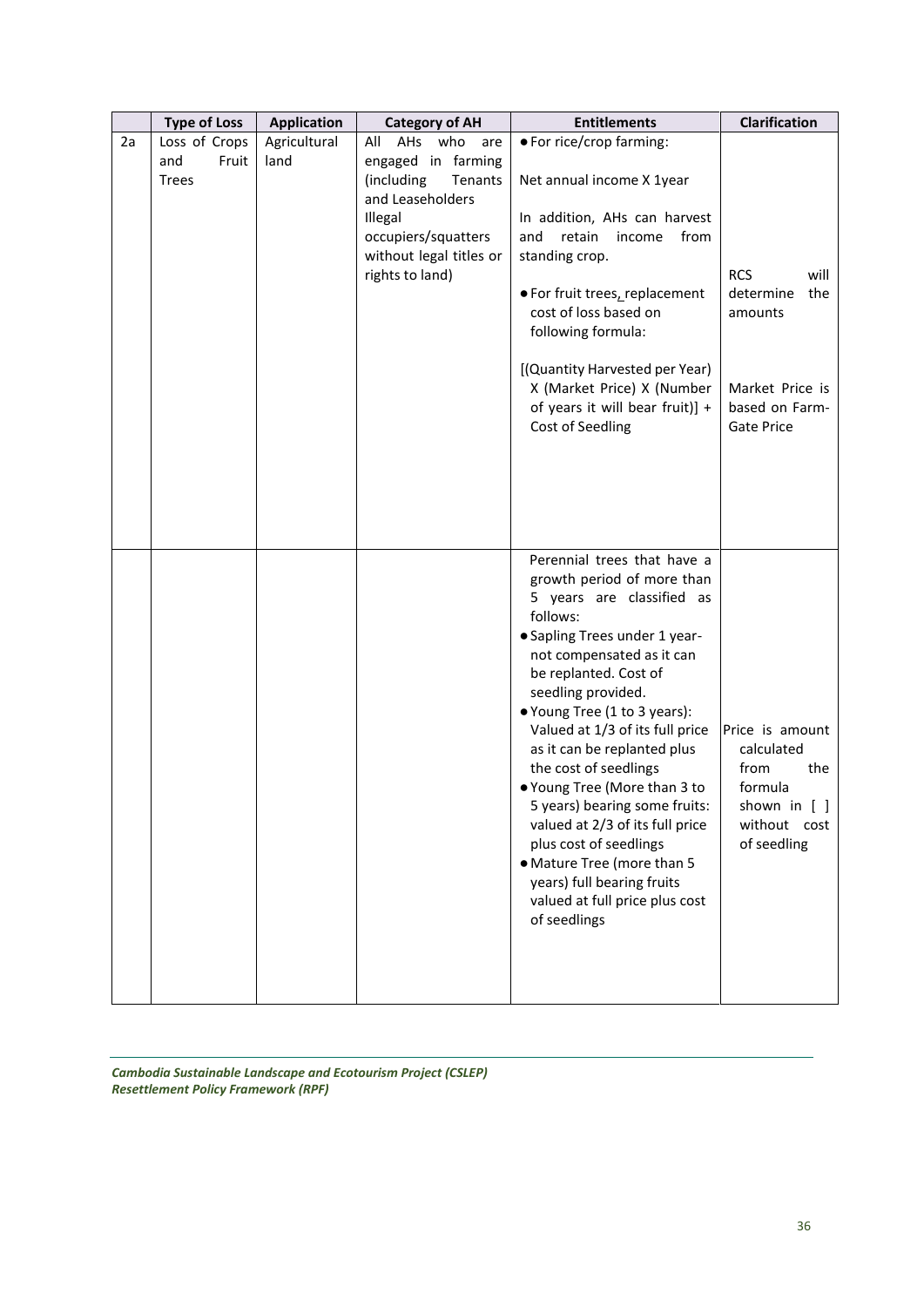|  | Type of Loss | Application | Category of AH | Entitlements | Clarification |
|---|---|---|---|---|---|
| 2a | Loss of Crops and Fruit Trees | Agricultural land | All AHs who are engaged in farming (including Tenants and Leaseholders Illegal occupiers/squatters without legal titles or rights to land) | • For rice/crop farming:<br><br>Net annual income X 1year<br><br>In addition, AHs can harvest and retain income from standing crop.<br><br>• For fruit trees, replacement cost of loss based on following formula:<br><br>[(Quantity Harvested per Year) X (Market Price) X (Number of years it will bear fruit)] + Cost of Seedling | RCS will determine the amounts<br><br>Market Price is based on Farm-Gate Price |
|  |  |  |  | Perennial trees that have a growth period of more than 5 years are classified as follows:<br>• Sapling Trees under 1 year- not compensated as it can be replanted. Cost of seedling provided.<br>• Young Tree (1 to 3 years): Valued at 1/3 of its full price as it can be replanted plus the cost of seedlings<br>• Young Tree (More than 3 to 5 years) bearing some fruits: valued at 2/3 of its full price plus cost of seedlings<br>• Mature Tree (more than 5 years) full bearing fruits valued at full price plus cost of seedlings | Price is amount calculated from the formula shown in [ ] without cost of seedling |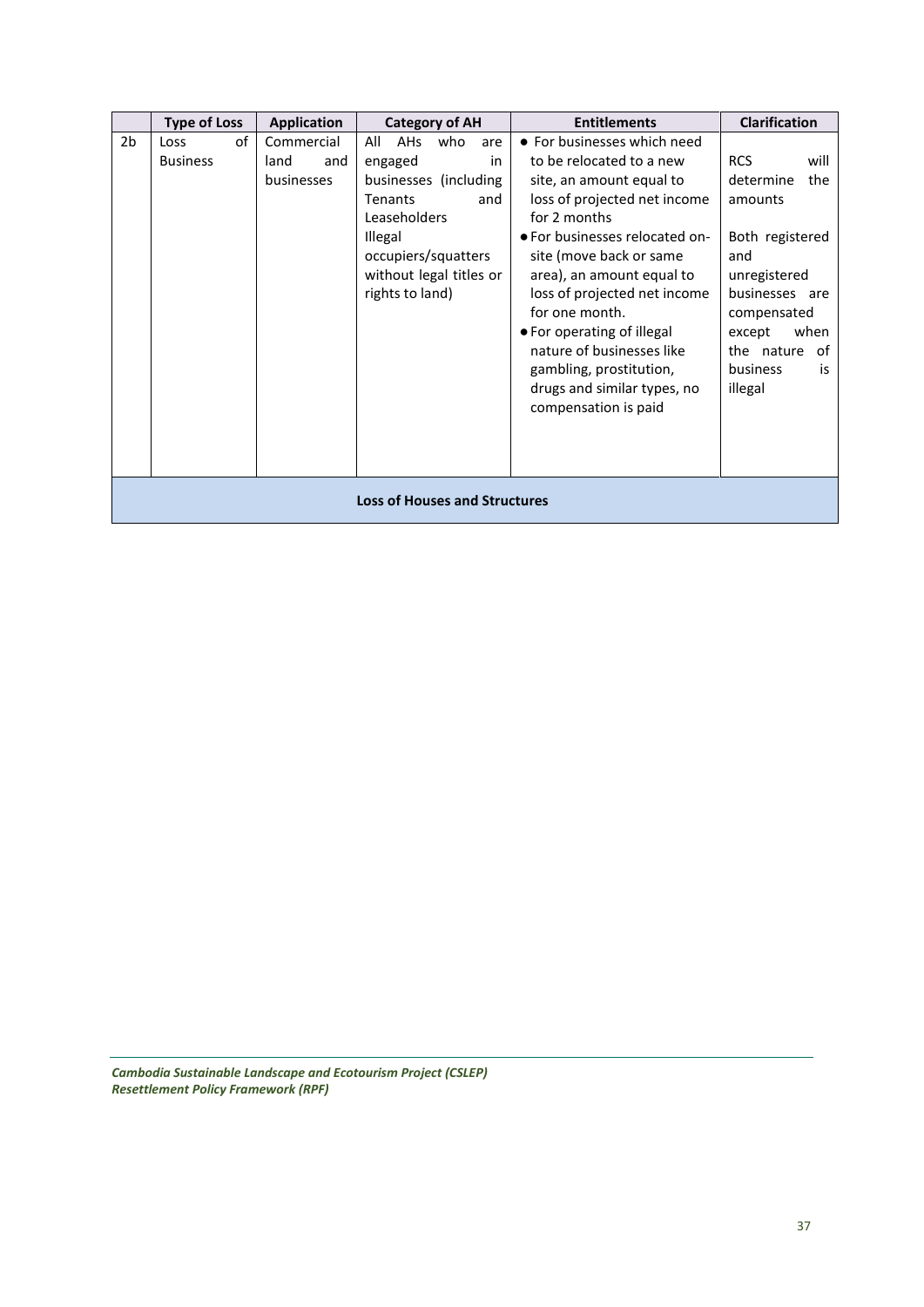|  | Type of Loss | Application | Category of AH | Entitlements | Clarification |
|---|---|---|---|---|---|
| 2b | Loss of Business | Commercial land and businesses | All AHs who are engaged in businesses (including Tenants and Leaseholders Illegal occupiers/squatters without legal titles or rights to land) | • For businesses which need to be relocated to a new site, an amount equal to loss of projected net income for 2 months<br>• For businesses relocated on-site (move back or same area), an amount equal to loss of projected net income for one month.<br>• For operating of illegal nature of businesses like gambling, prostitution, drugs and similar types, no compensation is paid | RCS will determine the amounts<br><br>Both registered and unregistered businesses are compensated except when the nature of business is illegal |
| **Loss of Houses and Structures** | | | | | |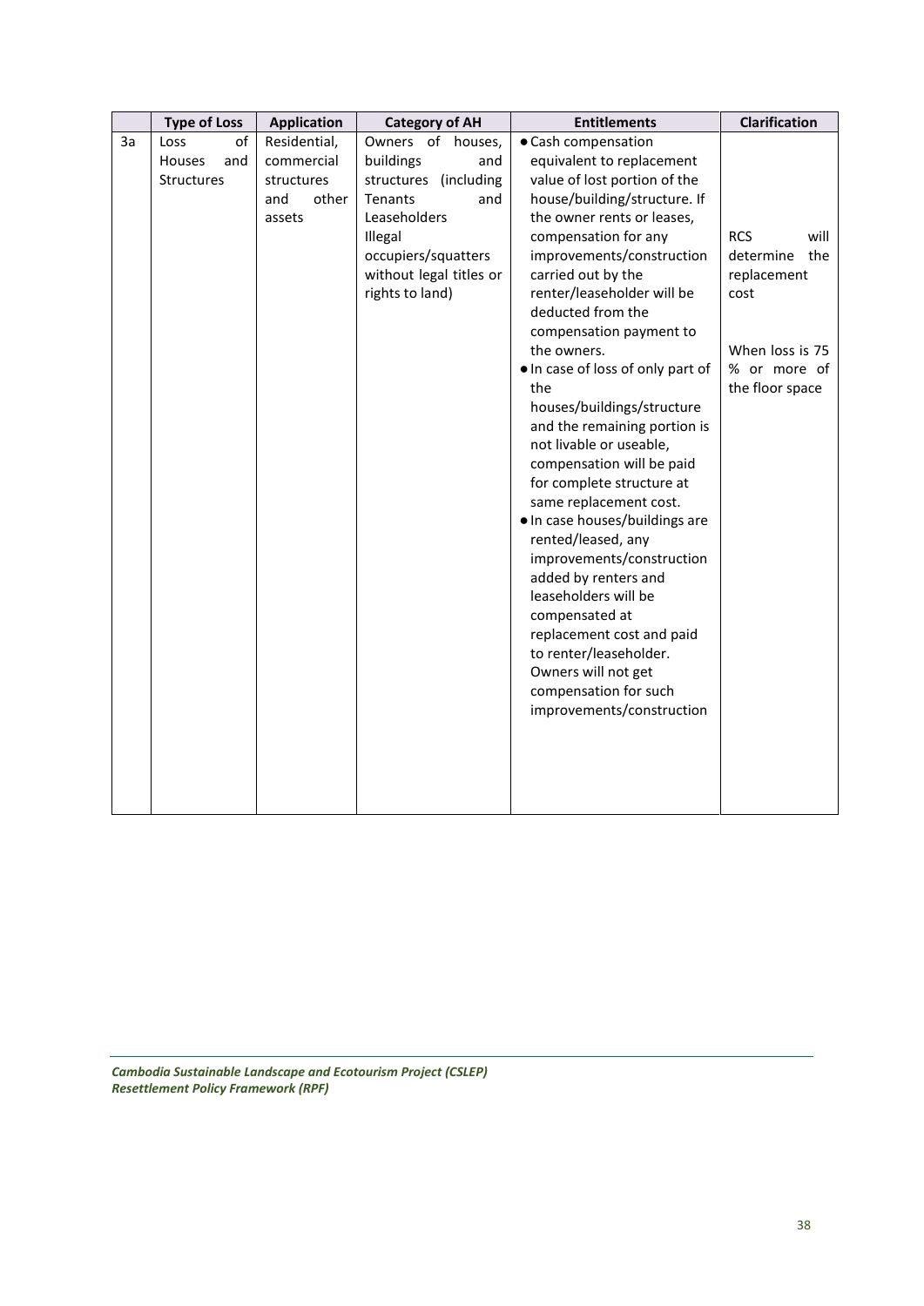| | Type of Loss | Application | Category of AH | Entitlements | Clarification |
|---|---|---|---|---|---|
| 3a | Loss of Houses and Structures | Residential, commercial structures and other assets | Owners of houses, buildings and structures (including Tenants and Leaseholders Illegal occupiers/squatters without legal titles or rights to land) | • Cash compensation equivalent to replacement value of lost portion of the house/building/structure. If the owner rents or leases, compensation for any improvements/construction carried out by the renter/leaseholder will be deducted from the compensation payment to the owners.<br>• In case of loss of only part of the houses/buildings/structure and the remaining portion is not livable or useable, compensation will be paid for complete structure at same replacement cost.<br>• In case houses/buildings are rented/leased, any improvements/construction added by renters and leaseholders will be compensated at replacement cost and paid to renter/leaseholder. Owners will not get compensation for such improvements/construction | RCS will determine the replacement cost<br><br>When loss is 75 % or more of the floor space |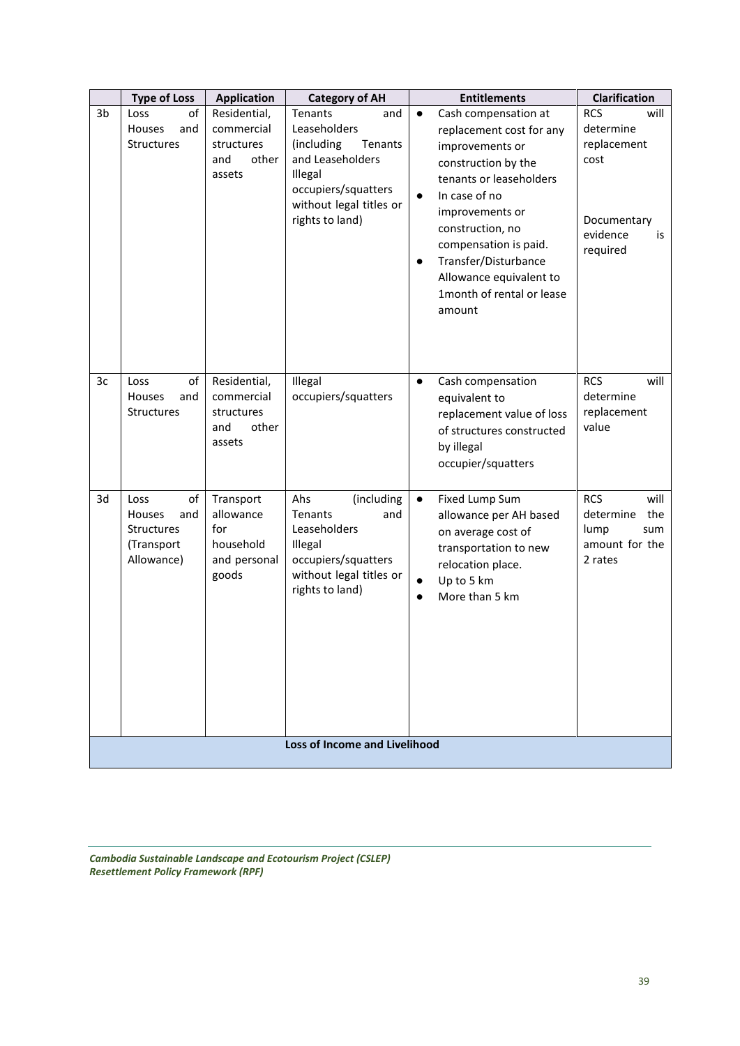| | Type of Loss | Application | Category of AH | Entitlements | Clarification |
|---|---|---|---|---|---|
| 3b | Loss of Houses and Structures | Residential, commercial structures and other assets | Tenants and Leaseholders (including Tenants and Leaseholders Illegal occupiers/squatters without legal titles or rights to land) | • Cash compensation at replacement cost for any improvements or construction by the tenants or leaseholders<br>• In case of no improvements or construction, no compensation is paid.<br>• Transfer/Disturbance Allowance equivalent to 1month of rental or lease amount | RCS will determine replacement cost<br><br>Documentary evidence is required |
| 3c | Loss of Houses and Structures | Residential, commercial structures and other assets | Illegal occupiers/squatters | • Cash compensation equivalent to replacement value of loss of structures constructed by illegal occupier/squatters | RCS will determine replacement value |
| 3d | Loss of Houses and Structures (Transport Allowance) | Transport allowance for household and personal goods | Ahs (including Tenants and Leaseholders Illegal occupiers/squatters without legal titles or rights to land) | • Fixed Lump Sum allowance per AH based on average cost of transportation to new relocation place.<br>• Up to 5 km<br>• More than 5 km | RCS will determine the lump sum amount for the 2 rates |
| **Loss of Income and Livelihood** | | | | | |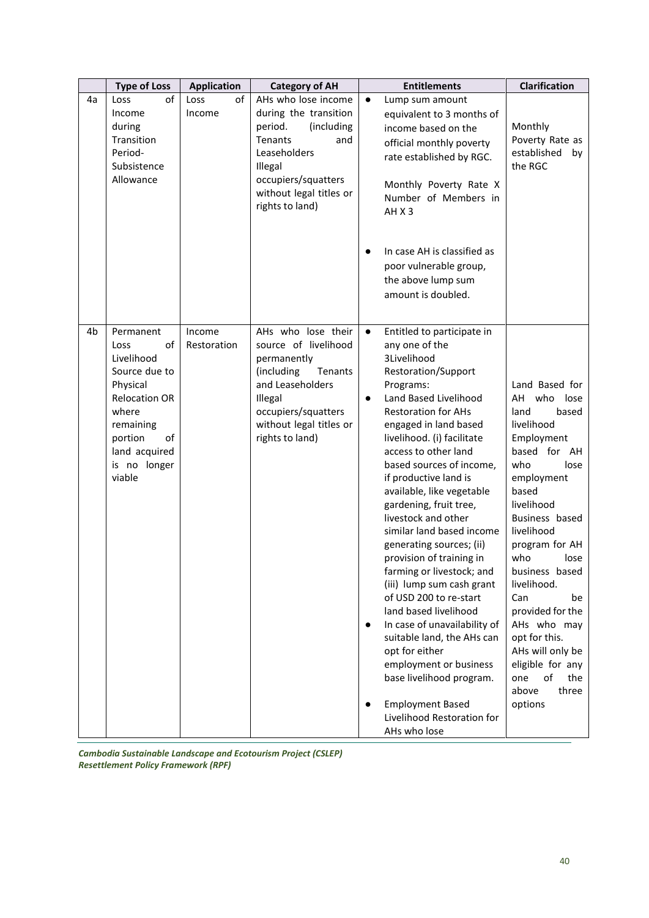| | Type of Loss | Application | Category of AH | Entitlements | Clarification |
|---|---|---|---|---|---|
| 4a | Loss of Income during Transition Period- Subsistence Allowance | Loss of Income | AHs who lose income during the transition period. (including Tenants and Leaseholders Illegal occupiers/squatters without legal titles or rights to land) | • Lump sum amount equivalent to 3 months of income based on the official monthly poverty rate established by RGC.<br><br>Monthly Poverty Rate X Number of Members in AH X 3<br><br>• In case AH is classified as poor vulnerable group, the above lump sum amount is doubled. | Monthly Poverty Rate as established by the RGC |
| 4b | Permanent Loss of Livelihood Source due to Physical Relocation OR where remaining portion of land acquired is no longer viable | Income Restoration | AHs who lose their source of livelihood permanently (including Tenants and Leaseholders Illegal occupiers/squatters without legal titles or rights to land) | • Entitled to participate in any one of the 3Livelihood Restoration/Support Programs:<br>• Land Based Livelihood Restoration for AHs engaged in land based livelihood. (i) facilitate access to other land based sources of income, if productive land is available, like vegetable gardening, fruit tree, livestock and other similar land based income generating sources; (ii) provision of training in farming or livestock; and (iii) lump sum cash grant of USD 200 to re-start land based livelihood<br>• In case of unavailability of suitable land, the AHs can opt for either employment or business base livelihood program.<br><br>• Employment Based Livelihood Restoration for AHs who lose | Land Based for AH who lose land based livelihood Employment based for AH who lose employment based livelihood Business based livelihood program for AH who lose business based livelihood. Can be provided for the AHs who may opt for this. AHs will only be eligible for any one of the above three options |

*Cambodia Sustainable Landscape and Ecotourism Project (CSLEP)*
*Resettlement Policy Framework (RPF)*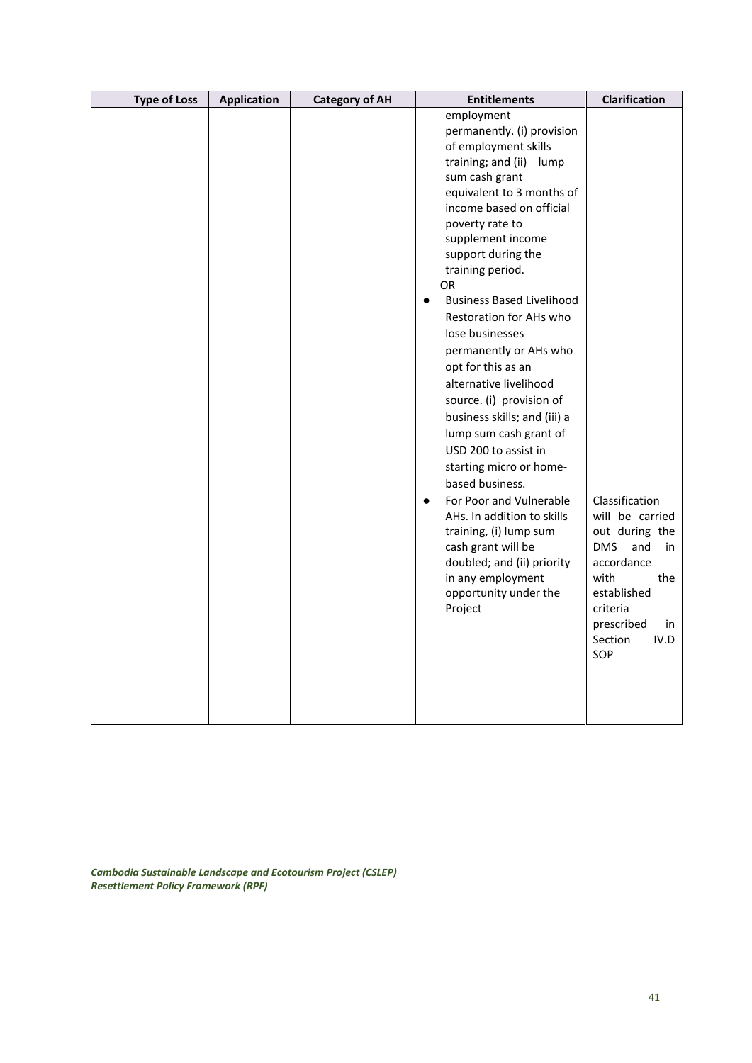| | Type of Loss | Application | Category of AH | Entitlements | Clarification |
|---|---|---|---|---|---|
| | | | | employment permanently. (i) provision of employment skills training; and (ii) lump sum cash grant equivalent to 3 months of income based on official poverty rate to supplement income support during the training period.<br>OR<br>● Business Based Livelihood Restoration for AHs who lose businesses permanently or AHs who opt for this as an alternative livelihood source. (i) provision of business skills; and (iii) a lump sum cash grant of USD 200 to assist in starting micro or home-based business. | |
| | | | | ● For Poor and Vulnerable AHs. In addition to skills training, (i) lump sum cash grant will be doubled; and (ii) priority in any employment opportunity under the Project | Classification will be carried out during the DMS and in accordance with the established criteria prescribed in Section IV.D SOP |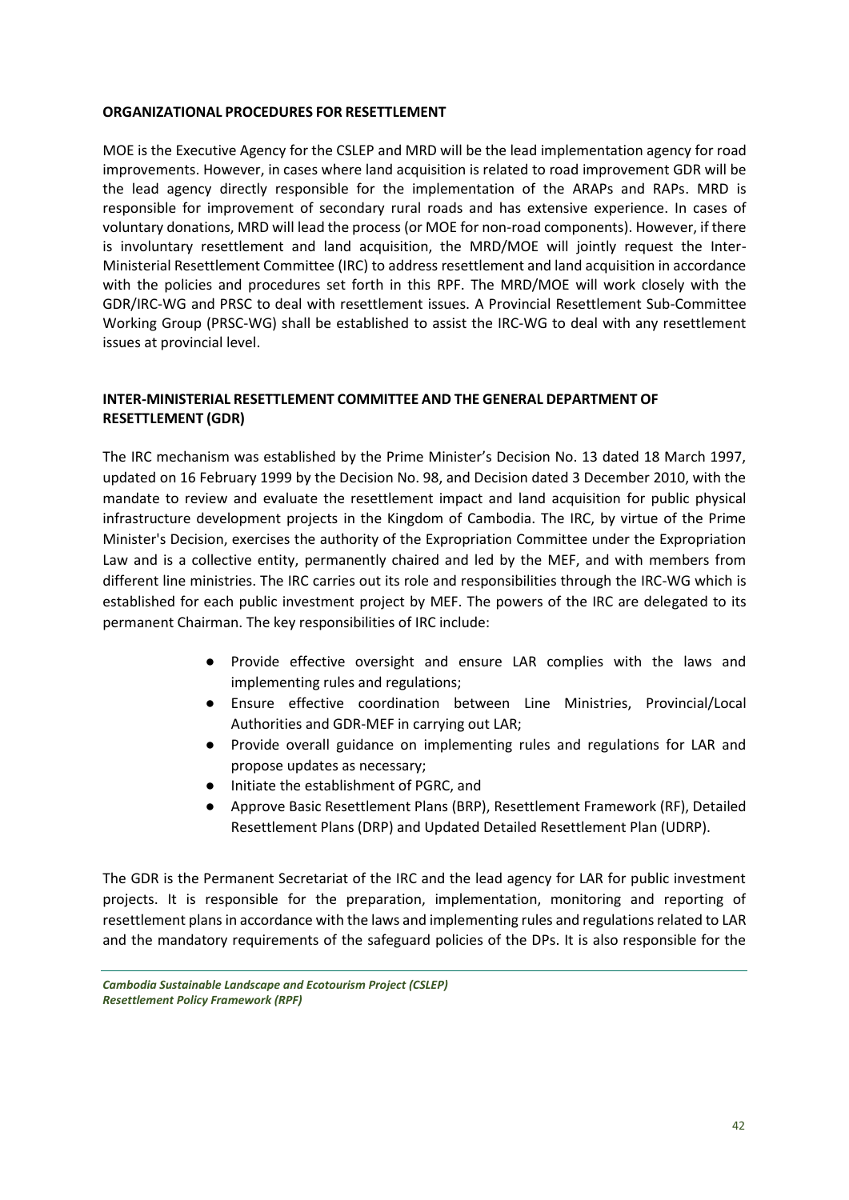## ORGANIZATIONAL PROCEDURES FOR RESETTLEMENT

MOE is the Executive Agency for the CSLEP and MRD will be the lead implementation agency for road improvements. However, in cases where land acquisition is related to road improvement GDR will be the lead agency directly responsible for the implementation of the ARAPs and RAPs. MRD is responsible for improvement of secondary rural roads and has extensive experience. In cases of voluntary donations, MRD will lead the process (or MOE for non-road components). However, if there is involuntary resettlement and land acquisition, the MRD/MOE will jointly request the Inter-Ministerial Resettlement Committee (IRC) to address resettlement and land acquisition in accordance with the policies and procedures set forth in this RPF. The MRD/MOE will work closely with the GDR/IRC-WG and PRSC to deal with resettlement issues. A Provincial Resettlement Sub-Committee Working Group (PRSC-WG) shall be established to assist the IRC-WG to deal with any resettlement issues at provincial level.

## INTER-MINISTERIAL RESETTLEMENT COMMITTEE AND THE GENERAL DEPARTMENT OF RESETTLEMENT (GDR)

The IRC mechanism was established by the Prime Minister's Decision No. 13 dated 18 March 1997, updated on 16 February 1999 by the Decision No. 98, and Decision dated 3 December 2010, with the mandate to review and evaluate the resettlement impact and land acquisition for public physical infrastructure development projects in the Kingdom of Cambodia. The IRC, by virtue of the Prime Minister's Decision, exercises the authority of the Expropriation Committee under the Expropriation Law and is a collective entity, permanently chaired and led by the MEF, and with members from different line ministries. The IRC carries out its role and responsibilities through the IRC-WG which is established for each public investment project by MEF. The powers of the IRC are delegated to its permanent Chairman. The key responsibilities of IRC include:

- Provide effective oversight and ensure LAR complies with the laws and implementing rules and regulations;
- Ensure effective coordination between Line Ministries, Provincial/Local Authorities and GDR-MEF in carrying out LAR;
- Provide overall guidance on implementing rules and regulations for LAR and propose updates as necessary;
- Initiate the establishment of PGRC, and
- Approve Basic Resettlement Plans (BRP), Resettlement Framework (RF), Detailed Resettlement Plans (DRP) and Updated Detailed Resettlement Plan (UDRP).

The GDR is the Permanent Secretariat of the IRC and the lead agency for LAR for public investment projects. It is responsible for the preparation, implementation, monitoring and reporting of resettlement plans in accordance with the laws and implementing rules and regulations related to LAR and the mandatory requirements of the safeguard policies of the DPs. It is also responsible for the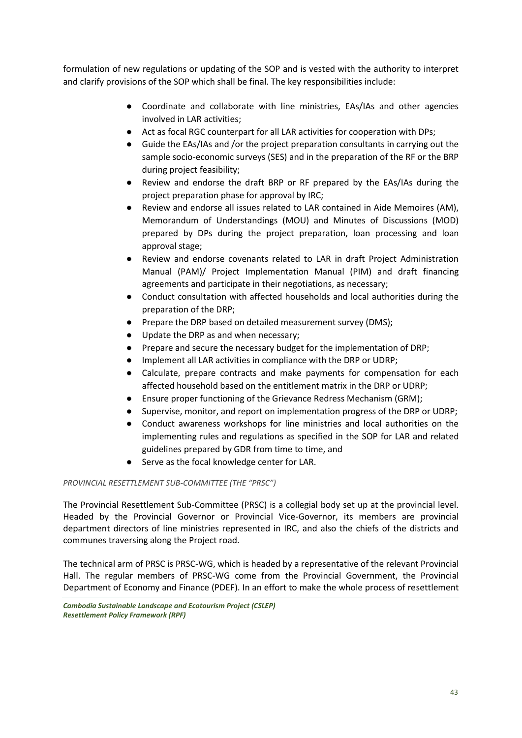formulation of new regulations or updating of the SOP and is vested with the authority to interpret and clarify provisions of the SOP which shall be final. The key responsibilities include:

- Coordinate and collaborate with line ministries, EAs/IAs and other agencies involved in LAR activities;
- Act as focal RGC counterpart for all LAR activities for cooperation with DPs;
- Guide the EAs/IAs and /or the project preparation consultants in carrying out the sample socio-economic surveys (SES) and in the preparation of the RF or the BRP during project feasibility;
- Review and endorse the draft BRP or RF prepared by the EAs/IAs during the project preparation phase for approval by IRC;
- Review and endorse all issues related to LAR contained in Aide Memoires (AM), Memorandum of Understandings (MOU) and Minutes of Discussions (MOD) prepared by DPs during the project preparation, loan processing and loan approval stage;
- Review and endorse covenants related to LAR in draft Project Administration Manual (PAM)/ Project Implementation Manual (PIM) and draft financing agreements and participate in their negotiations, as necessary;
- Conduct consultation with affected households and local authorities during the preparation of the DRP;
- Prepare the DRP based on detailed measurement survey (DMS);
- Update the DRP as and when necessary;
- Prepare and secure the necessary budget for the implementation of DRP;
- Implement all LAR activities in compliance with the DRP or UDRP;
- Calculate, prepare contracts and make payments for compensation for each affected household based on the entitlement matrix in the DRP or UDRP;
- Ensure proper functioning of the Grievance Redress Mechanism (GRM);
- Supervise, monitor, and report on implementation progress of the DRP or UDRP;
- Conduct awareness workshops for line ministries and local authorities on the implementing rules and regulations as specified in the SOP for LAR and related guidelines prepared by GDR from time to time, and
- Serve as the focal knowledge center for LAR.

*PROVINCIAL RESETTLEMENT SUB-COMMITTEE (THE "PRSC")*

The Provincial Resettlement Sub-Committee (PRSC) is a collegial body set up at the provincial level. Headed by the Provincial Governor or Provincial Vice-Governor, its members are provincial department directors of line ministries represented in IRC, and also the chiefs of the districts and communes traversing along the Project road.

The technical arm of PRSC is PRSC-WG, which is headed by a representative of the relevant Provincial Hall. The regular members of PRSC-WG come from the Provincial Government, the Provincial Department of Economy and Finance (PDEF). In an effort to make the whole process of resettlement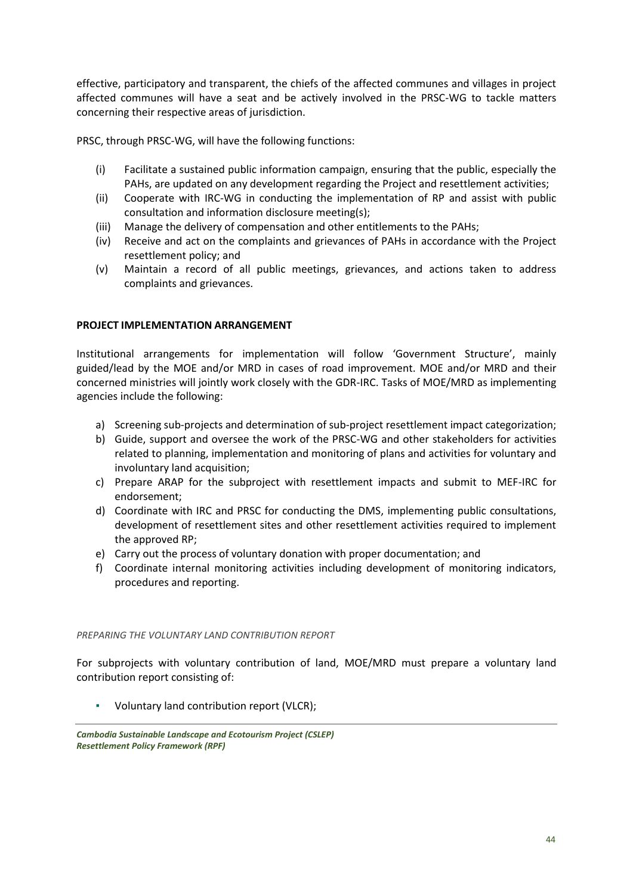effective, participatory and transparent, the chiefs of the affected communes and villages in project affected communes will have a seat and be actively involved in the PRSC-WG to tackle matters concerning their respective areas of jurisdiction.

PRSC, through PRSC-WG, will have the following functions:

(i) Facilitate a sustained public information campaign, ensuring that the public, especially the PAHs, are updated on any development regarding the Project and resettlement activities;
(ii) Cooperate with IRC-WG in conducting the implementation of RP and assist with public consultation and information disclosure meeting(s);
(iii) Manage the delivery of compensation and other entitlements to the PAHs;
(iv) Receive and act on the complaints and grievances of PAHs in accordance with the Project resettlement policy; and
(v) Maintain a record of all public meetings, grievances, and actions taken to address complaints and grievances.

**PROJECT IMPLEMENTATION ARRANGEMENT**

Institutional arrangements for implementation will follow 'Government Structure', mainly guided/lead by the MOE and/or MRD in cases of road improvement. MOE and/or MRD and their concerned ministries will jointly work closely with the GDR-IRC. Tasks of MOE/MRD as implementing agencies include the following:

a) Screening sub-projects and determination of sub-project resettlement impact categorization;
b) Guide, support and oversee the work of the PRSC-WG and other stakeholders for activities related to planning, implementation and monitoring of plans and activities for voluntary and involuntary land acquisition;
c) Prepare ARAP for the subproject with resettlement impacts and submit to MEF-IRC for endorsement;
d) Coordinate with IRC and PRSC for conducting the DMS, implementing public consultations, development of resettlement sites and other resettlement activities required to implement the approved RP;
e) Carry out the process of voluntary donation with proper documentation; and
f) Coordinate internal monitoring activities including development of monitoring indicators, procedures and reporting.

*PREPARING THE VOLUNTARY LAND CONTRIBUTION REPORT*

For subprojects with voluntary contribution of land, MOE/MRD must prepare a voluntary land contribution report consisting of:

- Voluntary land contribution report (VLCR);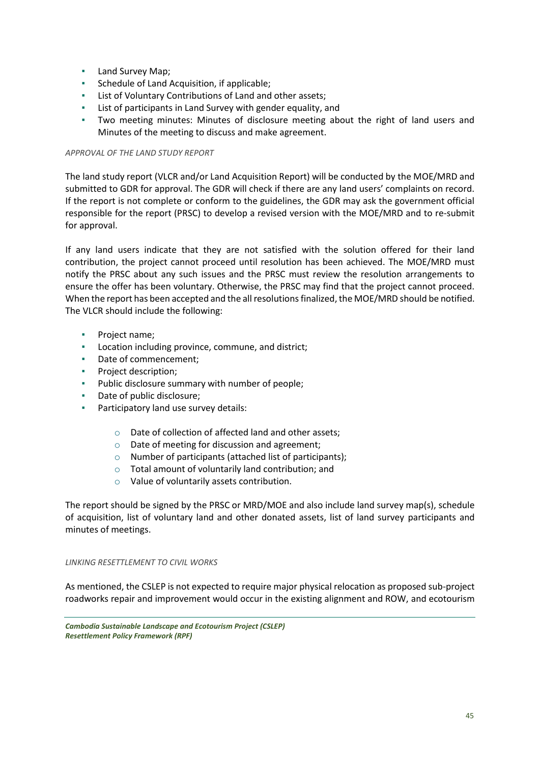- Land Survey Map;
- Schedule of Land Acquisition, if applicable;
- List of Voluntary Contributions of Land and other assets;
- List of participants in Land Survey with gender equality, and
- Two meeting minutes: Minutes of disclosure meeting about the right of land users and Minutes of the meeting to discuss and make agreement.

*APPROVAL OF THE LAND STUDY REPORT*

The land study report (VLCR and/or Land Acquisition Report) will be conducted by the MOE/MRD and submitted to GDR for approval. The GDR will check if there are any land users' complaints on record. If the report is not complete or conform to the guidelines, the GDR may ask the government official responsible for the report (PRSC) to develop a revised version with the MOE/MRD and to re-submit for approval.

If any land users indicate that they are not satisfied with the solution offered for their land contribution, the project cannot proceed until resolution has been achieved. The MOE/MRD must notify the PRSC about any such issues and the PRSC must review the resolution arrangements to ensure the offer has been voluntary. Otherwise, the PRSC may find that the project cannot proceed. When the report has been accepted and the all resolutions finalized, the MOE/MRD should be notified. The VLCR should include the following:

- Project name;
- Location including province, commune, and district;
- Date of commencement;
- Project description;
- Public disclosure summary with number of people;
- Date of public disclosure;
- Participatory land use survey details:
    - Date of collection of affected land and other assets;
    - Date of meeting for discussion and agreement;
    - Number of participants (attached list of participants);
    - Total amount of voluntarily land contribution; and
    - Value of voluntarily assets contribution.

The report should be signed by the PRSC or MRD/MOE and also include land survey map(s), schedule of acquisition, list of voluntary land and other donated assets, list of land survey participants and minutes of meetings.

*LINKING RESETTLEMENT TO CIVIL WORKS*

As mentioned, the CSLEP is not expected to require major physical relocation as proposed sub-project roadworks repair and improvement would occur in the existing alignment and ROW, and ecotourism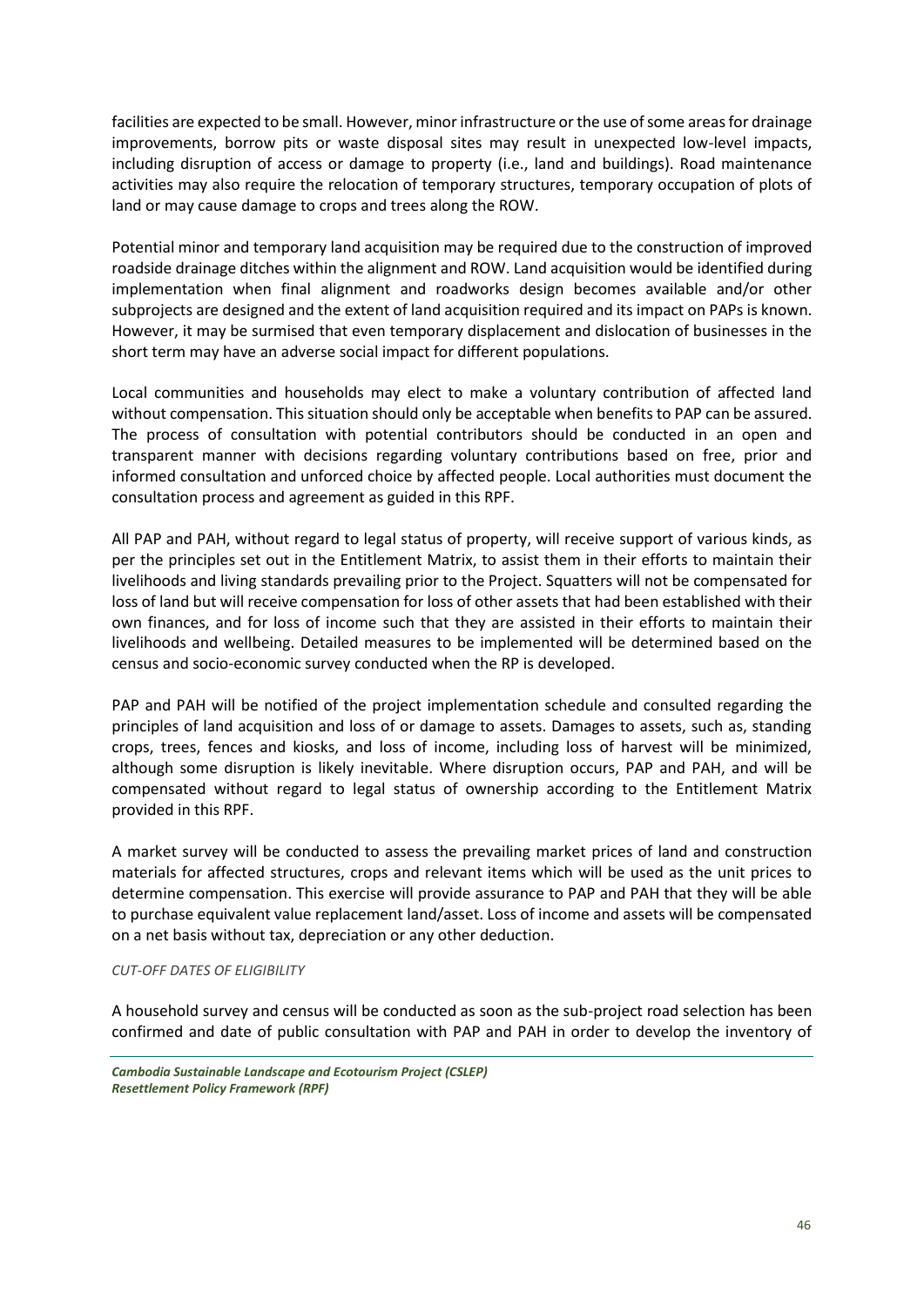facilities are expected to be small. However, minor infrastructure or the use of some areas for drainage improvements, borrow pits or waste disposal sites may result in unexpected low-level impacts, including disruption of access or damage to property (i.e., land and buildings). Road maintenance activities may also require the relocation of temporary structures, temporary occupation of plots of land or may cause damage to crops and trees along the ROW.

Potential minor and temporary land acquisition may be required due to the construction of improved roadside drainage ditches within the alignment and ROW. Land acquisition would be identified during implementation when final alignment and roadworks design becomes available and/or other subprojects are designed and the extent of land acquisition required and its impact on PAPs is known. However, it may be surmised that even temporary displacement and dislocation of businesses in the short term may have an adverse social impact for different populations.

Local communities and households may elect to make a voluntary contribution of affected land without compensation. This situation should only be acceptable when benefits to PAP can be assured. The process of consultation with potential contributors should be conducted in an open and transparent manner with decisions regarding voluntary contributions based on free, prior and informed consultation and unforced choice by affected people. Local authorities must document the consultation process and agreement as guided in this RPF.

All PAP and PAH, without regard to legal status of property, will receive support of various kinds, as per the principles set out in the Entitlement Matrix, to assist them in their efforts to maintain their livelihoods and living standards prevailing prior to the Project. Squatters will not be compensated for loss of land but will receive compensation for loss of other assets that had been established with their own finances, and for loss of income such that they are assisted in their efforts to maintain their livelihoods and wellbeing. Detailed measures to be implemented will be determined based on the census and socio-economic survey conducted when the RP is developed.

PAP and PAH will be notified of the project implementation schedule and consulted regarding the principles of land acquisition and loss of or damage to assets. Damages to assets, such as, standing crops, trees, fences and kiosks, and loss of income, including loss of harvest will be minimized, although some disruption is likely inevitable. Where disruption occurs, PAP and PAH, and will be compensated without regard to legal status of ownership according to the Entitlement Matrix provided in this RPF.

A market survey will be conducted to assess the prevailing market prices of land and construction materials for affected structures, crops and relevant items which will be used as the unit prices to determine compensation. This exercise will provide assurance to PAP and PAH that they will be able to purchase equivalent value replacement land/asset. Loss of income and assets will be compensated on a net basis without tax, depreciation or any other deduction.

*CUT-OFF DATES OF ELIGIBILITY*

A household survey and census will be conducted as soon as the sub-project road selection has been confirmed and date of public consultation with PAP and PAH in order to develop the inventory of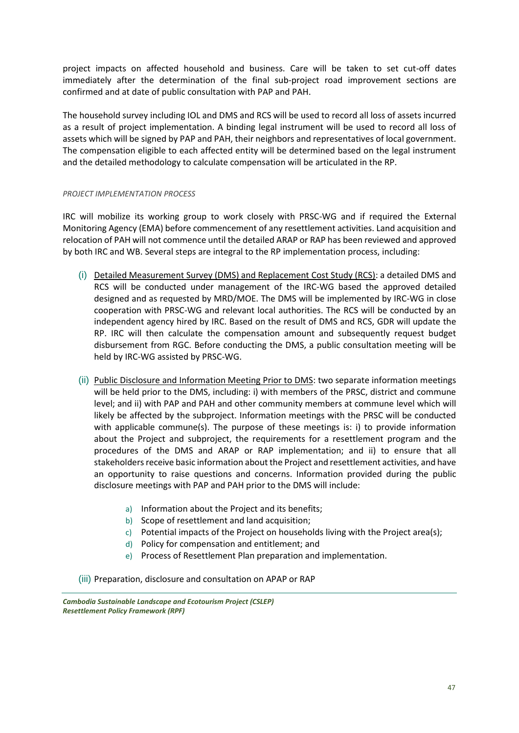project impacts on affected household and business. Care will be taken to set cut-off dates immediately after the determination of the final sub-project road improvement sections are confirmed and at date of public consultation with PAP and PAH.

The household survey including IOL and DMS and RCS will be used to record all loss of assets incurred as a result of project implementation. A binding legal instrument will be used to record all loss of assets which will be signed by PAP and PAH, their neighbors and representatives of local government. The compensation eligible to each affected entity will be determined based on the legal instrument and the detailed methodology to calculate compensation will be articulated in the RP.

*PROJECT IMPLEMENTATION PROCESS*

IRC will mobilize its working group to work closely with PRSC-WG and if required the External Monitoring Agency (EMA) before commencement of any resettlement activities. Land acquisition and relocation of PAH will not commence until the detailed ARAP or RAP has been reviewed and approved by both IRC and WB. Several steps are integral to the RP implementation process, including:

(i) Detailed Measurement Survey (DMS) and Replacement Cost Study (RCS): a detailed DMS and RCS will be conducted under management of the IRC-WG based the approved detailed designed and as requested by MRD/MOE. The DMS will be implemented by IRC-WG in close cooperation with PRSC-WG and relevant local authorities. The RCS will be conducted by an independent agency hired by IRC. Based on the result of DMS and RCS, GDR will update the RP. IRC will then calculate the compensation amount and subsequently request budget disbursement from RGC. Before conducting the DMS, a public consultation meeting will be held by IRC-WG assisted by PRSC-WG.

(ii) Public Disclosure and Information Meeting Prior to DMS: two separate information meetings will be held prior to the DMS, including: i) with members of the PRSC, district and commune level; and ii) with PAP and PAH and other community members at commune level which will likely be affected by the subproject. Information meetings with the PRSC will be conducted with applicable commune(s). The purpose of these meetings is: i) to provide information about the Project and subproject, the requirements for a resettlement program and the procedures of the DMS and ARAP or RAP implementation; and ii) to ensure that all stakeholders receive basic information about the Project and resettlement activities, and have an opportunity to raise questions and concerns. Information provided during the public disclosure meetings with PAP and PAH prior to the DMS will include:

   a) Information about the Project and its benefits;
   b) Scope of resettlement and land acquisition;
   c) Potential impacts of the Project on households living with the Project area(s);
   d) Policy for compensation and entitlement; and
   e) Process of Resettlement Plan preparation and implementation.

(iii) Preparation, disclosure and consultation on APAP or RAP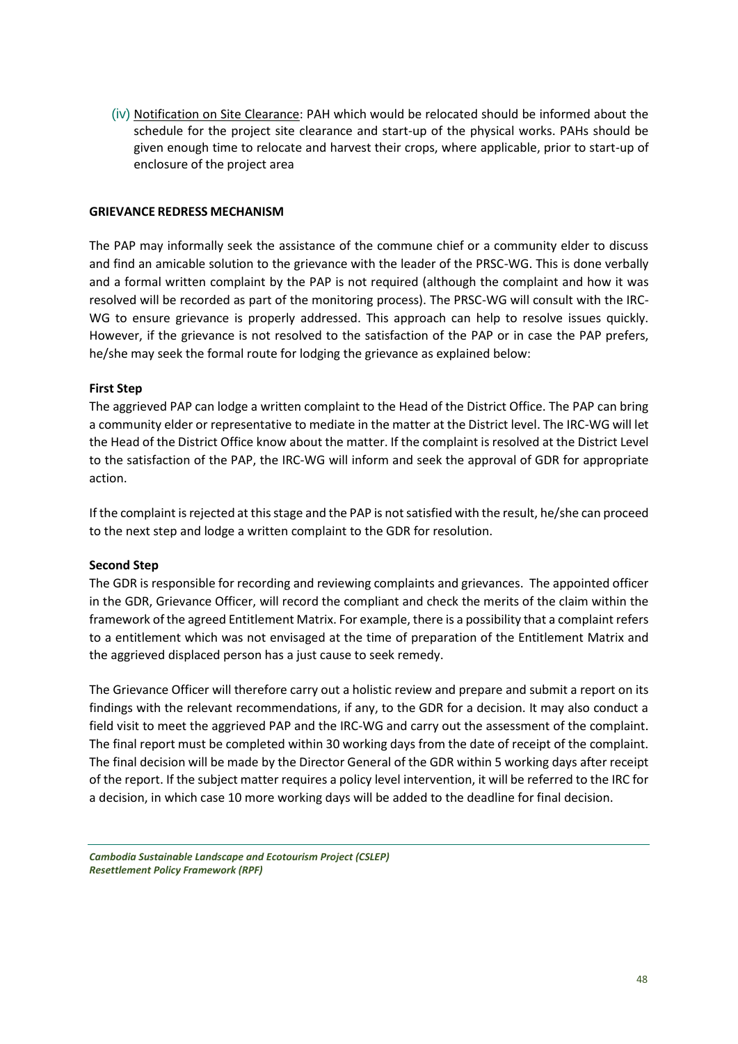(iv) Notification on Site Clearance: PAH which would be relocated should be informed about the schedule for the project site clearance and start-up of the physical works. PAHs should be given enough time to relocate and harvest their crops, where applicable, prior to start-up of enclosure of the project area

## GRIEVANCE REDRESS MECHANISM

The PAP may informally seek the assistance of the commune chief or a community elder to discuss and find an amicable solution to the grievance with the leader of the PRSC-WG. This is done verbally and a formal written complaint by the PAP is not required (although the complaint and how it was resolved will be recorded as part of the monitoring process). The PRSC-WG will consult with the IRC-WG to ensure grievance is properly addressed. This approach can help to resolve issues quickly. However, if the grievance is not resolved to the satisfaction of the PAP or in case the PAP prefers, he/she may seek the formal route for lodging the grievance as explained below:

### First Step

The aggrieved PAP can lodge a written complaint to the Head of the District Office. The PAP can bring a community elder or representative to mediate in the matter at the District level. The IRC-WG will let the Head of the District Office know about the matter. If the complaint is resolved at the District Level to the satisfaction of the PAP, the IRC-WG will inform and seek the approval of GDR for appropriate action.

If the complaint is rejected at this stage and the PAP is not satisfied with the result, he/she can proceed to the next step and lodge a written complaint to the GDR for resolution.

### Second Step

The GDR is responsible for recording and reviewing complaints and grievances. The appointed officer in the GDR, Grievance Officer, will record the compliant and check the merits of the claim within the framework of the agreed Entitlement Matrix. For example, there is a possibility that a complaint refers to a entitlement which was not envisaged at the time of preparation of the Entitlement Matrix and the aggrieved displaced person has a just cause to seek remedy.

The Grievance Officer will therefore carry out a holistic review and prepare and submit a report on its findings with the relevant recommendations, if any, to the GDR for a decision. It may also conduct a field visit to meet the aggrieved PAP and the IRC-WG and carry out the assessment of the complaint. The final report must be completed within 30 working days from the date of receipt of the complaint. The final decision will be made by the Director General of the GDR within 5 working days after receipt of the report. If the subject matter requires a policy level intervention, it will be referred to the IRC for a decision, in which case 10 more working days will be added to the deadline for final decision.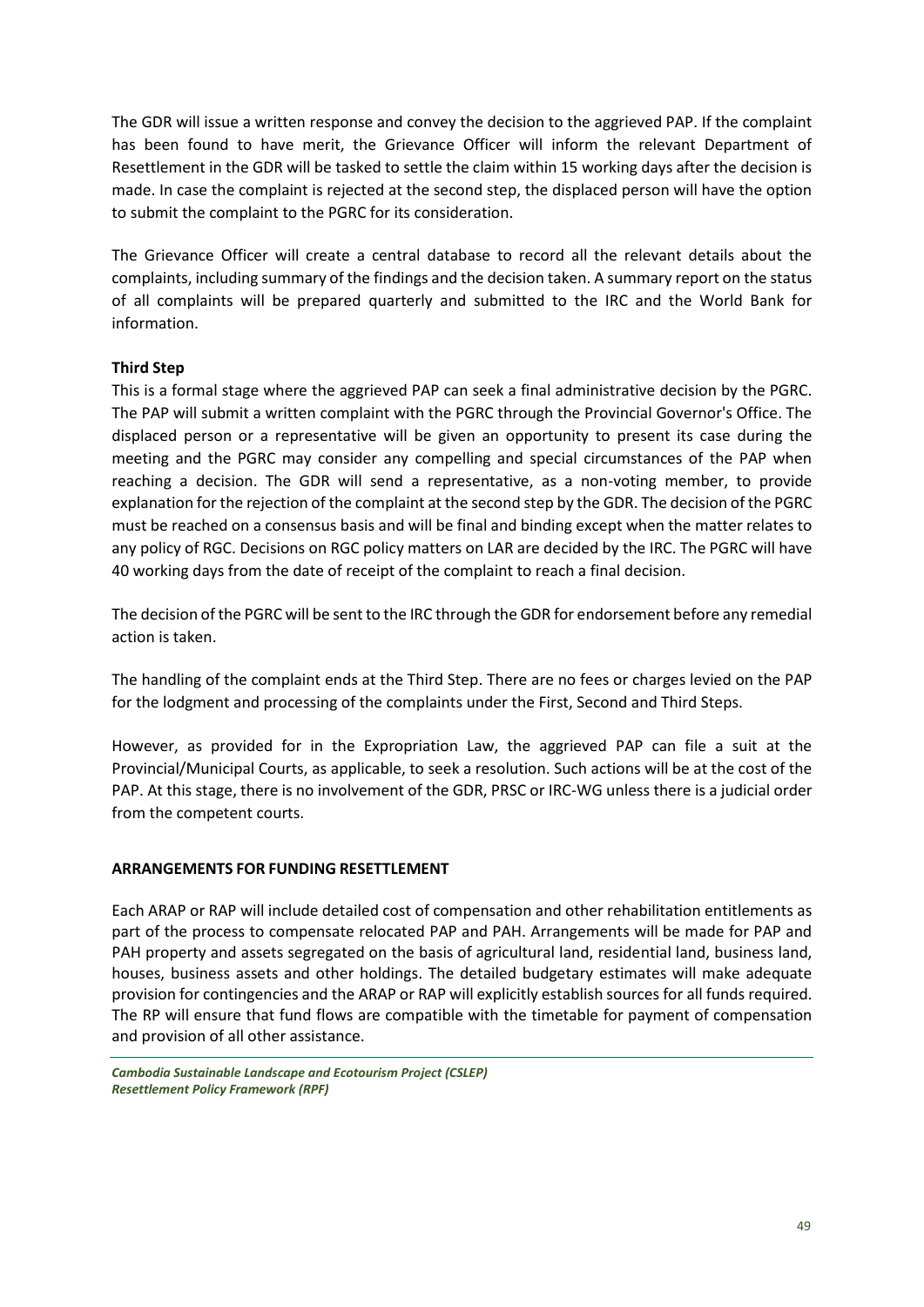The GDR will issue a written response and convey the decision to the aggrieved PAP. If the complaint has been found to have merit, the Grievance Officer will inform the relevant Department of Resettlement in the GDR will be tasked to settle the claim within 15 working days after the decision is made. In case the complaint is rejected at the second step, the displaced person will have the option to submit the complaint to the PGRC for its consideration.

The Grievance Officer will create a central database to record all the relevant details about the complaints, including summary of the findings and the decision taken. A summary report on the status of all complaints will be prepared quarterly and submitted to the IRC and the World Bank for information.

**Third Step**

This is a formal stage where the aggrieved PAP can seek a final administrative decision by the PGRC. The PAP will submit a written complaint with the PGRC through the Provincial Governor's Office. The displaced person or a representative will be given an opportunity to present its case during the meeting and the PGRC may consider any compelling and special circumstances of the PAP when reaching a decision. The GDR will send a representative, as a non-voting member, to provide explanation for the rejection of the complaint at the second step by the GDR. The decision of the PGRC must be reached on a consensus basis and will be final and binding except when the matter relates to any policy of RGC. Decisions on RGC policy matters on LAR are decided by the IRC. The PGRC will have 40 working days from the date of receipt of the complaint to reach a final decision.

The decision of the PGRC will be sent to the IRC through the GDR for endorsement before any remedial action is taken.

The handling of the complaint ends at the Third Step. There are no fees or charges levied on the PAP for the lodgment and processing of the complaints under the First, Second and Third Steps.

However, as provided for in the Expropriation Law, the aggrieved PAP can file a suit at the Provincial/Municipal Courts, as applicable, to seek a resolution. Such actions will be at the cost of the PAP. At this stage, there is no involvement of the GDR, PRSC or IRC-WG unless there is a judicial order from the competent courts.

## ARRANGEMENTS FOR FUNDING RESETTLEMENT

Each ARAP or RAP will include detailed cost of compensation and other rehabilitation entitlements as part of the process to compensate relocated PAP and PAH. Arrangements will be made for PAP and PAH property and assets segregated on the basis of agricultural land, residential land, business land, houses, business assets and other holdings. The detailed budgetary estimates will make adequate provision for contingencies and the ARAP or RAP will explicitly establish sources for all funds required. The RP will ensure that fund flows are compatible with the timetable for payment of compensation and provision of all other assistance.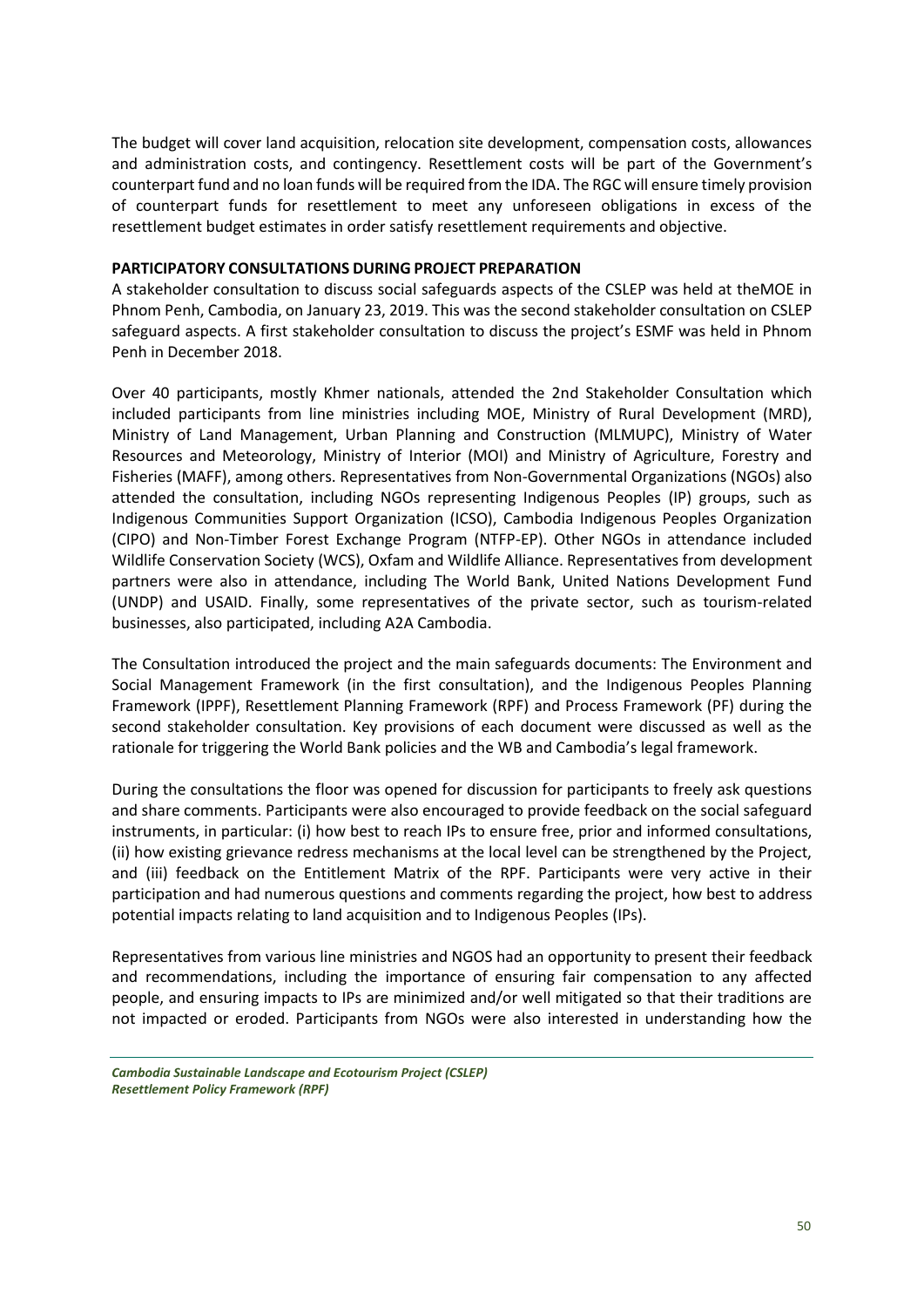The budget will cover land acquisition, relocation site development, compensation costs, allowances and administration costs, and contingency. Resettlement costs will be part of the Government's counterpart fund and no loan funds will be required from the IDA. The RGC will ensure timely provision of counterpart funds for resettlement to meet any unforeseen obligations in excess of the resettlement budget estimates in order satisfy resettlement requirements and objective.

**PARTICIPATORY CONSULTATIONS DURING PROJECT PREPARATION**

A stakeholder consultation to discuss social safeguards aspects of the CSLEP was held at theMOE in Phnom Penh, Cambodia, on January 23, 2019. This was the second stakeholder consultation on CSLEP safeguard aspects. A first stakeholder consultation to discuss the project's ESMF was held in Phnom Penh in December 2018.

Over 40 participants, mostly Khmer nationals, attended the 2nd Stakeholder Consultation which included participants from line ministries including MOE, Ministry of Rural Development (MRD), Ministry of Land Management, Urban Planning and Construction (MLMUPC), Ministry of Water Resources and Meteorology, Ministry of Interior (MOI) and Ministry of Agriculture, Forestry and Fisheries (MAFF), among others. Representatives from Non-Governmental Organizations (NGOs) also attended the consultation, including NGOs representing Indigenous Peoples (IP) groups, such as Indigenous Communities Support Organization (ICSO), Cambodia Indigenous Peoples Organization (CIPO) and Non-Timber Forest Exchange Program (NTFP-EP). Other NGOs in attendance included Wildlife Conservation Society (WCS), Oxfam and Wildlife Alliance. Representatives from development partners were also in attendance, including The World Bank, United Nations Development Fund (UNDP) and USAID. Finally, some representatives of the private sector, such as tourism-related businesses, also participated, including A2A Cambodia.

The Consultation introduced the project and the main safeguards documents: The Environment and Social Management Framework (in the first consultation), and the Indigenous Peoples Planning Framework (IPPF), Resettlement Planning Framework (RPF) and Process Framework (PF) during the second stakeholder consultation. Key provisions of each document were discussed as well as the rationale for triggering the World Bank policies and the WB and Cambodia's legal framework.

During the consultations the floor was opened for discussion for participants to freely ask questions and share comments. Participants were also encouraged to provide feedback on the social safeguard instruments, in particular: (i) how best to reach IPs to ensure free, prior and informed consultations, (ii) how existing grievance redress mechanisms at the local level can be strengthened by the Project, and (iii) feedback on the Entitlement Matrix of the RPF. Participants were very active in their participation and had numerous questions and comments regarding the project, how best to address potential impacts relating to land acquisition and to Indigenous Peoples (IPs).

Representatives from various line ministries and NGOS had an opportunity to present their feedback and recommendations, including the importance of ensuring fair compensation to any affected people, and ensuring impacts to IPs are minimized and/or well mitigated so that their traditions are not impacted or eroded. Participants from NGOs were also interested in understanding how the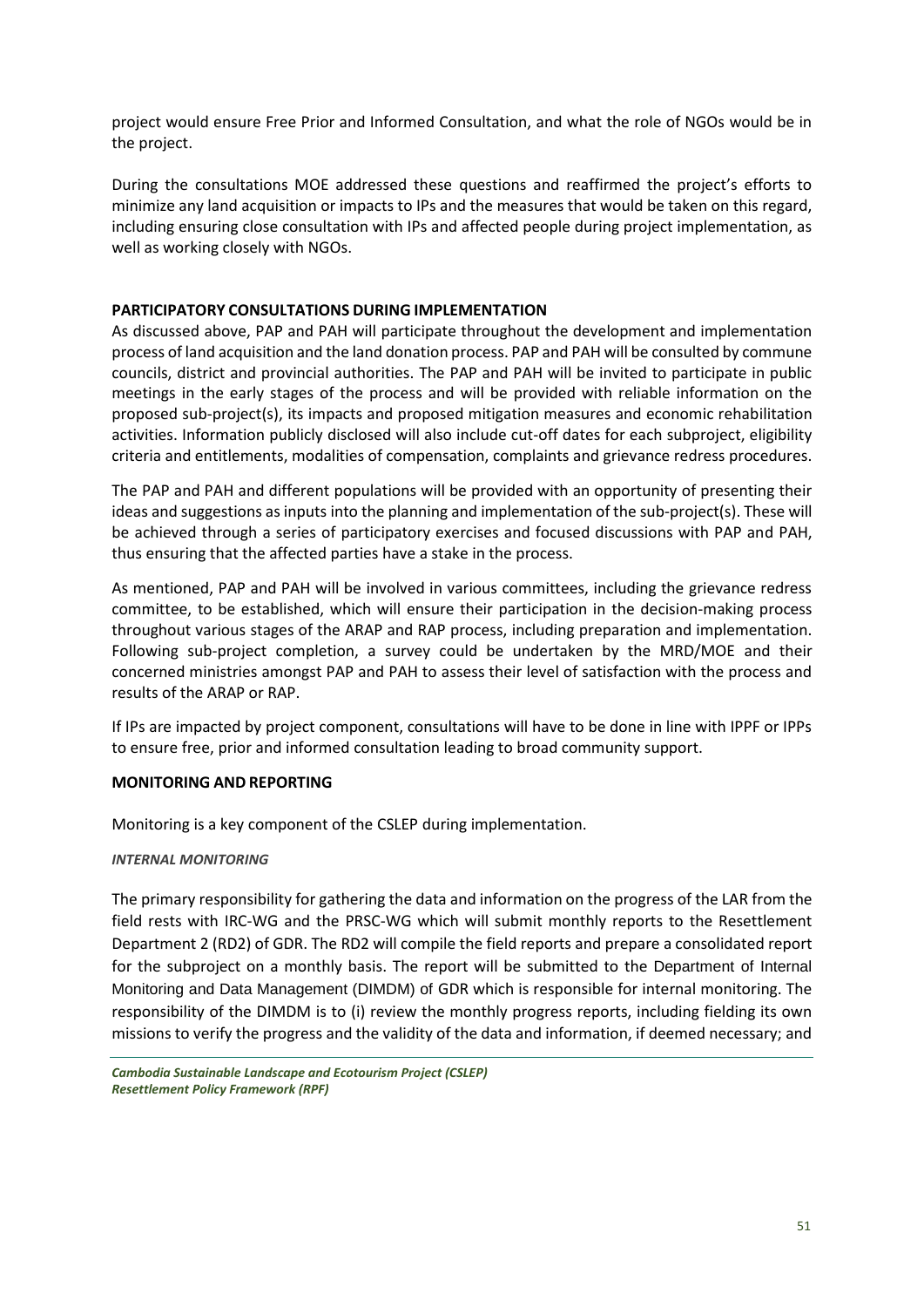project would ensure Free Prior and Informed Consultation, and what the role of NGOs would be in the project.

During the consultations MOE addressed these questions and reaffirmed the project's efforts to minimize any land acquisition or impacts to IPs and the measures that would be taken on this regard, including ensuring close consultation with IPs and affected people during project implementation, as well as working closely with NGOs.

**PARTICIPATORY CONSULTATIONS DURING IMPLEMENTATION**

As discussed above, PAP and PAH will participate throughout the development and implementation process of land acquisition and the land donation process. PAP and PAH will be consulted by commune councils, district and provincial authorities. The PAP and PAH will be invited to participate in public meetings in the early stages of the process and will be provided with reliable information on the proposed sub-project(s), its impacts and proposed mitigation measures and economic rehabilitation activities. Information publicly disclosed will also include cut-off dates for each subproject, eligibility criteria and entitlements, modalities of compensation, complaints and grievance redress procedures.

The PAP and PAH and different populations will be provided with an opportunity of presenting their ideas and suggestions as inputs into the planning and implementation of the sub-project(s). These will be achieved through a series of participatory exercises and focused discussions with PAP and PAH, thus ensuring that the affected parties have a stake in the process.

As mentioned, PAP and PAH will be involved in various committees, including the grievance redress committee, to be established, which will ensure their participation in the decision-making process throughout various stages of the ARAP and RAP process, including preparation and implementation. Following sub-project completion, a survey could be undertaken by the MRD/MOE and their concerned ministries amongst PAP and PAH to assess their level of satisfaction with the process and results of the ARAP or RAP.

If IPs are impacted by project component, consultations will have to be done in line with IPPF or IPPs to ensure free, prior and informed consultation leading to broad community support.

**MONITORING AND REPORTING**

Monitoring is a key component of the CSLEP during implementation.

***INTERNAL MONITORING***

The primary responsibility for gathering the data and information on the progress of the LAR from the field rests with IRC-WG and the PRSC-WG which will submit monthly reports to the Resettlement Department 2 (RD2) of GDR. The RD2 will compile the field reports and prepare a consolidated report for the subproject on a monthly basis. The report will be submitted to the Department of Internal Monitoring and Data Management (DIMDM) of GDR which is responsible for internal monitoring. The responsibility of the DIMDM is to (i) review the monthly progress reports, including fielding its own missions to verify the progress and the validity of the data and information, if deemed necessary; and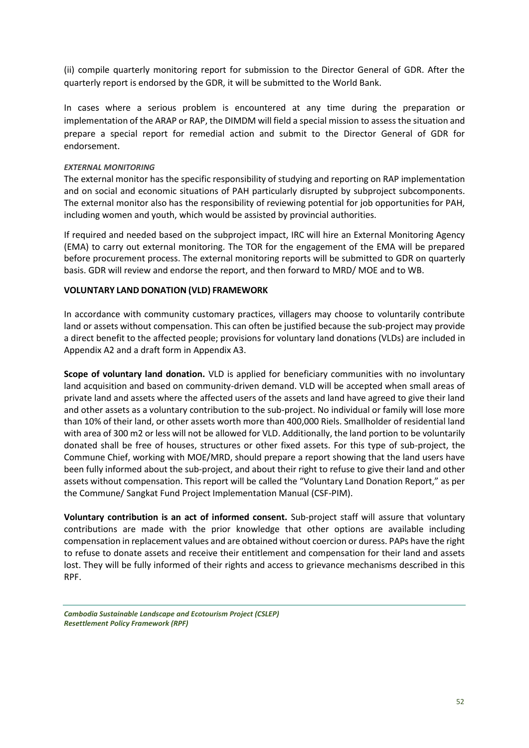(ii) compile quarterly monitoring report for submission to the Director General of GDR. After the quarterly report is endorsed by the GDR, it will be submitted to the World Bank.

In cases where a serious problem is encountered at any time during the preparation or implementation of the ARAP or RAP, the DIMDM will field a special mission to assess the situation and prepare a special report for remedial action and submit to the Director General of GDR for endorsement.

***EXTERNAL MONITORING***

The external monitor has the specific responsibility of studying and reporting on RAP implementation and on social and economic situations of PAH particularly disrupted by subproject subcomponents. The external monitor also has the responsibility of reviewing potential for job opportunities for PAH, including women and youth, which would be assisted by provincial authorities.

If required and needed based on the subproject impact, IRC will hire an External Monitoring Agency (EMA) to carry out external monitoring. The TOR for the engagement of the EMA will be prepared before procurement process. The external monitoring reports will be submitted to GDR on quarterly basis. GDR will review and endorse the report, and then forward to MRD/ MOE and to WB.

**VOLUNTARY LAND DONATION (VLD) FRAMEWORK**

In accordance with community customary practices, villagers may choose to voluntarily contribute land or assets without compensation. This can often be justified because the sub-project may provide a direct benefit to the affected people; provisions for voluntary land donations (VLDs) are included in Appendix A2 and a draft form in Appendix A3.

**Scope of voluntary land donation.** VLD is applied for beneficiary communities with no involuntary land acquisition and based on community-driven demand. VLD will be accepted when small areas of private land and assets where the affected users of the assets and land have agreed to give their land and other assets as a voluntary contribution to the sub-project. No individual or family will lose more than 10% of their land, or other assets worth more than 400,000 Riels. Smallholder of residential land with area of 300 m2 or less will not be allowed for VLD. Additionally, the land portion to be voluntarily donated shall be free of houses, structures or other fixed assets. For this type of sub-project, the Commune Chief, working with MOE/MRD, should prepare a report showing that the land users have been fully informed about the sub-project, and about their right to refuse to give their land and other assets without compensation. This report will be called the "Voluntary Land Donation Report," as per the Commune/ Sangkat Fund Project Implementation Manual (CSF-PIM).

**Voluntary contribution is an act of informed consent.** Sub-project staff will assure that voluntary contributions are made with the prior knowledge that other options are available including compensation in replacement values and are obtained without coercion or duress. PAPs have the right to refuse to donate assets and receive their entitlement and compensation for their land and assets lost. They will be fully informed of their rights and access to grievance mechanisms described in this RPF.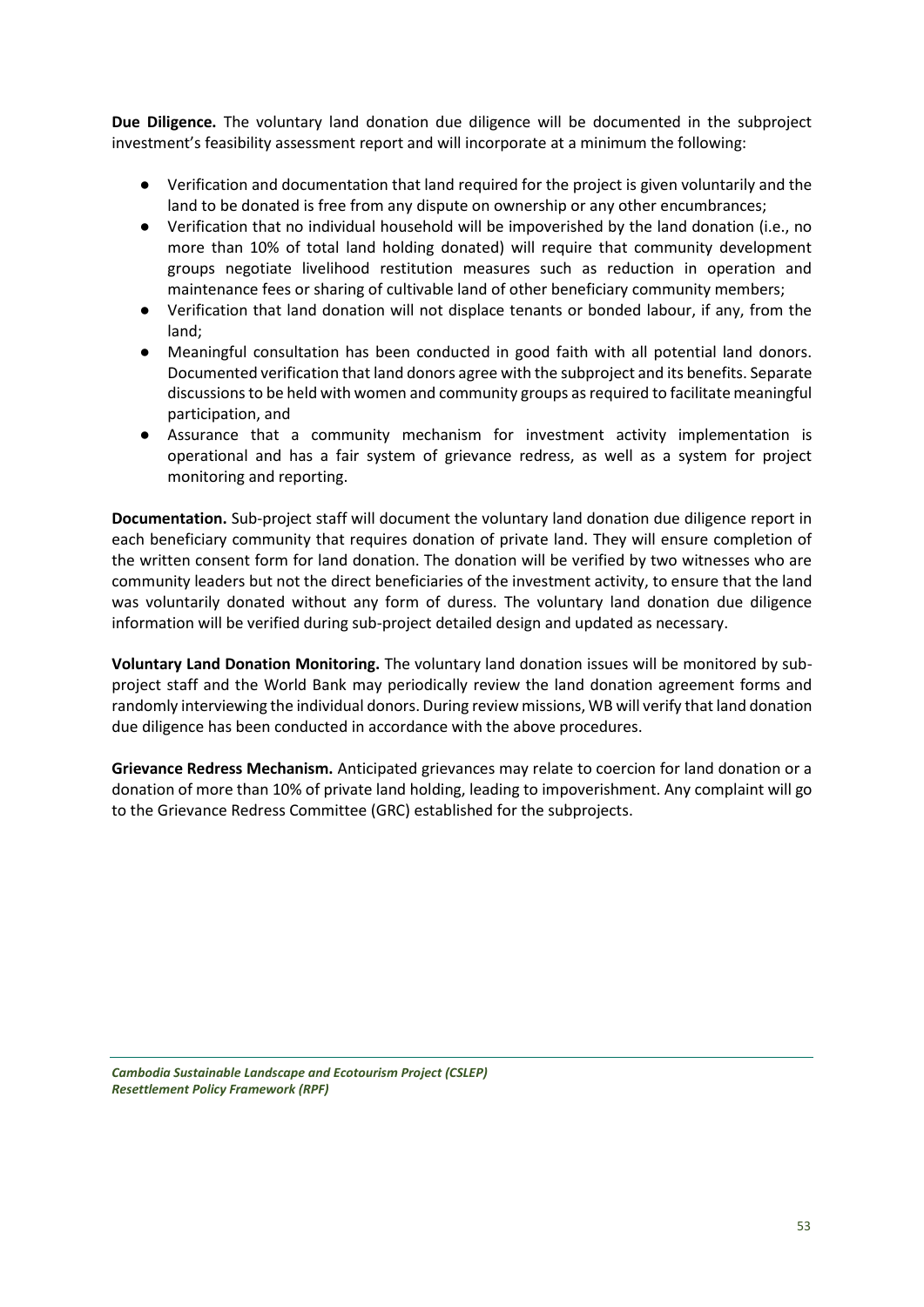**Due Diligence.** The voluntary land donation due diligence will be documented in the subproject investment's feasibility assessment report and will incorporate at a minimum the following:

- Verification and documentation that land required for the project is given voluntarily and the land to be donated is free from any dispute on ownership or any other encumbrances;
- Verification that no individual household will be impoverished by the land donation (i.e., no more than 10% of total land holding donated) will require that community development groups negotiate livelihood restitution measures such as reduction in operation and maintenance fees or sharing of cultivable land of other beneficiary community members;
- Verification that land donation will not displace tenants or bonded labour, if any, from the land;
- Meaningful consultation has been conducted in good faith with all potential land donors. Documented verification that land donors agree with the subproject and its benefits. Separate discussions to be held with women and community groups as required to facilitate meaningful participation, and
- Assurance that a community mechanism for investment activity implementation is operational and has a fair system of grievance redress, as well as a system for project monitoring and reporting.

**Documentation.** Sub-project staff will document the voluntary land donation due diligence report in each beneficiary community that requires donation of private land. They will ensure completion of the written consent form for land donation. The donation will be verified by two witnesses who are community leaders but not the direct beneficiaries of the investment activity, to ensure that the land was voluntarily donated without any form of duress. The voluntary land donation due diligence information will be verified during sub-project detailed design and updated as necessary.

**Voluntary Land Donation Monitoring.** The voluntary land donation issues will be monitored by sub-project staff and the World Bank may periodically review the land donation agreement forms and randomly interviewing the individual donors. During review missions, WB will verify that land donation due diligence has been conducted in accordance with the above procedures.

**Grievance Redress Mechanism.** Anticipated grievances may relate to coercion for land donation or a donation of more than 10% of private land holding, leading to impoverishment. Any complaint will go to the Grievance Redress Committee (GRC) established for the subprojects.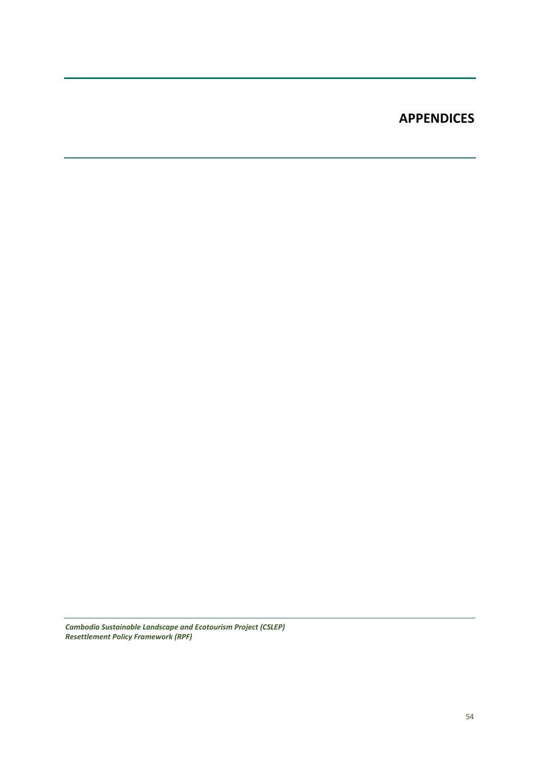# APPENDICES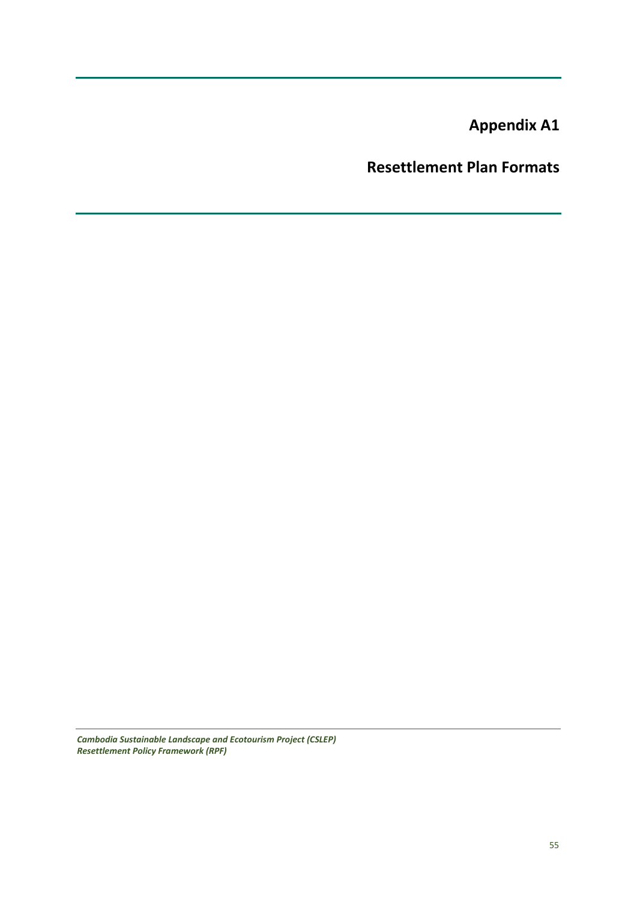# Appendix A1

## Resettlement Plan Formats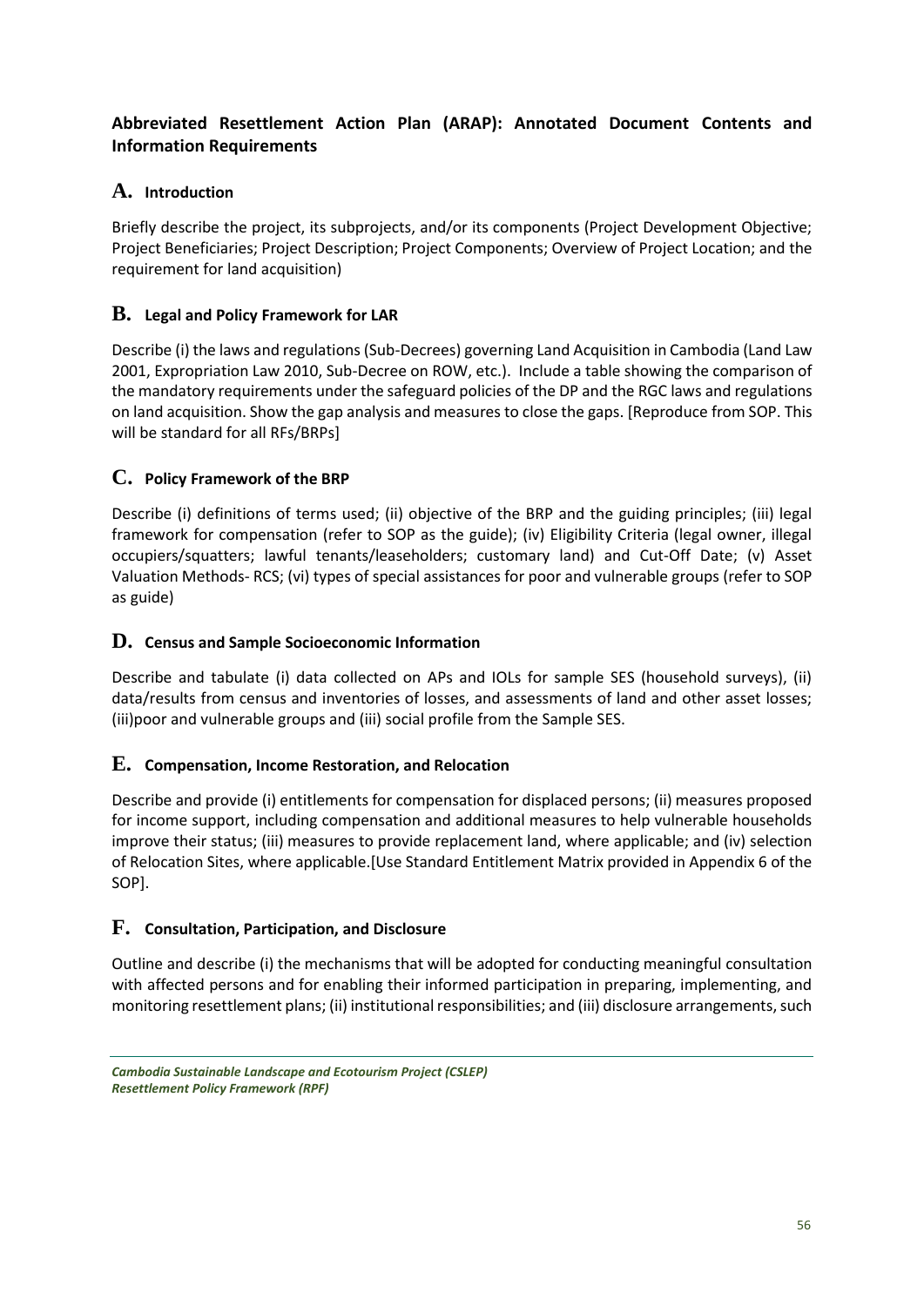## Abbreviated Resettlement Action Plan (ARAP): Annotated Document Contents and Information Requirements

### A. Introduction

Briefly describe the project, its subprojects, and/or its components (Project Development Objective; Project Beneficiaries; Project Description; Project Components; Overview of Project Location; and the requirement for land acquisition)

### B. Legal and Policy Framework for LAR

Describe (i) the laws and regulations (Sub-Decrees) governing Land Acquisition in Cambodia (Land Law 2001, Expropriation Law 2010, Sub-Decree on ROW, etc.). Include a table showing the comparison of the mandatory requirements under the safeguard policies of the DP and the RGC laws and regulations on land acquisition. Show the gap analysis and measures to close the gaps. [Reproduce from SOP. This will be standard for all RFs/BRPs]

### C. Policy Framework of the BRP

Describe (i) definitions of terms used; (ii) objective of the BRP and the guiding principles; (iii) legal framework for compensation (refer to SOP as the guide); (iv) Eligibility Criteria (legal owner, illegal occupiers/squatters; lawful tenants/leaseholders; customary land) and Cut-Off Date; (v) Asset Valuation Methods- RCS; (vi) types of special assistances for poor and vulnerable groups (refer to SOP as guide)

### D. Census and Sample Socioeconomic Information

Describe and tabulate (i) data collected on APs and IOLs for sample SES (household surveys), (ii) data/results from census and inventories of losses, and assessments of land and other asset losses; (iii)poor and vulnerable groups and (iii) social profile from the Sample SES.

### E. Compensation, Income Restoration, and Relocation

Describe and provide (i) entitlements for compensation for displaced persons; (ii) measures proposed for income support, including compensation and additional measures to help vulnerable households improve their status; (iii) measures to provide replacement land, where applicable; and (iv) selection of Relocation Sites, where applicable.[Use Standard Entitlement Matrix provided in Appendix 6 of the SOP].

### F. Consultation, Participation, and Disclosure

Outline and describe (i) the mechanisms that will be adopted for conducting meaningful consultation with affected persons and for enabling their informed participation in preparing, implementing, and monitoring resettlement plans; (ii) institutional responsibilities; and (iii) disclosure arrangements, such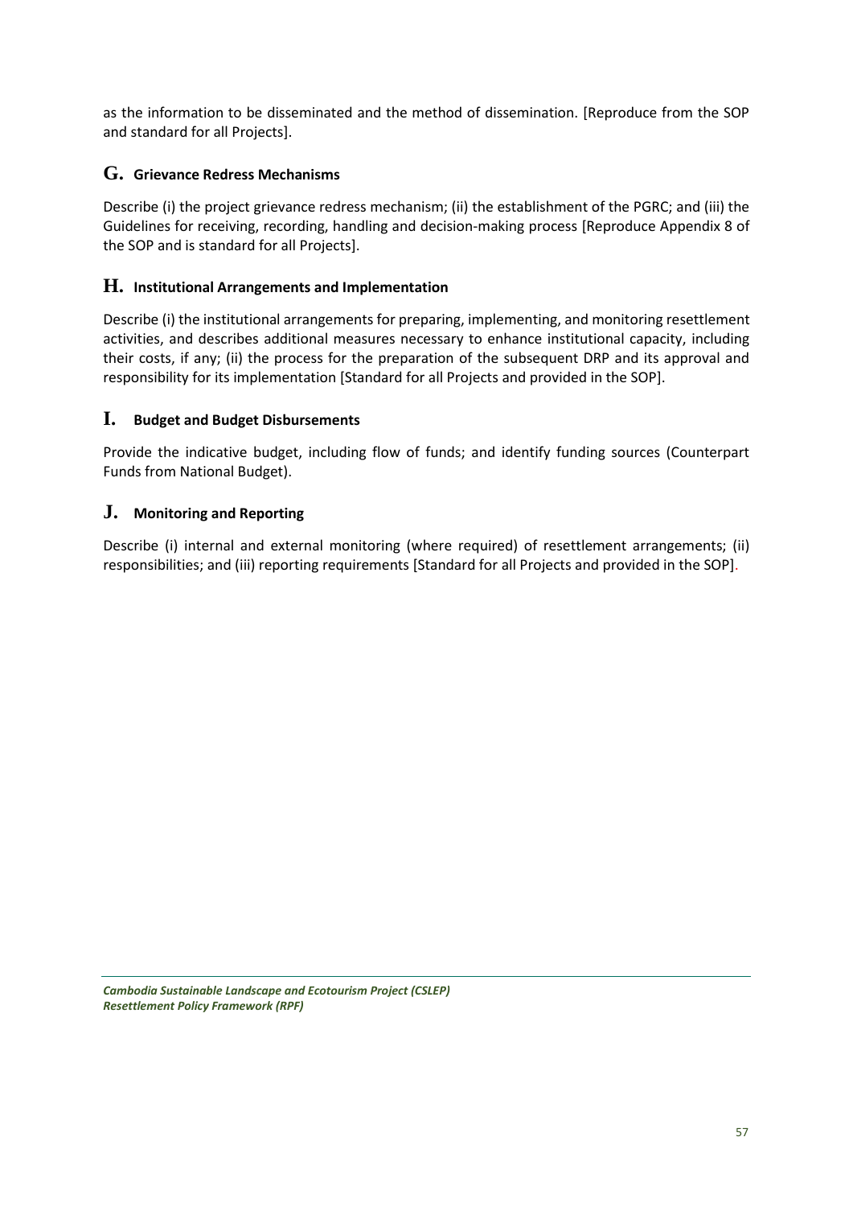as the information to be disseminated and the method of dissemination. [Reproduce from the SOP and standard for all Projects].

## G. Grievance Redress Mechanisms

Describe (i) the project grievance redress mechanism; (ii) the establishment of the PGRC; and (iii) the Guidelines for receiving, recording, handling and decision-making process [Reproduce Appendix 8 of the SOP and is standard for all Projects].

## H. Institutional Arrangements and Implementation

Describe (i) the institutional arrangements for preparing, implementing, and monitoring resettlement activities, and describes additional measures necessary to enhance institutional capacity, including their costs, if any; (ii) the process for the preparation of the subsequent DRP and its approval and responsibility for its implementation [Standard for all Projects and provided in the SOP].

## I. Budget and Budget Disbursements

Provide the indicative budget, including flow of funds; and identify funding sources (Counterpart Funds from National Budget).

## J. Monitoring and Reporting

Describe (i) internal and external monitoring (where required) of resettlement arrangements; (ii) responsibilities; and (iii) reporting requirements [Standard for all Projects and provided in the SOP].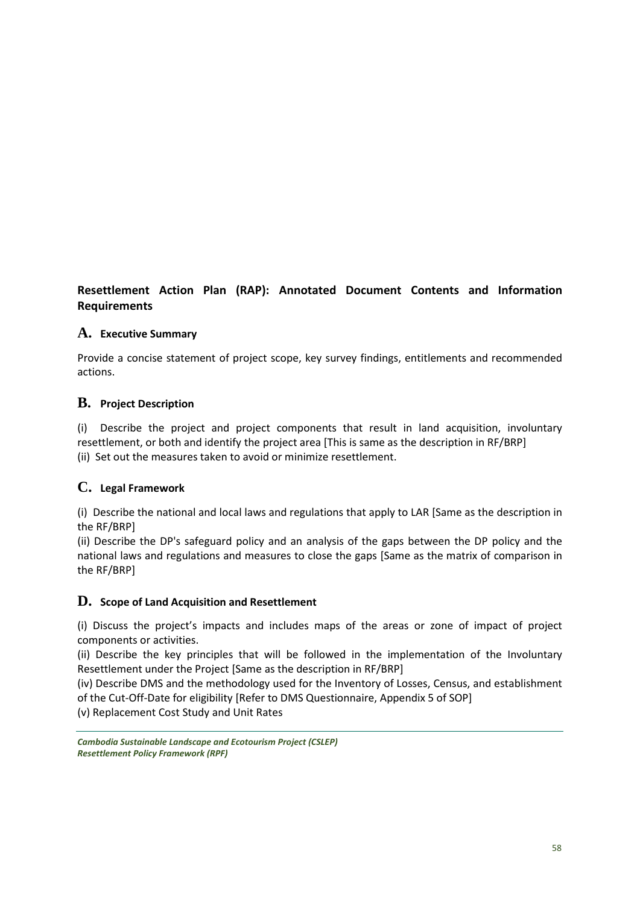## Resettlement Action Plan (RAP): Annotated Document Contents and Information Requirements

### A. Executive Summary

Provide a concise statement of project scope, key survey findings, entitlements and recommended actions.

### B. Project Description

(i) Describe the project and project components that result in land acquisition, involuntary resettlement, or both and identify the project area [This is same as the description in RF/BRP]
(ii) Set out the measures taken to avoid or minimize resettlement.

### C. Legal Framework

(i) Describe the national and local laws and regulations that apply to LAR [Same as the description in the RF/BRP]
(ii) Describe the DP's safeguard policy and an analysis of the gaps between the DP policy and the national laws and regulations and measures to close the gaps [Same as the matrix of comparison in the RF/BRP]

### D. Scope of Land Acquisition and Resettlement

(i) Discuss the project's impacts and includes maps of the areas or zone of impact of project components or activities.
(ii) Describe the key principles that will be followed in the implementation of the Involuntary Resettlement under the Project [Same as the description in RF/BRP]
(iv) Describe DMS and the methodology used for the Inventory of Losses, Census, and establishment of the Cut-Off-Date for eligibility [Refer to DMS Questionnaire, Appendix 5 of SOP]
(v) Replacement Cost Study and Unit Rates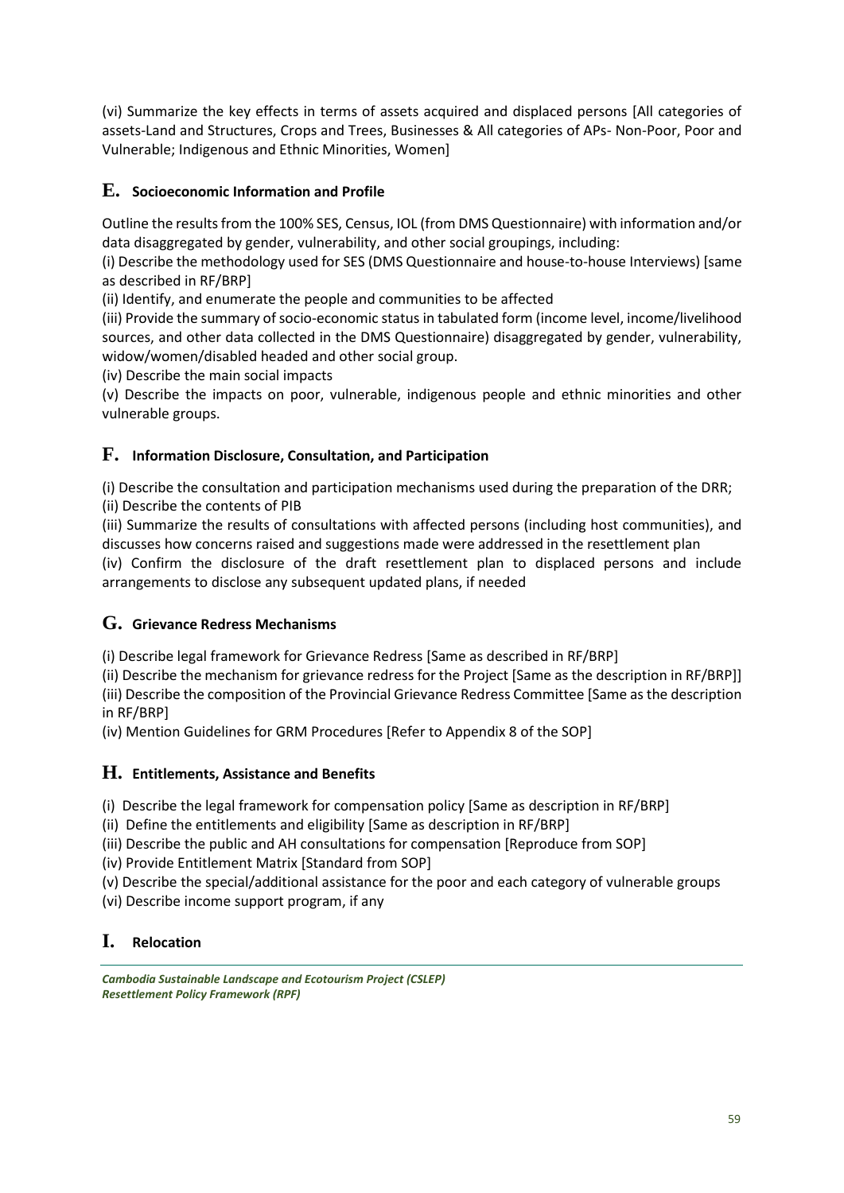(vi) Summarize the key effects in terms of assets acquired and displaced persons [All categories of assets-Land and Structures, Crops and Trees, Businesses & All categories of APs- Non-Poor, Poor and Vulnerable; Indigenous and Ethnic Minorities, Women]

## E. Socioeconomic Information and Profile

Outline the results from the 100% SES, Census, IOL (from DMS Questionnaire) with information and/or data disaggregated by gender, vulnerability, and other social groupings, including:

(i) Describe the methodology used for SES (DMS Questionnaire and house-to-house Interviews) [same as described in RF/BRP]

(ii) Identify, and enumerate the people and communities to be affected

(iii) Provide the summary of socio-economic status in tabulated form (income level, income/livelihood sources, and other data collected in the DMS Questionnaire) disaggregated by gender, vulnerability, widow/women/disabled headed and other social group.

(iv) Describe the main social impacts

(v) Describe the impacts on poor, vulnerable, indigenous people and ethnic minorities and other vulnerable groups.

## F. Information Disclosure, Consultation, and Participation

(i) Describe the consultation and participation mechanisms used during the preparation of the DRR;

(ii) Describe the contents of PIB

(iii) Summarize the results of consultations with affected persons (including host communities), and discusses how concerns raised and suggestions made were addressed in the resettlement plan

(iv) Confirm the disclosure of the draft resettlement plan to displaced persons and include arrangements to disclose any subsequent updated plans, if needed

## G. Grievance Redress Mechanisms

(i) Describe legal framework for Grievance Redress [Same as described in RF/BRP]

(ii) Describe the mechanism for grievance redress for the Project [Same as the description in RF/BRP]]

(iii) Describe the composition of the Provincial Grievance Redress Committee [Same as the description in RF/BRP]

(iv) Mention Guidelines for GRM Procedures [Refer to Appendix 8 of the SOP]

## H. Entitlements, Assistance and Benefits

(i) Describe the legal framework for compensation policy [Same as description in RF/BRP]

(ii) Define the entitlements and eligibility [Same as description in RF/BRP]

(iii) Describe the public and AH consultations for compensation [Reproduce from SOP]

(iv) Provide Entitlement Matrix [Standard from SOP]

(v) Describe the special/additional assistance for the poor and each category of vulnerable groups

(vi) Describe income support program, if any

## I. Relocation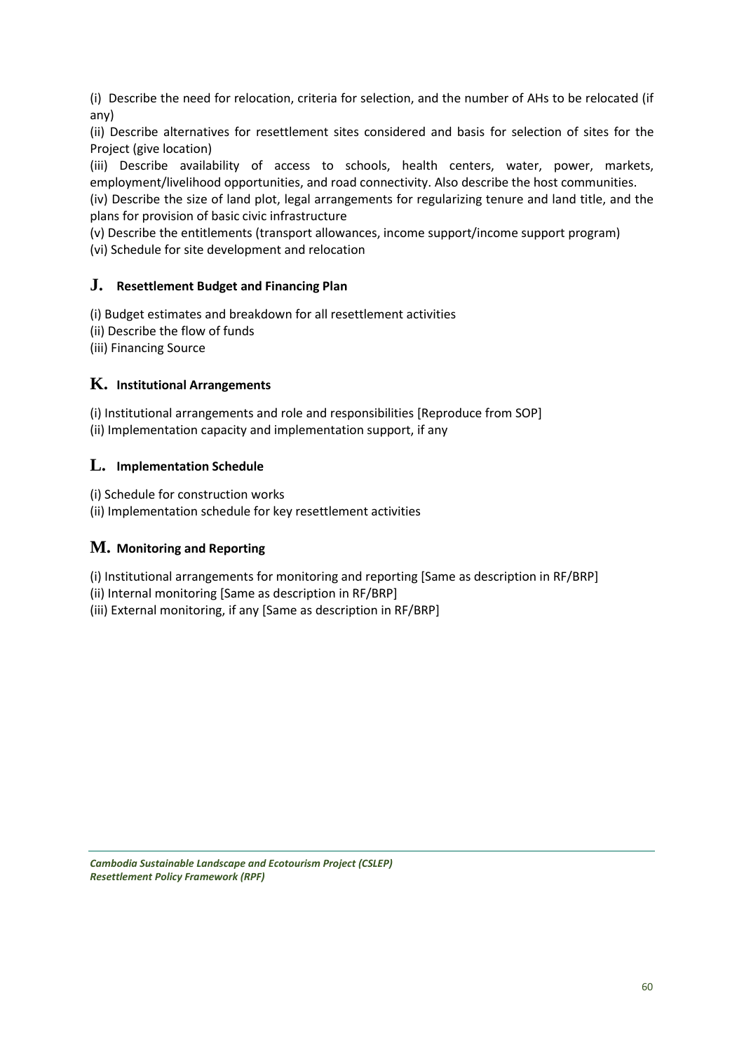(i) Describe the need for relocation, criteria for selection, and the number of AHs to be relocated (if any)

(ii) Describe alternatives for resettlement sites considered and basis for selection of sites for the Project (give location)

(iii) Describe availability of access to schools, health centers, water, power, markets, employment/livelihood opportunities, and road connectivity. Also describe the host communities.

(iv) Describe the size of land plot, legal arrangements for regularizing tenure and land title, and the plans for provision of basic civic infrastructure

(v) Describe the entitlements (transport allowances, income support/income support program)

(vi) Schedule for site development and relocation

## J. Resettlement Budget and Financing Plan

(i) Budget estimates and breakdown for all resettlement activities

(ii) Describe the flow of funds

(iii) Financing Source

## K. Institutional Arrangements

(i) Institutional arrangements and role and responsibilities [Reproduce from SOP]

(ii) Implementation capacity and implementation support, if any

## L. Implementation Schedule

(i) Schedule for construction works

(ii) Implementation schedule for key resettlement activities

## M. Monitoring and Reporting

(i) Institutional arrangements for monitoring and reporting [Same as description in RF/BRP]

(ii) Internal monitoring [Same as description in RF/BRP]

(iii) External monitoring, if any [Same as description in RF/BRP]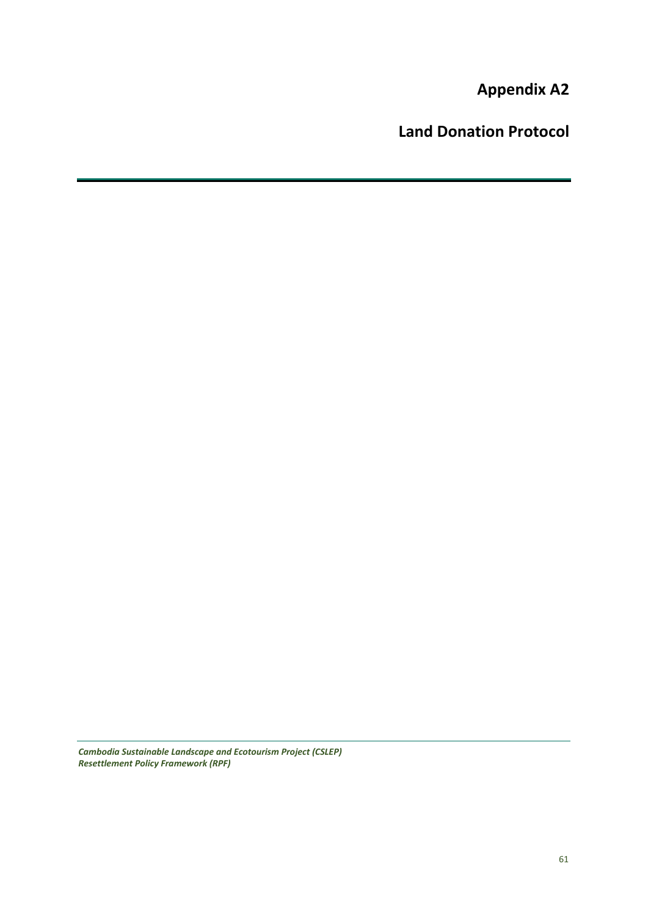# Appendix A2

# Land Donation Protocol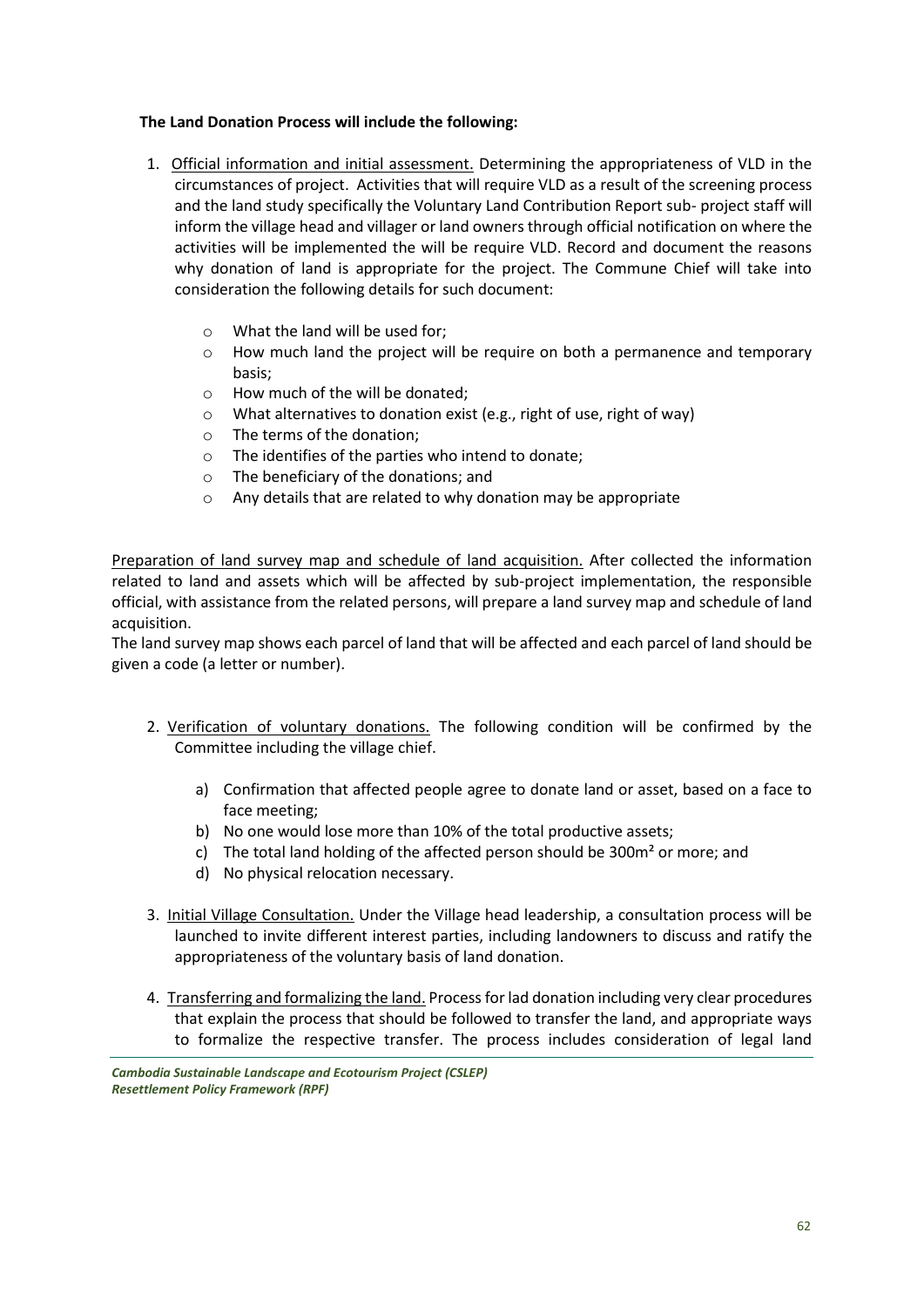**The Land Donation Process will include the following:**

1. Official information and initial assessment. Determining the appropriateness of VLD in the circumstances of project. Activities that will require VLD as a result of the screening process and the land study specifically the Voluntary Land Contribution Report sub- project staff will inform the village head and villager or land owners through official notification on where the activities will be implemented the will be require VLD. Record and document the reasons why donation of land is appropriate for the project. The Commune Chief will take into consideration the following details for such document:

    - What the land will be used for;
    - How much land the project will be require on both a permanence and temporary basis;
    - How much of the will be donated;
    - What alternatives to donation exist (e.g., right of use, right of way)
    - The terms of the donation;
    - The identifies of the parties who intend to donate;
    - The beneficiary of the donations; and
    - Any details that are related to why donation may be appropriate

Preparation of land survey map and schedule of land acquisition. After collected the information related to land and assets which will be affected by sub-project implementation, the responsible official, with assistance from the related persons, will prepare a land survey map and schedule of land acquisition.

The land survey map shows each parcel of land that will be affected and each parcel of land should be given a code (a letter or number).

2. Verification of voluntary donations. The following condition will be confirmed by the Committee including the village chief.

    a) Confirmation that affected people agree to donate land or asset, based on a face to face meeting;
    b) No one would lose more than 10% of the total productive assets;
    c) The total land holding of the affected person should be 300m² or more; and
    d) No physical relocation necessary.

3. Initial Village Consultation. Under the Village head leadership, a consultation process will be launched to invite different interest parties, including landowners to discuss and ratify the appropriateness of the voluntary basis of land donation.

4. Transferring and formalizing the land. Process for lad donation including very clear procedures that explain the process that should be followed to transfer the land, and appropriate ways to formalize the respective transfer. The process includes consideration of legal land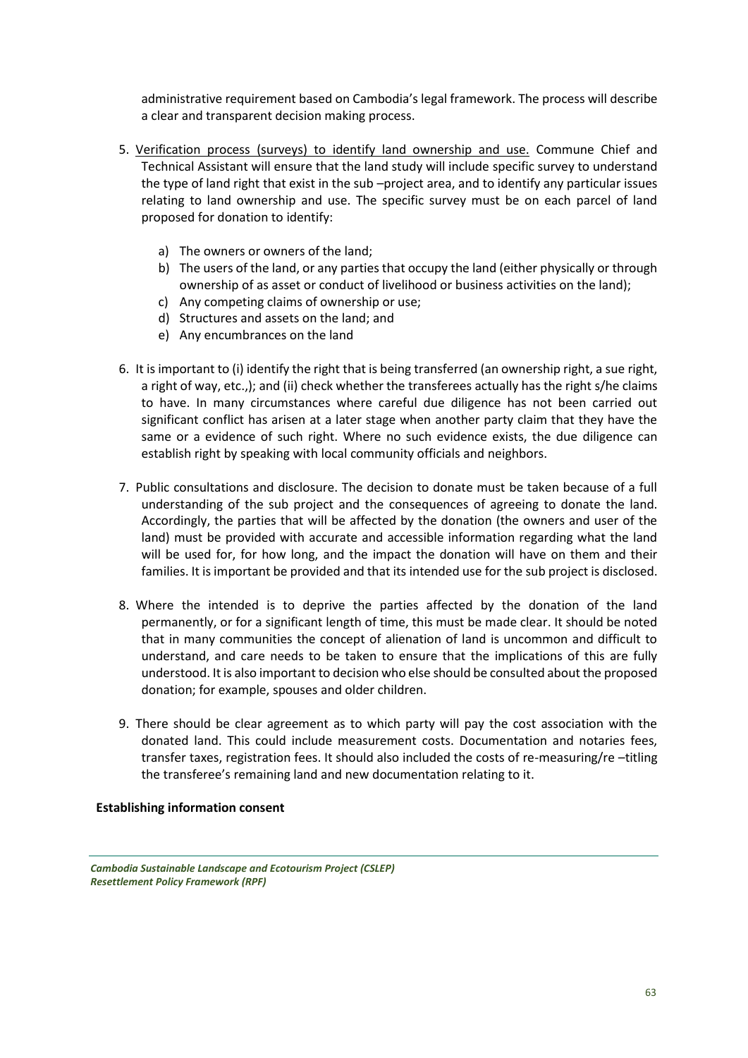administrative requirement based on Cambodia's legal framework. The process will describe a clear and transparent decision making process.

5. Verification process (surveys) to identify land ownership and use. Commune Chief and Technical Assistant will ensure that the land study will include specific survey to understand the type of land right that exist in the sub –project area, and to identify any particular issues relating to land ownership and use. The specific survey must be on each parcel of land proposed for donation to identify:
   a) The owners or owners of the land;
   b) The users of the land, or any parties that occupy the land (either physically or through ownership of as asset or conduct of livelihood or business activities on the land);
   c) Any competing claims of ownership or use;
   d) Structures and assets on the land; and
   e) Any encumbrances on the land

6. It is important to (i) identify the right that is being transferred (an ownership right, a sue right, a right of way, etc.,); and (ii) check whether the transferees actually has the right s/he claims to have. In many circumstances where careful due diligence has not been carried out significant conflict has arisen at a later stage when another party claim that they have the same or a evidence of such right. Where no such evidence exists, the due diligence can establish right by speaking with local community officials and neighbors.

7. Public consultations and disclosure. The decision to donate must be taken because of a full understanding of the sub project and the consequences of agreeing to donate the land. Accordingly, the parties that will be affected by the donation (the owners and user of the land) must be provided with accurate and accessible information regarding what the land will be used for, for how long, and the impact the donation will have on them and their families. It is important be provided and that its intended use for the sub project is disclosed.

8. Where the intended is to deprive the parties affected by the donation of the land permanently, or for a significant length of time, this must be made clear. It should be noted that in many communities the concept of alienation of land is uncommon and difficult to understand, and care needs to be taken to ensure that the implications of this are fully understood. It is also important to decision who else should be consulted about the proposed donation; for example, spouses and older children.

9. There should be clear agreement as to which party will pay the cost association with the donated land. This could include measurement costs. Documentation and notaries fees, transfer taxes, registration fees. It should also included the costs of re-measuring/re –titling the transferee's remaining land and new documentation relating to it.

**Establishing information consent**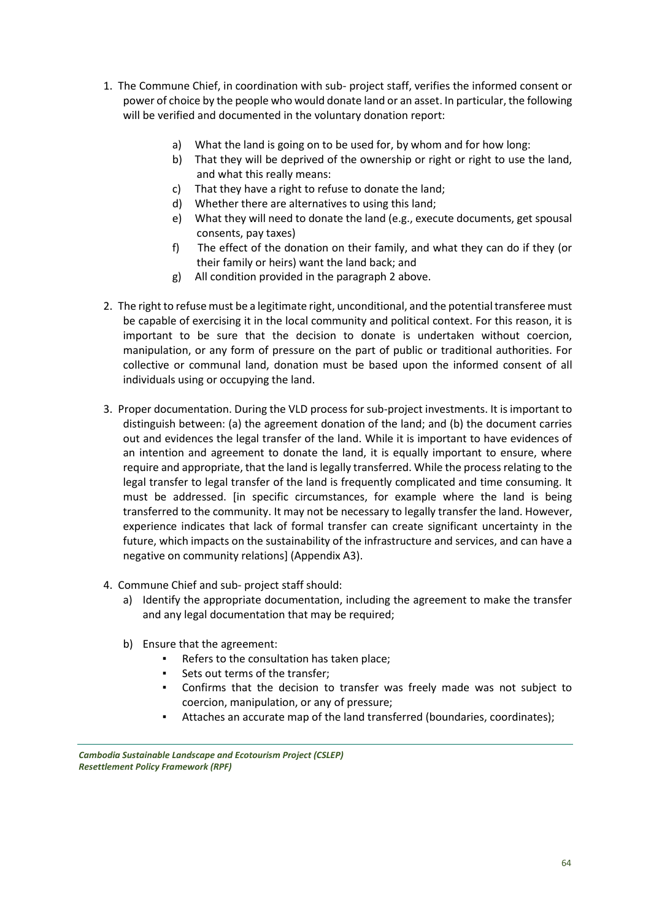1. The Commune Chief, in coordination with sub- project staff, verifies the informed consent or power of choice by the people who would donate land or an asset. In particular, the following will be verified and documented in the voluntary donation report:

    a) What the land is going on to be used for, by whom and for how long:
    b) That they will be deprived of the ownership or right or right to use the land, and what this really means:
    c) That they have a right to refuse to donate the land;
    d) Whether there are alternatives to using this land;
    e) What they will need to donate the land (e.g., execute documents, get spousal consents, pay taxes)
    f) The effect of the donation on their family, and what they can do if they (or their family or heirs) want the land back; and
    g) All condition provided in the paragraph 2 above.

2. The right to refuse must be a legitimate right, unconditional, and the potential transferee must be capable of exercising it in the local community and political context. For this reason, it is important to be sure that the decision to donate is undertaken without coercion, manipulation, or any form of pressure on the part of public or traditional authorities. For collective or communal land, donation must be based upon the informed consent of all individuals using or occupying the land.

3. Proper documentation. During the VLD process for sub-project investments. It is important to distinguish between: (a) the agreement donation of the land; and (b) the document carries out and evidences the legal transfer of the land. While it is important to have evidences of an intention and agreement to donate the land, it is equally important to ensure, where require and appropriate, that the land is legally transferred. While the process relating to the legal transfer to legal transfer of the land is frequently complicated and time consuming. It must be addressed. [in specific circumstances, for example where the land is being transferred to the community. It may not be necessary to legally transfer the land. However, experience indicates that lack of formal transfer can create significant uncertainty in the future, which impacts on the sustainability of the infrastructure and services, and can have a negative on community relations] (Appendix A3).

4. Commune Chief and sub- project staff should:
    a) Identify the appropriate documentation, including the agreement to make the transfer and any legal documentation that may be required;

    b) Ensure that the agreement:
        - Refers to the consultation has taken place;
        - Sets out terms of the transfer;
        - Confirms that the decision to transfer was freely made was not subject to coercion, manipulation, or any of pressure;
        - Attaches an accurate map of the land transferred (boundaries, coordinates);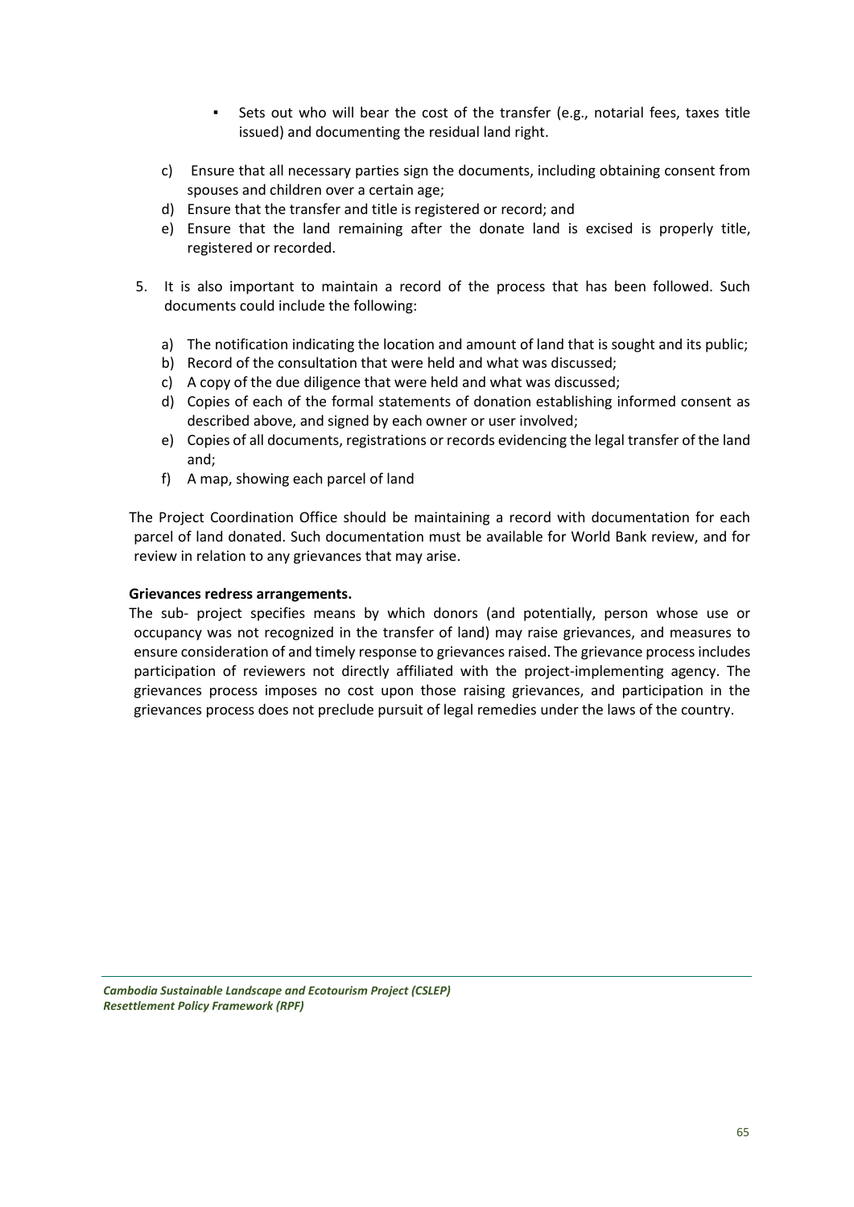- Sets out who will bear the cost of the transfer (e.g., notarial fees, taxes title issued) and documenting the residual land right.

c) Ensure that all necessary parties sign the documents, including obtaining consent from spouses and children over a certain age;
d) Ensure that the transfer and title is registered or record; and
e) Ensure that the land remaining after the donate land is excised is properly title, registered or recorded.

5. It is also important to maintain a record of the process that has been followed. Such documents could include the following:

   a) The notification indicating the location and amount of land that is sought and its public;
   b) Record of the consultation that were held and what was discussed;
   c) A copy of the due diligence that were held and what was discussed;
   d) Copies of each of the formal statements of donation establishing informed consent as described above, and signed by each owner or user involved;
   e) Copies of all documents, registrations or records evidencing the legal transfer of the land and;
   f) A map, showing each parcel of land

The Project Coordination Office should be maintaining a record with documentation for each parcel of land donated. Such documentation must be available for World Bank review, and for review in relation to any grievances that may arise.

**Grievances redress arrangements.**

The sub- project specifies means by which donors (and potentially, person whose use or occupancy was not recognized in the transfer of land) may raise grievances, and measures to ensure consideration of and timely response to grievances raised. The grievance process includes participation of reviewers not directly affiliated with the project-implementing agency. The grievances process imposes no cost upon those raising grievances, and participation in the grievances process does not preclude pursuit of legal remedies under the laws of the country.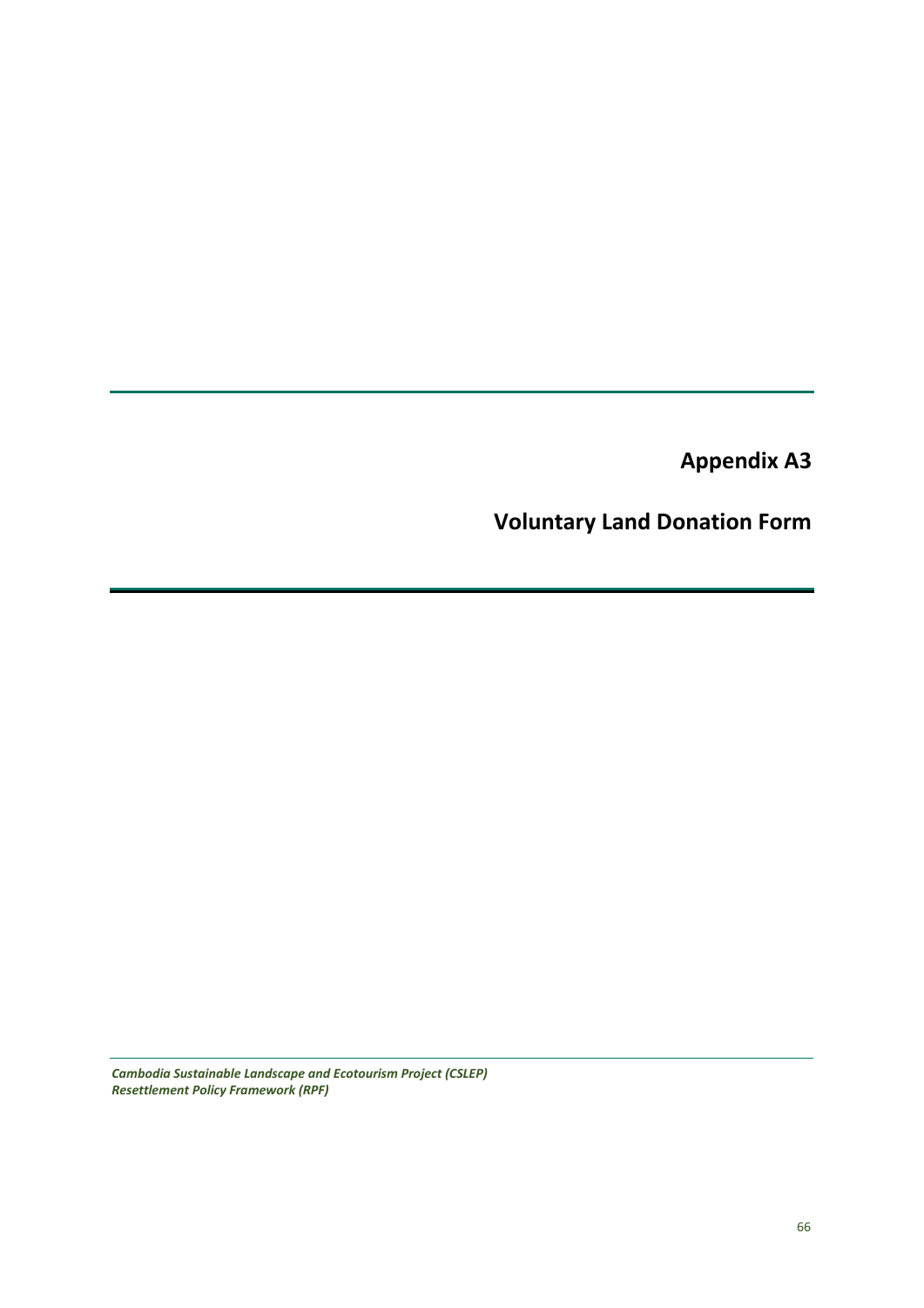# Appendix A3

# Voluntary Land Donation Form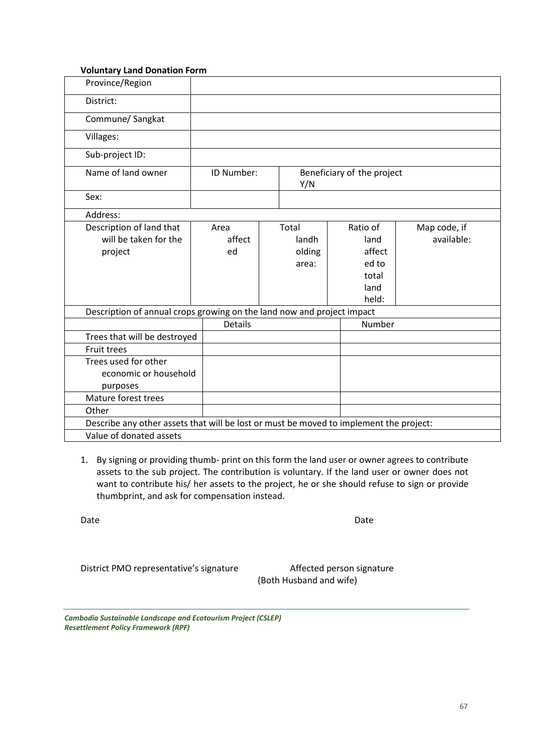**Voluntary Land Donation Form**

| | | | | |
|---|---|---|---|---|
| Province/Region | | | | |
| District: | | | | |
| Commune/ Sangkat | | | | |
| Villages: | | | | |
| Sub-project ID: | | | | |
| Name of land owner | ID Number: | Beneficiary of the project Y/N | | |
| Sex: | | | | |
| Address: | | | | |
| Description of land that will be taken for the project | Area affected | Total landholding area: | Ratio of land affected to total land held: | Map code, if available: |

| | | |
|---|---|---|
| Description of annual crops growing on the land now and project impact | | |
| | Details | Number |
| Trees that will be destroyed | | |
| Fruit trees | | |
| Trees used for other economic or household purposes | | |
| Mature forest trees | | |
| Other | | |
| Describe any other assets that will be lost or must be moved to implement the project: | | |
| Value of donated assets | | |

1. By signing or providing thumb- print on this form the land user or owner agrees to contribute assets to the sub project. The contribution is voluntary. If the land user or owner does not want to contribute his/ her assets to the project, he or she should refuse to sign or provide thumbprint, and ask for compensation instead.

Date

Date

District PMO representative's signature

Affected person signature
(Both Husband and wife)